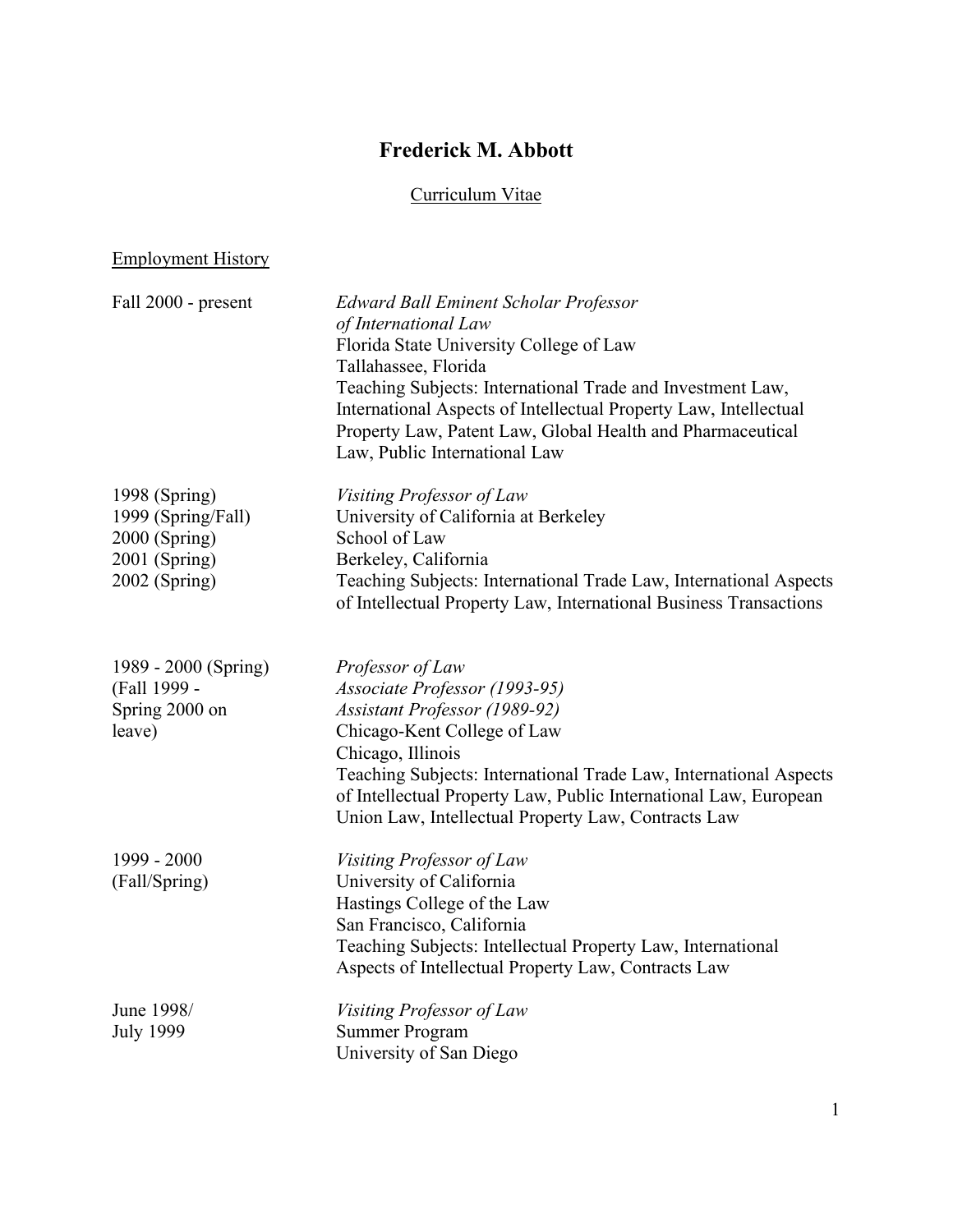# Frederick M. Abbott

Curriculum Vitae

## Employment History

| | |
|---|---|
| Fall 2000 - present | *Edward Ball Eminent Scholar Professor of International Law*<br>Florida State University College of Law<br>Tallahassee, Florida<br>Teaching Subjects: International Trade and Investment Law, International Aspects of Intellectual Property Law, Intellectual Property Law, Patent Law, Global Health and Pharmaceutical Law, Public International Law |
| 1998 (Spring)<br>1999 (Spring/Fall)<br>2000 (Spring)<br>2001 (Spring)<br>2002 (Spring) | *Visiting Professor of Law*<br>University of California at Berkeley<br>School of Law<br>Berkeley, California<br>Teaching Subjects: International Trade Law, International Aspects of Intellectual Property Law, International Business Transactions |
| 1989 - 2000 (Spring)<br>(Fall 1999 - Spring 2000 on leave) | *Professor of Law*<br>*Associate Professor (1993-95)*<br>*Assistant Professor (1989-92)*<br>Chicago-Kent College of Law<br>Chicago, Illinois<br>Teaching Subjects: International Trade Law, International Aspects of Intellectual Property Law, Public International Law, European Union Law, Intellectual Property Law, Contracts Law |
| 1999 - 2000<br>(Fall/Spring) | *Visiting Professor of Law*<br>University of California<br>Hastings College of the Law<br>San Francisco, California<br>Teaching Subjects: Intellectual Property Law, International Aspects of Intellectual Property Law, Contracts Law |
| June 1998/<br>July 1999 | *Visiting Professor of Law*<br>Summer Program<br>University of San Diego |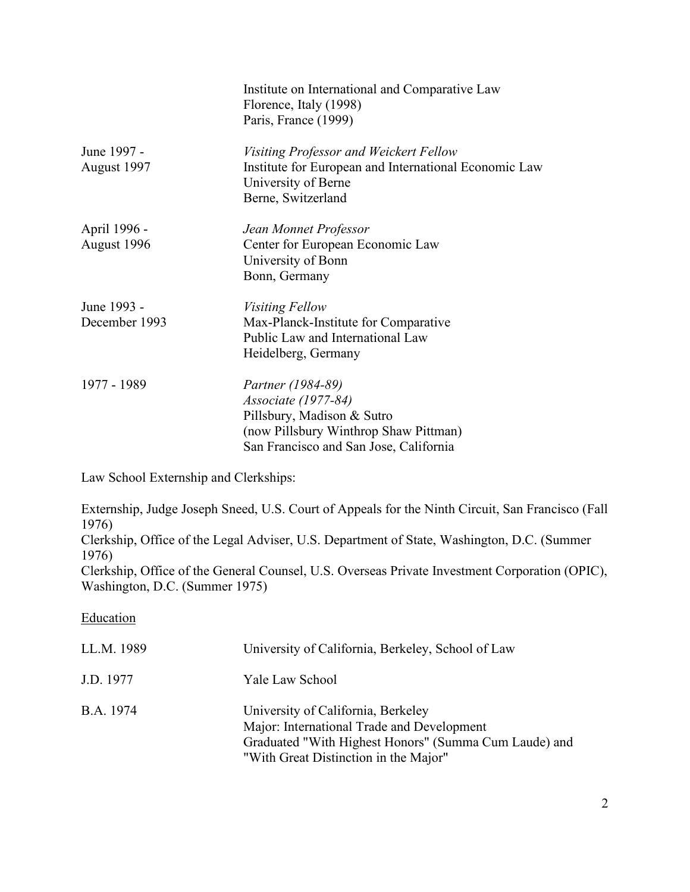| | |
|---|---|
| | Institute on International and Comparative Law<br>Florence, Italy (1998)<br>Paris, France (1999) |
| June 1997 -<br>August 1997 | *Visiting Professor and Weickert Fellow*<br>Institute for European and International Economic Law<br>University of Berne<br>Berne, Switzerland |
| April 1996 -<br>August 1996 | *Jean Monnet Professor*<br>Center for European Economic Law<br>University of Bonn<br>Bonn, Germany |
| June 1993 -<br>December 1993 | *Visiting Fellow*<br>Max-Planck-Institute for Comparative<br>Public Law and International Law<br>Heidelberg, Germany |
| 1977 - 1989 | *Partner (1984-89)*<br>*Associate (1977-84)*<br>Pillsbury, Madison & Sutro<br>(now Pillsbury Winthrop Shaw Pittman)<br>San Francisco and San Jose, California |

Law School Externship and Clerkships:

Externship, Judge Joseph Sneed, U.S. Court of Appeals for the Ninth Circuit, San Francisco (Fall 1976)
Clerkship, Office of the Legal Adviser, U.S. Department of State, Washington, D.C. (Summer 1976)
Clerkship, Office of the General Counsel, U.S. Overseas Private Investment Corporation (OPIC), Washington, D.C. (Summer 1975)

<u>Education</u>

| | |
|---|---|
| LL.M. 1989 | University of California, Berkeley, School of Law |
| J.D. 1977 | Yale Law School |
| B.A. 1974 | University of California, Berkeley<br>Major: International Trade and Development<br>Graduated "With Highest Honors" (Summa Cum Laude) and "With Great Distinction in the Major" |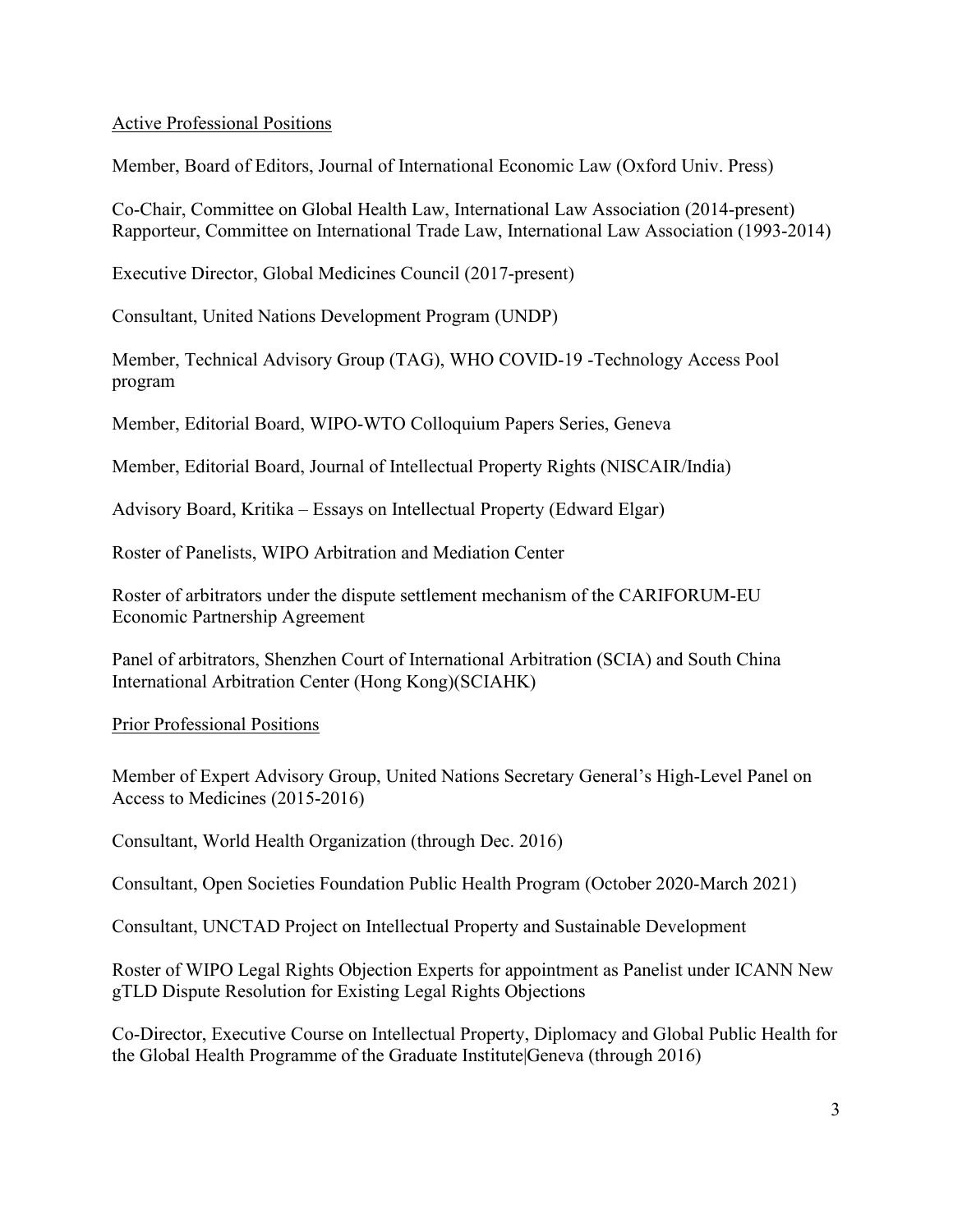<u>Active Professional Positions</u>

Member, Board of Editors, Journal of International Economic Law (Oxford Univ. Press)

Co-Chair, Committee on Global Health Law, International Law Association (2014-present)
Rapporteur, Committee on International Trade Law, International Law Association (1993-2014)

Executive Director, Global Medicines Council (2017-present)

Consultant, United Nations Development Program (UNDP)

Member, Technical Advisory Group (TAG), WHO COVID-19 -Technology Access Pool program

Member, Editorial Board, WIPO-WTO Colloquium Papers Series, Geneva

Member, Editorial Board, Journal of Intellectual Property Rights (NISCAIR/India)

Advisory Board, Kritika – Essays on Intellectual Property (Edward Elgar)

Roster of Panelists, WIPO Arbitration and Mediation Center

Roster of arbitrators under the dispute settlement mechanism of the CARIFORUM-EU Economic Partnership Agreement

Panel of arbitrators, Shenzhen Court of International Arbitration (SCIA) and South China International Arbitration Center (Hong Kong)(SCIAHK)

<u>Prior Professional Positions</u>

Member of Expert Advisory Group, United Nations Secretary General's High-Level Panel on Access to Medicines (2015-2016)

Consultant, World Health Organization (through Dec. 2016)

Consultant, Open Societies Foundation Public Health Program (October 2020-March 2021)

Consultant, UNCTAD Project on Intellectual Property and Sustainable Development

Roster of WIPO Legal Rights Objection Experts for appointment as Panelist under ICANN New gTLD Dispute Resolution for Existing Legal Rights Objections

Co-Director, Executive Course on Intellectual Property, Diplomacy and Global Public Health for the Global Health Programme of the Graduate Institute|Geneva (through 2016)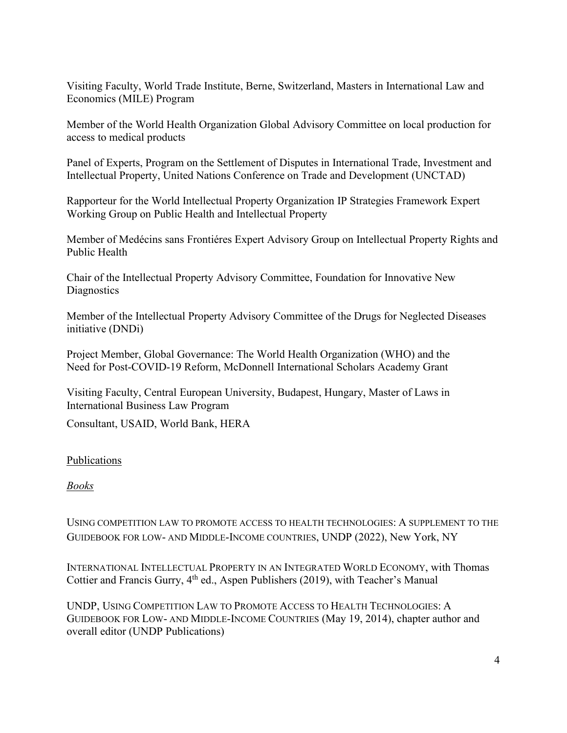Visiting Faculty, World Trade Institute, Berne, Switzerland, Masters in International Law and Economics (MILE) Program

Member of the World Health Organization Global Advisory Committee on local production for access to medical products

Panel of Experts, Program on the Settlement of Disputes in International Trade, Investment and Intellectual Property, United Nations Conference on Trade and Development (UNCTAD)

Rapporteur for the World Intellectual Property Organization IP Strategies Framework Expert Working Group on Public Health and Intellectual Property

Member of Medécins sans Frontiéres Expert Advisory Group on Intellectual Property Rights and Public Health

Chair of the Intellectual Property Advisory Committee, Foundation for Innovative New Diagnostics

Member of the Intellectual Property Advisory Committee of the Drugs for Neglected Diseases initiative (DNDi)

Project Member, Global Governance: The World Health Organization (WHO) and the Need for Post-COVID-19 Reform, McDonnell International Scholars Academy Grant

Visiting Faculty, Central European University, Budapest, Hungary, Master of Laws in International Business Law Program

Consultant, USAID, World Bank, HERA

## Publications

### *Books*

USING COMPETITION LAW TO PROMOTE ACCESS TO HEALTH TECHNOLOGIES: A SUPPLEMENT TO THE GUIDEBOOK FOR LOW- AND MIDDLE-INCOME COUNTRIES, UNDP (2022), New York, NY

INTERNATIONAL INTELLECTUAL PROPERTY IN AN INTEGRATED WORLD ECONOMY, with Thomas Cottier and Francis Gurry, 4th ed., Aspen Publishers (2019), with Teacher's Manual

UNDP, USING COMPETITION LAW TO PROMOTE ACCESS TO HEALTH TECHNOLOGIES: A GUIDEBOOK FOR LOW- AND MIDDLE-INCOME COUNTRIES (May 19, 2014), chapter author and overall editor (UNDP Publications)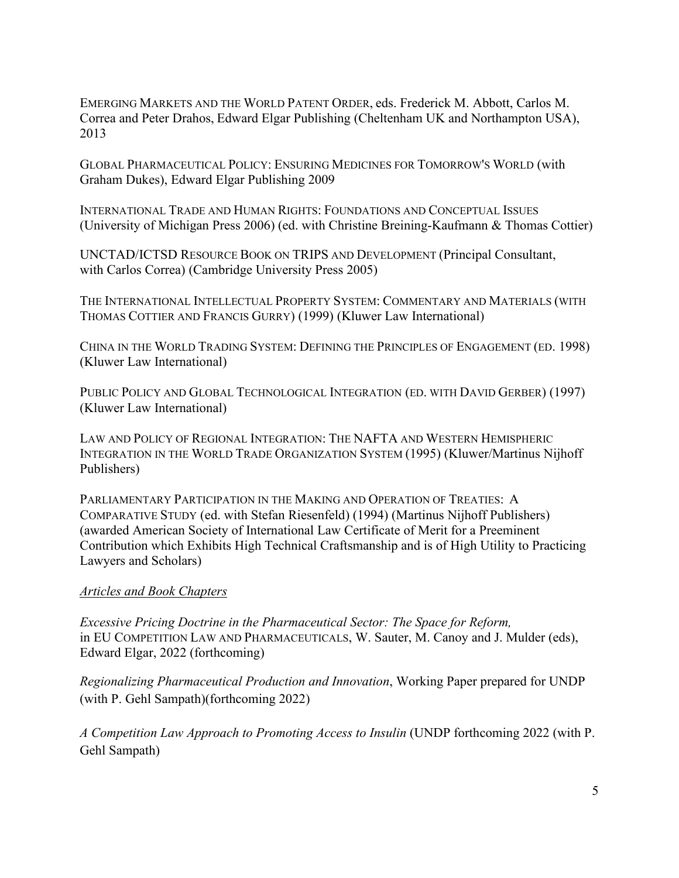EMERGING MARKETS AND THE WORLD PATENT ORDER, eds. Frederick M. Abbott, Carlos M. Correa and Peter Drahos, Edward Elgar Publishing (Cheltenham UK and Northampton USA), 2013

GLOBAL PHARMACEUTICAL POLICY: ENSURING MEDICINES FOR TOMORROW'S WORLD (with Graham Dukes), Edward Elgar Publishing 2009

INTERNATIONAL TRADE AND HUMAN RIGHTS: FOUNDATIONS AND CONCEPTUAL ISSUES (University of Michigan Press 2006) (ed. with Christine Breining-Kaufmann & Thomas Cottier)

UNCTAD/ICTSD RESOURCE BOOK ON TRIPS AND DEVELOPMENT (Principal Consultant, with Carlos Correa) (Cambridge University Press 2005)

THE INTERNATIONAL INTELLECTUAL PROPERTY SYSTEM: COMMENTARY AND MATERIALS (WITH THOMAS COTTIER AND FRANCIS GURRY) (1999) (Kluwer Law International)

CHINA IN THE WORLD TRADING SYSTEM: DEFINING THE PRINCIPLES OF ENGAGEMENT (ED. 1998) (Kluwer Law International)

PUBLIC POLICY AND GLOBAL TECHNOLOGICAL INTEGRATION (ED. WITH DAVID GERBER) (1997) (Kluwer Law International)

LAW AND POLICY OF REGIONAL INTEGRATION: THE NAFTA AND WESTERN HEMISPHERIC INTEGRATION IN THE WORLD TRADE ORGANIZATION SYSTEM (1995) (Kluwer/Martinus Nijhoff Publishers)

PARLIAMENTARY PARTICIPATION IN THE MAKING AND OPERATION OF TREATIES: A COMPARATIVE STUDY (ed. with Stefan Riesenfeld) (1994) (Martinus Nijhoff Publishers) (awarded American Society of International Law Certificate of Merit for a Preeminent Contribution which Exhibits High Technical Craftsmanship and is of High Utility to Practicing Lawyers and Scholars)

*Articles and Book Chapters*

*Excessive Pricing Doctrine in the Pharmaceutical Sector: The Space for Reform,* in EU COMPETITION LAW AND PHARMACEUTICALS, W. Sauter, M. Canoy and J. Mulder (eds), Edward Elgar, 2022 (forthcoming)

*Regionalizing Pharmaceutical Production and Innovation*, Working Paper prepared for UNDP (with P. Gehl Sampath)(forthcoming 2022)

*A Competition Law Approach to Promoting Access to Insulin* (UNDP forthcoming 2022 (with P. Gehl Sampath)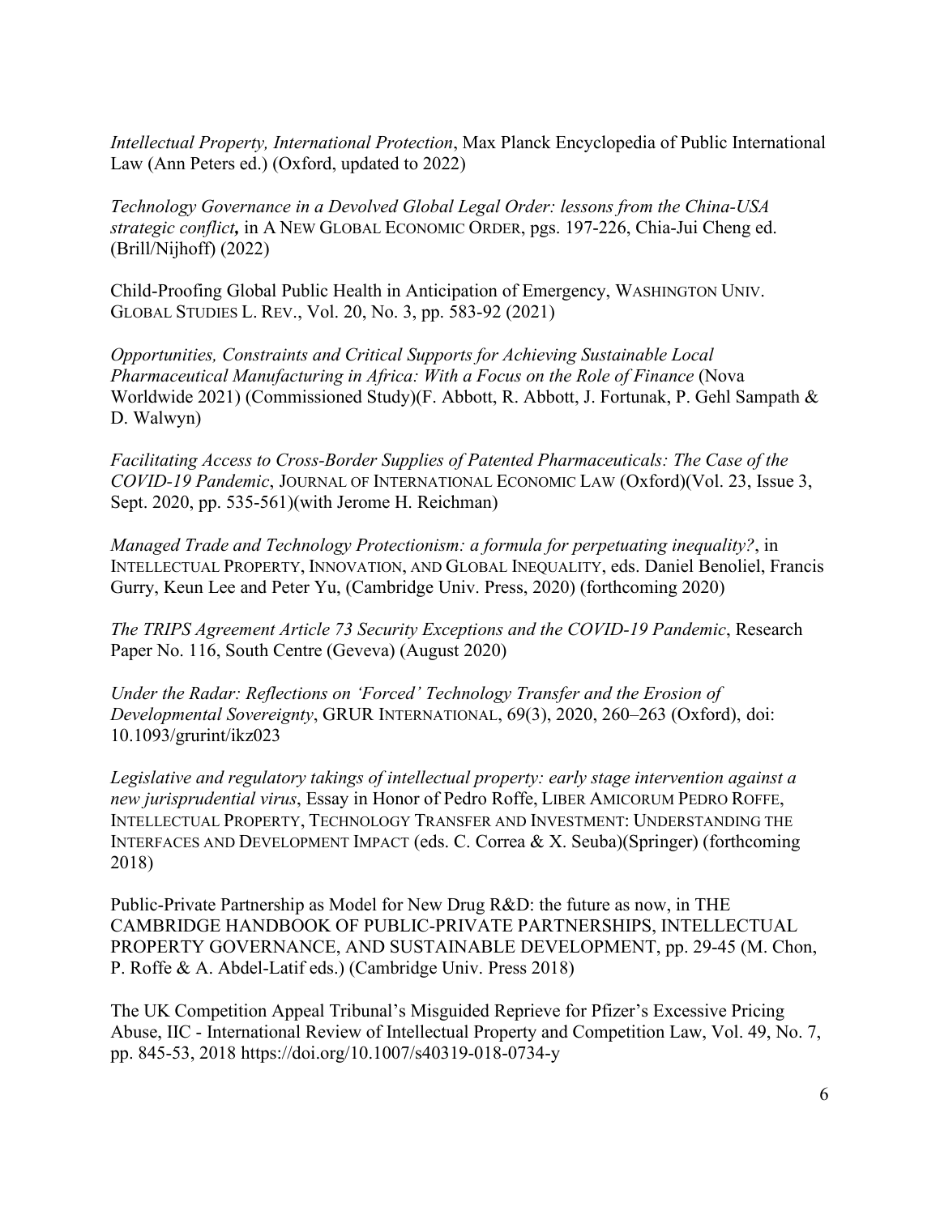*Intellectual Property, International Protection*, Max Planck Encyclopedia of Public International Law (Ann Peters ed.) (Oxford, updated to 2022)

*Technology Governance in a Devolved Global Legal Order: lessons from the China-USA strategic conflict*, in A NEW GLOBAL ECONOMIC ORDER, pgs. 197-226, Chia-Jui Cheng ed. (Brill/Nijhoff) (2022)

Child-Proofing Global Public Health in Anticipation of Emergency, WASHINGTON UNIV. GLOBAL STUDIES L. REV., Vol. 20, No. 3, pp. 583-92 (2021)

*Opportunities, Constraints and Critical Supports for Achieving Sustainable Local Pharmaceutical Manufacturing in Africa: With a Focus on the Role of Finance* (Nova Worldwide 2021) (Commissioned Study)(F. Abbott, R. Abbott, J. Fortunak, P. Gehl Sampath & D. Walwyn)

*Facilitating Access to Cross-Border Supplies of Patented Pharmaceuticals: The Case of the COVID-19 Pandemic*, JOURNAL OF INTERNATIONAL ECONOMIC LAW (Oxford)(Vol. 23, Issue 3, Sept. 2020, pp. 535-561)(with Jerome H. Reichman)

*Managed Trade and Technology Protectionism: a formula for perpetuating inequality?*, in INTELLECTUAL PROPERTY, INNOVATION, AND GLOBAL INEQUALITY, eds. Daniel Benoliel, Francis Gurry, Keun Lee and Peter Yu, (Cambridge Univ. Press, 2020) (forthcoming 2020)

*The TRIPS Agreement Article 73 Security Exceptions and the COVID-19 Pandemic*, Research Paper No. 116, South Centre (Geveva) (August 2020)

*Under the Radar: Reflections on 'Forced' Technology Transfer and the Erosion of Developmental Sovereignty*, GRUR INTERNATIONAL, 69(3), 2020, 260–263 (Oxford), doi: 10.1093/grurint/ikz023

*Legislative and regulatory takings of intellectual property: early stage intervention against a new jurisprudential virus*, Essay in Honor of Pedro Roffe, LIBER AMICORUM PEDRO ROFFE, INTELLECTUAL PROPERTY, TECHNOLOGY TRANSFER AND INVESTMENT: UNDERSTANDING THE INTERFACES AND DEVELOPMENT IMPACT (eds. C. Correa & X. Seuba)(Springer) (forthcoming 2018)

Public-Private Partnership as Model for New Drug R&D: the future as now, in THE CAMBRIDGE HANDBOOK OF PUBLIC-PRIVATE PARTNERSHIPS, INTELLECTUAL PROPERTY GOVERNANCE, AND SUSTAINABLE DEVELOPMENT, pp. 29-45 (M. Chon, P. Roffe & A. Abdel-Latif eds.) (Cambridge Univ. Press 2018)

The UK Competition Appeal Tribunal's Misguided Reprieve for Pfizer's Excessive Pricing Abuse, IIC - International Review of Intellectual Property and Competition Law, Vol. 49, No. 7, pp. 845-53, 2018 https://doi.org/10.1007/s40319-018-0734-y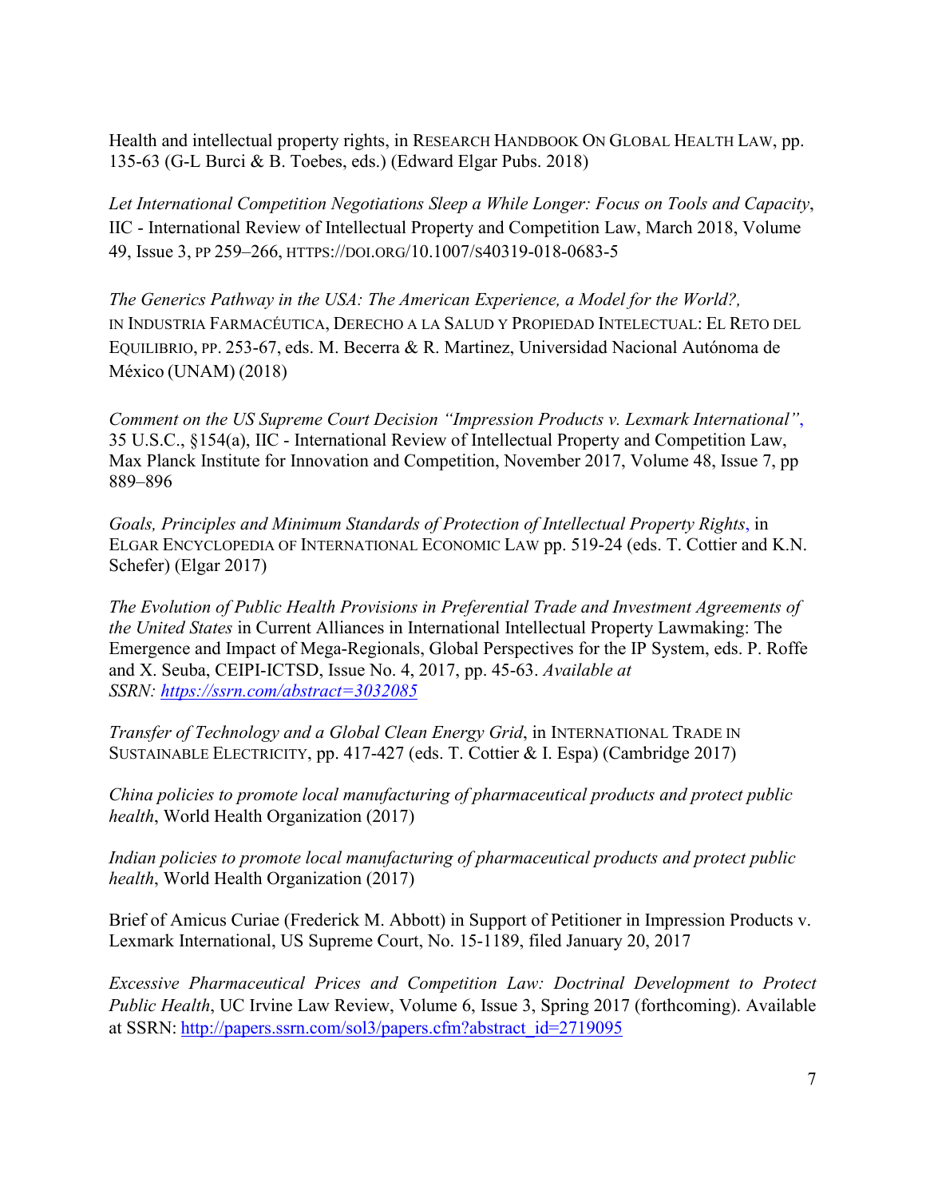Health and intellectual property rights, in RESEARCH HANDBOOK ON GLOBAL HEALTH LAW, pp. 135-63 (G-L Burci & B. Toebes, eds.) (Edward Elgar Pubs. 2018)

*Let International Competition Negotiations Sleep a While Longer: Focus on Tools and Capacity*, IIC - International Review of Intellectual Property and Competition Law, March 2018, Volume 49, Issue 3, PP 259–266, HTTPS://DOI.ORG/10.1007/S40319-018-0683-5

*The Generics Pathway in the USA: The American Experience, a Model for the World?,* IN INDUSTRIA FARMACÉUTICA, DERECHO A LA SALUD Y PROPIEDAD INTELECTUAL: EL RETO DEL EQUILIBRIO, PP. 253-67, eds. M. Becerra & R. Martinez, Universidad Nacional Autónoma de México (UNAM) (2018)

*Comment on the US Supreme Court Decision "Impression Products v. Lexmark International"*, 35 U.S.C., §154(a), IIC - International Review of Intellectual Property and Competition Law, Max Planck Institute for Innovation and Competition, November 2017, Volume 48, Issue 7, pp 889–896

*Goals, Principles and Minimum Standards of Protection of Intellectual Property Rights*, in ELGAR ENCYCLOPEDIA OF INTERNATIONAL ECONOMIC LAW pp. 519-24 (eds. T. Cottier and K.N. Schefer) (Elgar 2017)

*The Evolution of Public Health Provisions in Preferential Trade and Investment Agreements of the United States* in Current Alliances in International Intellectual Property Lawmaking: The Emergence and Impact of Mega-Regionals, Global Perspectives for the IP System, eds. P. Roffe and X. Seuba, CEIPI-ICTSD, Issue No. 4, 2017, pp. 45-63. *Available at SSRN: https://ssrn.com/abstract=3032085*

*Transfer of Technology and a Global Clean Energy Grid*, in INTERNATIONAL TRADE IN SUSTAINABLE ELECTRICITY, pp. 417-427 (eds. T. Cottier & I. Espa) (Cambridge 2017)

*China policies to promote local manufacturing of pharmaceutical products and protect public health*, World Health Organization (2017)

*Indian policies to promote local manufacturing of pharmaceutical products and protect public health*, World Health Organization (2017)

Brief of Amicus Curiae (Frederick M. Abbott) in Support of Petitioner in Impression Products v. Lexmark International, US Supreme Court, No. 15-1189, filed January 20, 2017

*Excessive Pharmaceutical Prices and Competition Law: Doctrinal Development to Protect Public Health*, UC Irvine Law Review, Volume 6, Issue 3, Spring 2017 (forthcoming). Available at SSRN: http://papers.ssrn.com/sol3/papers.cfm?abstract_id=2719095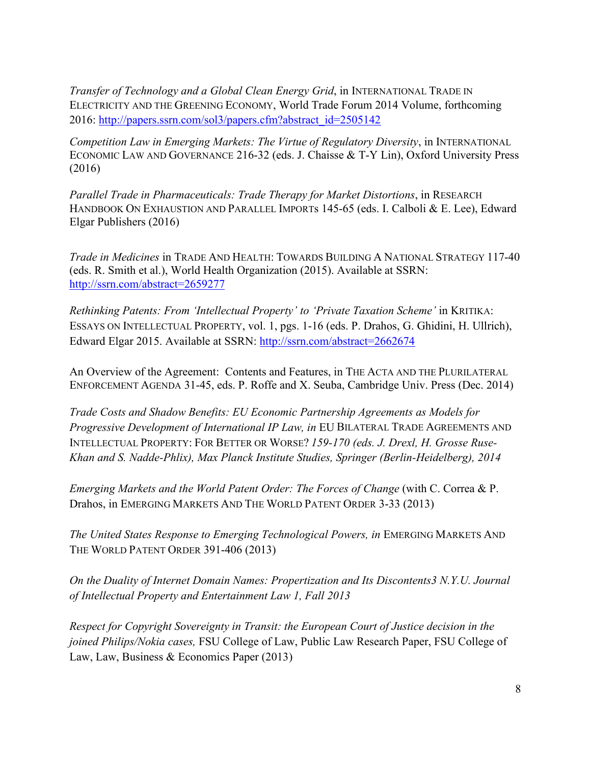*Transfer of Technology and a Global Clean Energy Grid*, in INTERNATIONAL TRADE IN ELECTRICITY AND THE GREENING ECONOMY, World Trade Forum 2014 Volume, forthcoming 2016: http://papers.ssrn.com/sol3/papers.cfm?abstract_id=2505142

*Competition Law in Emerging Markets: The Virtue of Regulatory Diversity*, in INTERNATIONAL ECONOMIC LAW AND GOVERNANCE 216-32 (eds. J. Chaisse & T-Y Lin), Oxford University Press (2016)

*Parallel Trade in Pharmaceuticals: Trade Therapy for Market Distortions*, in RESEARCH HANDBOOK ON EXHAUSTION AND PARALLEL IMPORTS 145-65 (eds. I. Calboli & E. Lee), Edward Elgar Publishers (2016)

*Trade in Medicines* in TRADE AND HEALTH: TOWARDS BUILDING A NATIONAL STRATEGY 117-40 (eds. R. Smith et al.), World Health Organization (2015). Available at SSRN: http://ssrn.com/abstract=2659277

*Rethinking Patents: From 'Intellectual Property' to 'Private Taxation Scheme'* in KRITIKA: ESSAYS ON INTELLECTUAL PROPERTY, vol. 1, pgs. 1-16 (eds. P. Drahos, G. Ghidini, H. Ullrich), Edward Elgar 2015. Available at SSRN: http://ssrn.com/abstract=2662674

An Overview of the Agreement: Contents and Features, in THE ACTA AND THE PLURILATERAL ENFORCEMENT AGENDA 31-45, eds. P. Roffe and X. Seuba, Cambridge Univ. Press (Dec. 2014)

*Trade Costs and Shadow Benefits: EU Economic Partnership Agreements as Models for Progressive Development of International IP Law, in* EU BILATERAL TRADE AGREEMENTS AND INTELLECTUAL PROPERTY: FOR BETTER OR WORSE? *159-170 (eds. J. Drexl, H. Grosse Ruse-Khan and S. Nadde-Phlix), Max Planck Institute Studies, Springer (Berlin-Heidelberg), 2014*

*Emerging Markets and the World Patent Order: The Forces of Change* (with C. Correa & P. Drahos, in EMERGING MARKETS AND THE WORLD PATENT ORDER 3-33 (2013)

*The United States Response to Emerging Technological Powers, in* EMERGING MARKETS AND THE WORLD PATENT ORDER 391-406 (2013)

*On the Duality of Internet Domain Names: Propertization and Its Discontents3 N.Y.U. Journal of Intellectual Property and Entertainment Law 1, Fall 2013*

*Respect for Copyright Sovereignty in Transit: the European Court of Justice decision in the joined Philips/Nokia cases,* FSU College of Law, Public Law Research Paper, FSU College of Law, Law, Business & Economics Paper (2013)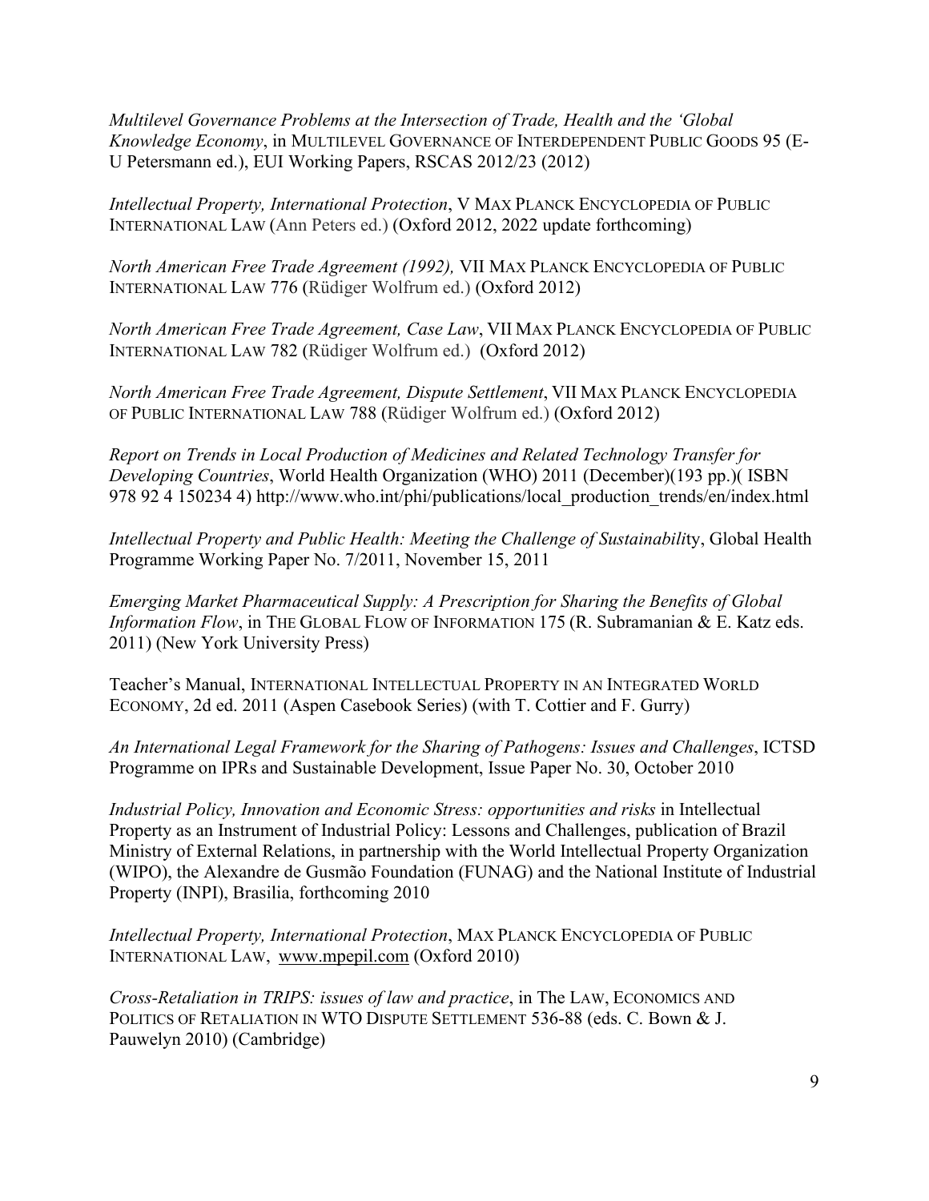*Multilevel Governance Problems at the Intersection of Trade, Health and the 'Global Knowledge Economy*, in MULTILEVEL GOVERNANCE OF INTERDEPENDENT PUBLIC GOODS 95 (E-U Petersmann ed.), EUI Working Papers, RSCAS 2012/23 (2012)

*Intellectual Property, International Protection*, V MAX PLANCK ENCYCLOPEDIA OF PUBLIC INTERNATIONAL LAW (Ann Peters ed.) (Oxford 2012, 2022 update forthcoming)

*North American Free Trade Agreement (1992),* VII MAX PLANCK ENCYCLOPEDIA OF PUBLIC INTERNATIONAL LAW 776 (Rüdiger Wolfrum ed.) (Oxford 2012)

*North American Free Trade Agreement, Case Law*, VII MAX PLANCK ENCYCLOPEDIA OF PUBLIC INTERNATIONAL LAW 782 (Rüdiger Wolfrum ed.) (Oxford 2012)

*North American Free Trade Agreement, Dispute Settlement*, VII MAX PLANCK ENCYCLOPEDIA OF PUBLIC INTERNATIONAL LAW 788 (Rüdiger Wolfrum ed.) (Oxford 2012)

*Report on Trends in Local Production of Medicines and Related Technology Transfer for Developing Countries*, World Health Organization (WHO) 2011 (December)(193 pp.)( ISBN 978 92 4 150234 4) http://www.who.int/phi/publications/local_production_trends/en/index.html

*Intellectual Property and Public Health: Meeting the Challenge of Sustainabili*ty, Global Health Programme Working Paper No. 7/2011, November 15, 2011

*Emerging Market Pharmaceutical Supply: A Prescription for Sharing the Benefits of Global Information Flow*, in THE GLOBAL FLOW OF INFORMATION 175 (R. Subramanian & E. Katz eds. 2011) (New York University Press)

Teacher's Manual, INTERNATIONAL INTELLECTUAL PROPERTY IN AN INTEGRATED WORLD ECONOMY, 2d ed. 2011 (Aspen Casebook Series) (with T. Cottier and F. Gurry)

*An International Legal Framework for the Sharing of Pathogens: Issues and Challenges*, ICTSD Programme on IPRs and Sustainable Development, Issue Paper No. 30, October 2010

*Industrial Policy, Innovation and Economic Stress: opportunities and risks* in Intellectual Property as an Instrument of Industrial Policy: Lessons and Challenges, publication of Brazil Ministry of External Relations, in partnership with the World Intellectual Property Organization (WIPO), the Alexandre de Gusmão Foundation (FUNAG) and the National Institute of Industrial Property (INPI), Brasilia, forthcoming 2010

*Intellectual Property, International Protection*, MAX PLANCK ENCYCLOPEDIA OF PUBLIC INTERNATIONAL LAW, www.mpepil.com (Oxford 2010)

*Cross-Retaliation in TRIPS: issues of law and practice*, in The LAW, ECONOMICS AND POLITICS OF RETALIATION IN WTO DISPUTE SETTLEMENT 536-88 (eds. C. Bown & J. Pauwelyn 2010) (Cambridge)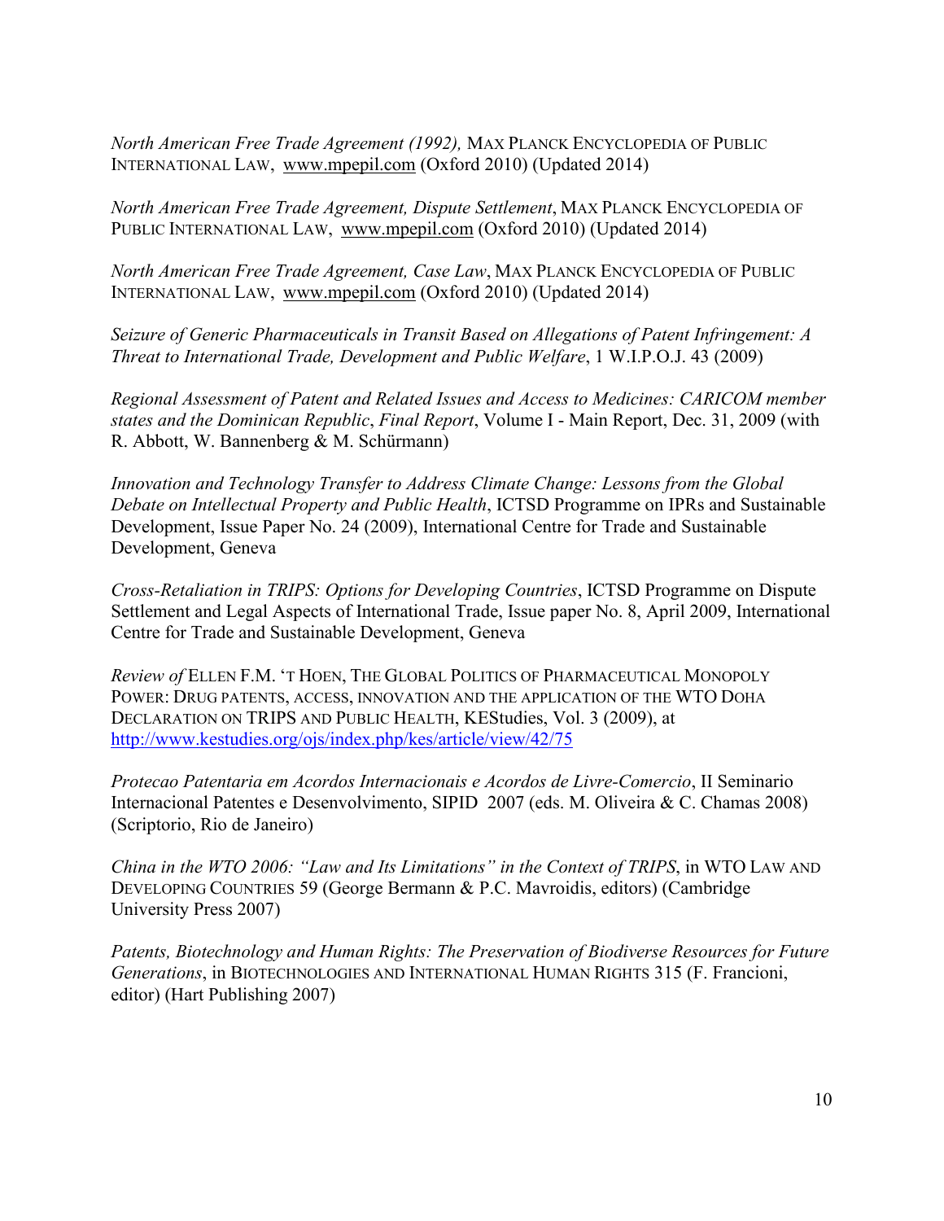*North American Free Trade Agreement (1992),* MAX PLANCK ENCYCLOPEDIA OF PUBLIC INTERNATIONAL LAW, www.mpepil.com (Oxford 2010) (Updated 2014)

*North American Free Trade Agreement, Dispute Settlement*, MAX PLANCK ENCYCLOPEDIA OF PUBLIC INTERNATIONAL LAW, www.mpepil.com (Oxford 2010) (Updated 2014)

*North American Free Trade Agreement, Case Law*, MAX PLANCK ENCYCLOPEDIA OF PUBLIC INTERNATIONAL LAW, www.mpepil.com (Oxford 2010) (Updated 2014)

*Seizure of Generic Pharmaceuticals in Transit Based on Allegations of Patent Infringement: A Threat to International Trade, Development and Public Welfare*, 1 W.I.P.O.J. 43 (2009)

*Regional Assessment of Patent and Related Issues and Access to Medicines: CARICOM member states and the Dominican Republic*, *Final Report*, Volume I - Main Report, Dec. 31, 2009 (with R. Abbott, W. Bannenberg & M. Schürmann)

*Innovation and Technology Transfer to Address Climate Change: Lessons from the Global Debate on Intellectual Property and Public Health*, ICTSD Programme on IPRs and Sustainable Development, Issue Paper No. 24 (2009), International Centre for Trade and Sustainable Development, Geneva

*Cross-Retaliation in TRIPS: Options for Developing Countries*, ICTSD Programme on Dispute Settlement and Legal Aspects of International Trade, Issue paper No. 8, April 2009, International Centre for Trade and Sustainable Development, Geneva

*Review of* ELLEN F.M. 'T HOEN, THE GLOBAL POLITICS OF PHARMACEUTICAL MONOPOLY POWER: DRUG PATENTS, ACCESS, INNOVATION AND THE APPLICATION OF THE WTO DOHA DECLARATION ON TRIPS AND PUBLIC HEALTH, KEStudies, Vol. 3 (2009), at http://www.kestudies.org/ojs/index.php/kes/article/view/42/75

*Protecao Patentaria em Acordos Internacionais e Acordos de Livre-Comercio*, II Seminario Internacional Patentes e Desenvolvimento, SIPID 2007 (eds. M. Oliveira & C. Chamas 2008) (Scriptorio, Rio de Janeiro)

*China in the WTO 2006: "Law and Its Limitations" in the Context of TRIPS*, in WTO LAW AND DEVELOPING COUNTRIES 59 (George Bermann & P.C. Mavroidis, editors) (Cambridge University Press 2007)

*Patents, Biotechnology and Human Rights: The Preservation of Biodiverse Resources for Future Generations*, in BIOTECHNOLOGIES AND INTERNATIONAL HUMAN RIGHTS 315 (F. Francioni, editor) (Hart Publishing 2007)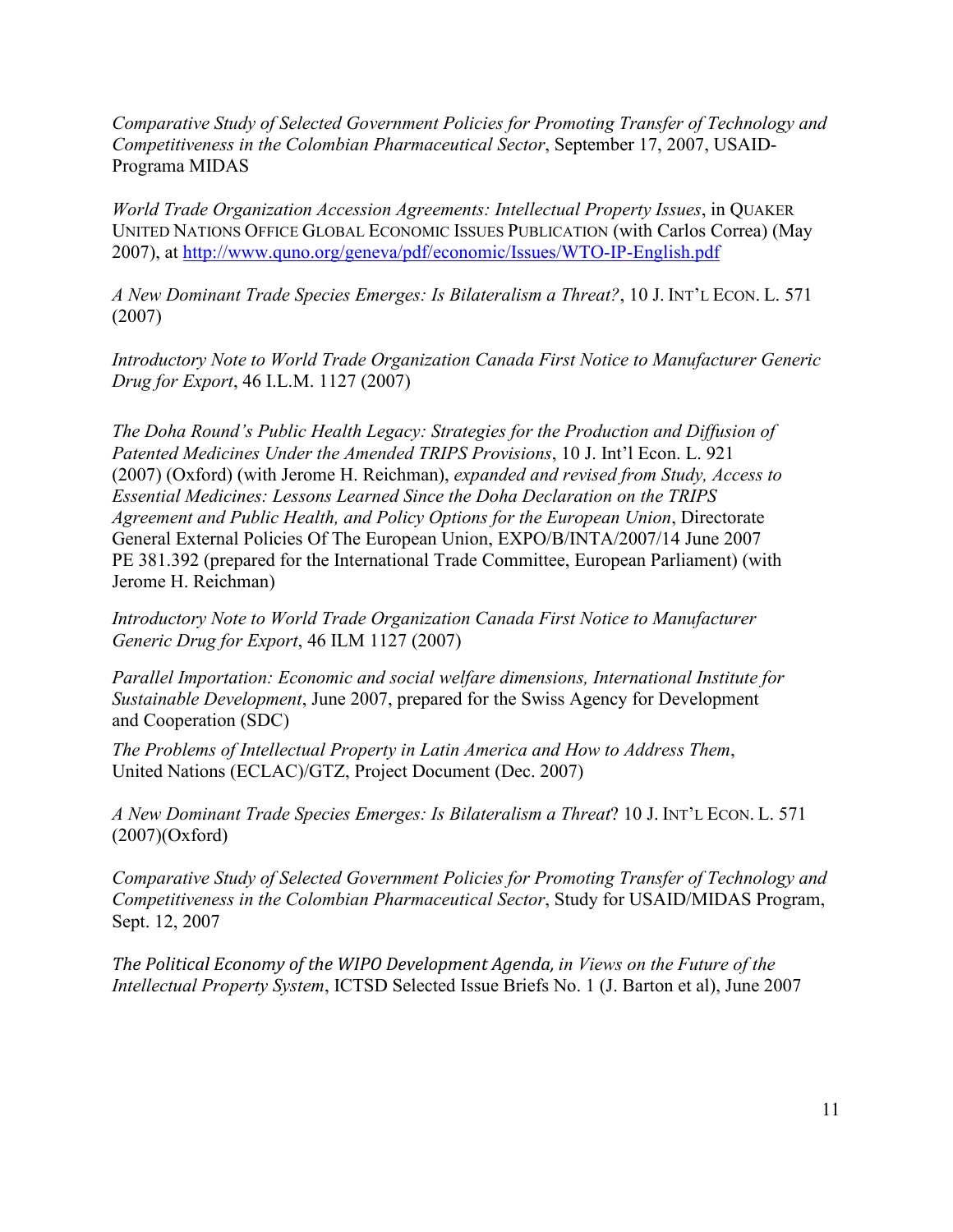*Comparative Study of Selected Government Policies for Promoting Transfer of Technology and Competitiveness in the Colombian Pharmaceutical Sector*, September 17, 2007, USAID-Programa MIDAS

*World Trade Organization Accession Agreements: Intellectual Property Issues*, in QUAKER UNITED NATIONS OFFICE GLOBAL ECONOMIC ISSUES PUBLICATION (with Carlos Correa) (May 2007), at http://www.quno.org/geneva/pdf/economic/Issues/WTO-IP-English.pdf

*A New Dominant Trade Species Emerges: Is Bilateralism a Threat?*, 10 J. INT'L ECON. L. 571 (2007)

*Introductory Note to World Trade Organization Canada First Notice to Manufacturer Generic Drug for Export*, 46 I.L.M. 1127 (2007)

*The Doha Round's Public Health Legacy: Strategies for the Production and Diffusion of Patented Medicines Under the Amended TRIPS Provisions*, 10 J. Int'l Econ. L. 921 (2007) (Oxford) (with Jerome H. Reichman), *expanded and revised from Study, Access to Essential Medicines: Lessons Learned Since the Doha Declaration on the TRIPS Agreement and Public Health, and Policy Options for the European Union*, Directorate General External Policies Of The European Union, EXPO/B/INTA/2007/14 June 2007 PE 381.392 (prepared for the International Trade Committee, European Parliament) (with Jerome H. Reichman)

*Introductory Note to World Trade Organization Canada First Notice to Manufacturer Generic Drug for Export*, 46 ILM 1127 (2007)

*Parallel Importation: Economic and social welfare dimensions, International Institute for Sustainable Development*, June 2007, prepared for the Swiss Agency for Development and Cooperation (SDC)

*The Problems of Intellectual Property in Latin America and How to Address Them*, United Nations (ECLAC)/GTZ, Project Document (Dec. 2007)

*A New Dominant Trade Species Emerges: Is Bilateralism a Threat*? 10 J. INT'L ECON. L. 571 (2007)(Oxford)

*Comparative Study of Selected Government Policies for Promoting Transfer of Technology and Competitiveness in the Colombian Pharmaceutical Sector*, Study for USAID/MIDAS Program, Sept. 12, 2007

*The Political Economy of the WIPO Development Agenda, in Views on the Future of the Intellectual Property System*, ICTSD Selected Issue Briefs No. 1 (J. Barton et al), June 2007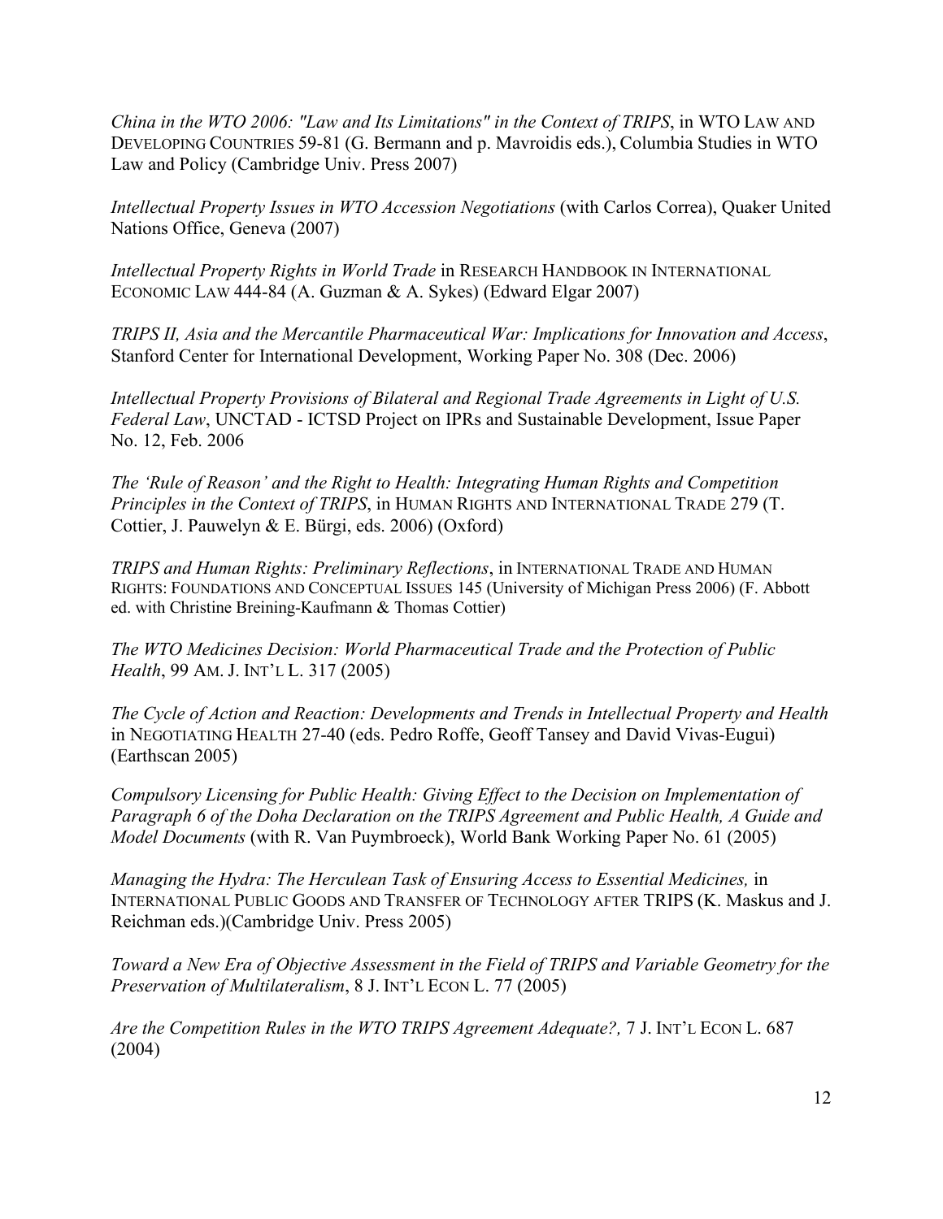*China in the WTO 2006: "Law and Its Limitations" in the Context of TRIPS*, in WTO LAW AND DEVELOPING COUNTRIES 59-81 (G. Bermann and p. Mavroidis eds.), Columbia Studies in WTO Law and Policy (Cambridge Univ. Press 2007)

*Intellectual Property Issues in WTO Accession Negotiations* (with Carlos Correa), Quaker United Nations Office, Geneva (2007)

*Intellectual Property Rights in World Trade* in RESEARCH HANDBOOK IN INTERNATIONAL ECONOMIC LAW 444-84 (A. Guzman & A. Sykes) (Edward Elgar 2007)

*TRIPS II, Asia and the Mercantile Pharmaceutical War: Implications for Innovation and Access*, Stanford Center for International Development, Working Paper No. 308 (Dec. 2006)

*Intellectual Property Provisions of Bilateral and Regional Trade Agreements in Light of U.S. Federal Law*, UNCTAD - ICTSD Project on IPRs and Sustainable Development, Issue Paper No. 12, Feb. 2006

*The 'Rule of Reason' and the Right to Health: Integrating Human Rights and Competition Principles in the Context of TRIPS*, in HUMAN RIGHTS AND INTERNATIONAL TRADE 279 (T. Cottier, J. Pauwelyn & E. Bürgi, eds. 2006) (Oxford)

*TRIPS and Human Rights: Preliminary Reflections*, in INTERNATIONAL TRADE AND HUMAN RIGHTS: FOUNDATIONS AND CONCEPTUAL ISSUES 145 (University of Michigan Press 2006) (F. Abbott ed. with Christine Breining-Kaufmann & Thomas Cottier)

*The WTO Medicines Decision: World Pharmaceutical Trade and the Protection of Public Health*, 99 AM. J. INT'L L. 317 (2005)

*The Cycle of Action and Reaction: Developments and Trends in Intellectual Property and Health* in NEGOTIATING HEALTH 27-40 (eds. Pedro Roffe, Geoff Tansey and David Vivas-Eugui) (Earthscan 2005)

*Compulsory Licensing for Public Health: Giving Effect to the Decision on Implementation of Paragraph 6 of the Doha Declaration on the TRIPS Agreement and Public Health, A Guide and Model Documents* (with R. Van Puymbroeck), World Bank Working Paper No. 61 (2005)

*Managing the Hydra: The Herculean Task of Ensuring Access to Essential Medicines,* in INTERNATIONAL PUBLIC GOODS AND TRANSFER OF TECHNOLOGY AFTER TRIPS (K. Maskus and J. Reichman eds.)(Cambridge Univ. Press 2005)

*Toward a New Era of Objective Assessment in the Field of TRIPS and Variable Geometry for the Preservation of Multilateralism*, 8 J. INT'L ECON L. 77 (2005)

*Are the Competition Rules in the WTO TRIPS Agreement Adequate?,* 7 J. INT'L ECON L. 687 (2004)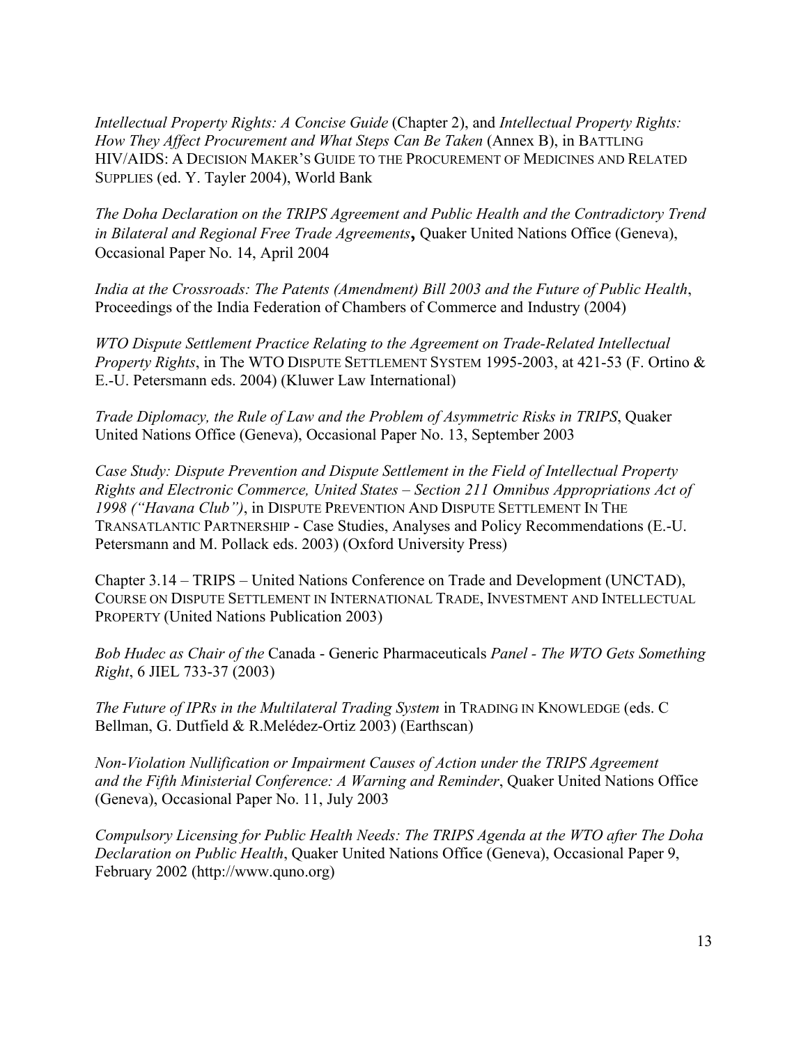*Intellectual Property Rights: A Concise Guide* (Chapter 2), and *Intellectual Property Rights: How They Affect Procurement and What Steps Can Be Taken* (Annex B), in BATTLING HIV/AIDS: A DECISION MAKER'S GUIDE TO THE PROCUREMENT OF MEDICINES AND RELATED SUPPLIES (ed. Y. Tayler 2004), World Bank

*The Doha Declaration on the TRIPS Agreement and Public Health and the Contradictory Trend in Bilateral and Regional Free Trade Agreements***,** Quaker United Nations Office (Geneva), Occasional Paper No. 14, April 2004

*India at the Crossroads: The Patents (Amendment) Bill 2003 and the Future of Public Health*, Proceedings of the India Federation of Chambers of Commerce and Industry (2004)

*WTO Dispute Settlement Practice Relating to the Agreement on Trade-Related Intellectual Property Rights*, in The WTO DISPUTE SETTLEMENT SYSTEM 1995-2003, at 421-53 (F. Ortino & E.-U. Petersmann eds. 2004) (Kluwer Law International)

*Trade Diplomacy, the Rule of Law and the Problem of Asymmetric Risks in TRIPS*, Quaker United Nations Office (Geneva), Occasional Paper No. 13, September 2003

*Case Study: Dispute Prevention and Dispute Settlement in the Field of Intellectual Property Rights and Electronic Commerce, United States – Section 211 Omnibus Appropriations Act of 1998 ("Havana Club")*, in DISPUTE PREVENTION AND DISPUTE SETTLEMENT IN THE TRANSATLANTIC PARTNERSHIP - Case Studies, Analyses and Policy Recommendations (E.-U. Petersmann and M. Pollack eds. 2003) (Oxford University Press)

Chapter 3.14 – TRIPS – United Nations Conference on Trade and Development (UNCTAD), COURSE ON DISPUTE SETTLEMENT IN INTERNATIONAL TRADE, INVESTMENT AND INTELLECTUAL PROPERTY (United Nations Publication 2003)

*Bob Hudec as Chair of the* Canada - Generic Pharmaceuticals *Panel - The WTO Gets Something Right*, 6 JIEL 733-37 (2003)

*The Future of IPRs in the Multilateral Trading System* in TRADING IN KNOWLEDGE (eds. C Bellman, G. Dutfield & R.Melédez-Ortiz 2003) (Earthscan)

*Non-Violation Nullification or Impairment Causes of Action under the TRIPS Agreement and the Fifth Ministerial Conference: A Warning and Reminder*, Quaker United Nations Office (Geneva), Occasional Paper No. 11, July 2003

*Compulsory Licensing for Public Health Needs: The TRIPS Agenda at the WTO after The Doha Declaration on Public Health*, Quaker United Nations Office (Geneva), Occasional Paper 9, February 2002 (http://www.quno.org)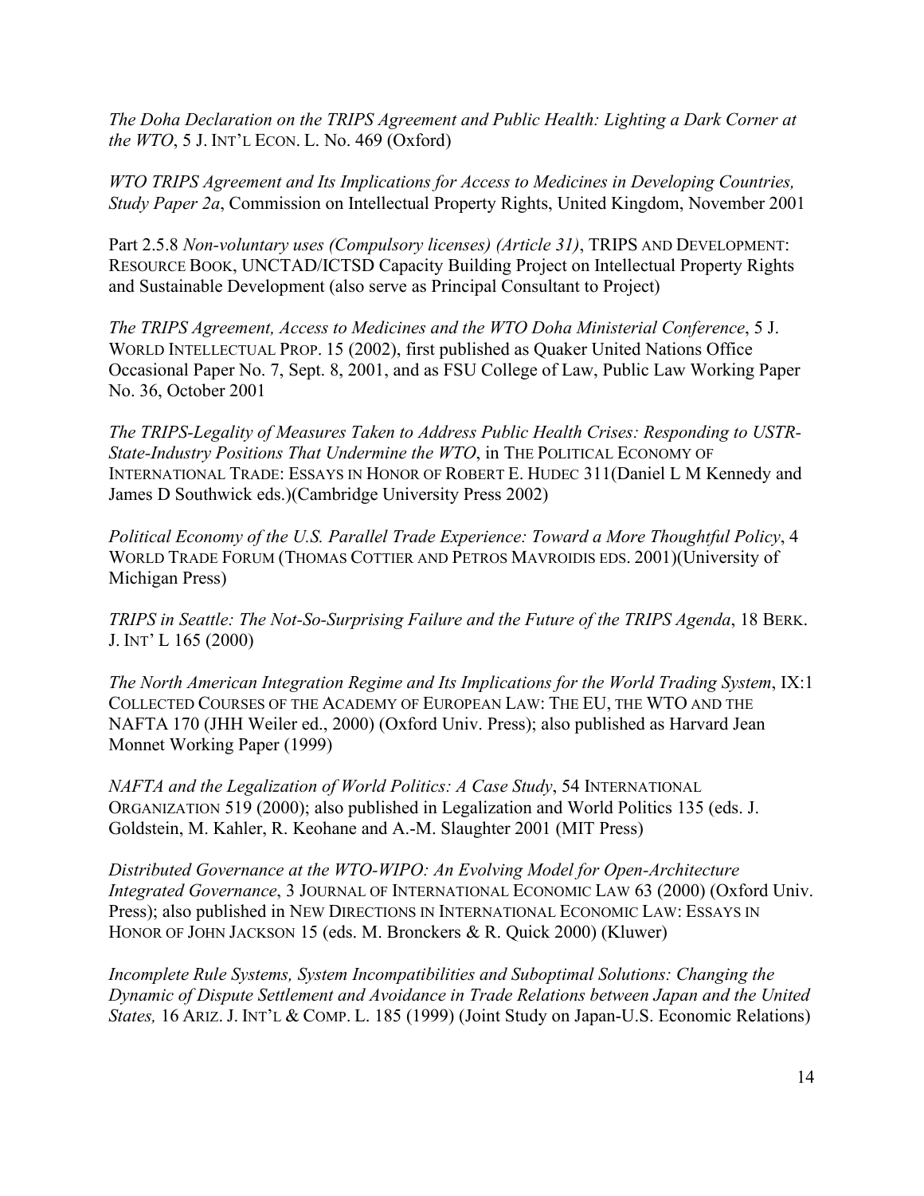*The Doha Declaration on the TRIPS Agreement and Public Health: Lighting a Dark Corner at the WTO*, 5 J. INT'L ECON. L. No. 469 (Oxford)

*WTO TRIPS Agreement and Its Implications for Access to Medicines in Developing Countries, Study Paper 2a*, Commission on Intellectual Property Rights, United Kingdom, November 2001

Part 2.5.8 *Non-voluntary uses (Compulsory licenses) (Article 31)*, TRIPS AND DEVELOPMENT: RESOURCE BOOK, UNCTAD/ICTSD Capacity Building Project on Intellectual Property Rights and Sustainable Development (also serve as Principal Consultant to Project)

*The TRIPS Agreement, Access to Medicines and the WTO Doha Ministerial Conference*, 5 J. WORLD INTELLECTUAL PROP. 15 (2002), first published as Quaker United Nations Office Occasional Paper No. 7, Sept. 8, 2001, and as FSU College of Law, Public Law Working Paper No. 36, October 2001

*The TRIPS-Legality of Measures Taken to Address Public Health Crises: Responding to USTR-State-Industry Positions That Undermine the WTO*, in THE POLITICAL ECONOMY OF INTERNATIONAL TRADE: ESSAYS IN HONOR OF ROBERT E. HUDEC 311(Daniel L M Kennedy and James D Southwick eds.)(Cambridge University Press 2002)

*Political Economy of the U.S. Parallel Trade Experience: Toward a More Thoughtful Policy*, 4 WORLD TRADE FORUM (THOMAS COTTIER AND PETROS MAVROIDIS EDS. 2001)(University of Michigan Press)

*TRIPS in Seattle: The Not-So-Surprising Failure and the Future of the TRIPS Agenda*, 18 BERK. J. INT' L 165 (2000)

*The North American Integration Regime and Its Implications for the World Trading System*, IX:1 COLLECTED COURSES OF THE ACADEMY OF EUROPEAN LAW: THE EU, THE WTO AND THE NAFTA 170 (JHH Weiler ed., 2000) (Oxford Univ. Press); also published as Harvard Jean Monnet Working Paper (1999)

*NAFTA and the Legalization of World Politics: A Case Study*, 54 INTERNATIONAL ORGANIZATION 519 (2000); also published in Legalization and World Politics 135 (eds. J. Goldstein, M. Kahler, R. Keohane and A.-M. Slaughter 2001 (MIT Press)

*Distributed Governance at the WTO-WIPO: An Evolving Model for Open-Architecture Integrated Governance*, 3 JOURNAL OF INTERNATIONAL ECONOMIC LAW 63 (2000) (Oxford Univ. Press); also published in NEW DIRECTIONS IN INTERNATIONAL ECONOMIC LAW: ESSAYS IN HONOR OF JOHN JACKSON 15 (eds. M. Bronckers & R. Quick 2000) (Kluwer)

*Incomplete Rule Systems, System Incompatibilities and Suboptimal Solutions: Changing the Dynamic of Dispute Settlement and Avoidance in Trade Relations between Japan and the United States,* 16 ARIZ. J. INT'L & COMP. L. 185 (1999) (Joint Study on Japan-U.S. Economic Relations)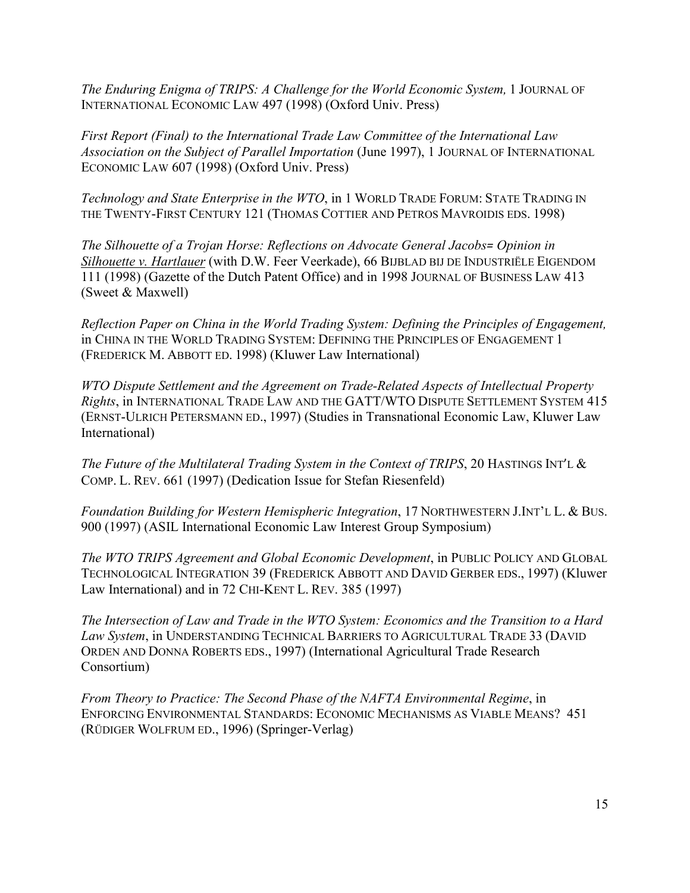*The Enduring Enigma of TRIPS: A Challenge for the World Economic System,* 1 JOURNAL OF INTERNATIONAL ECONOMIC LAW 497 (1998) (Oxford Univ. Press)

*First Report (Final) to the International Trade Law Committee of the International Law Association on the Subject of Parallel Importation* (June 1997), 1 JOURNAL OF INTERNATIONAL ECONOMIC LAW 607 (1998) (Oxford Univ. Press)

*Technology and State Enterprise in the WTO*, in 1 WORLD TRADE FORUM: STATE TRADING IN THE TWENTY-FIRST CENTURY 121 (THOMAS COTTIER AND PETROS MAVROIDIS EDS. 1998)

*The Silhouette of a Trojan Horse: Reflections on Advocate General Jacobs= Opinion in Silhouette v. Hartlauer* (with D.W. Feer Veerkade), 66 BIJBLAD BIJ DE INDUSTRIËLE EIGENDOM 111 (1998) (Gazette of the Dutch Patent Office) and in 1998 JOURNAL OF BUSINESS LAW 413 (Sweet & Maxwell)

*Reflection Paper on China in the World Trading System: Defining the Principles of Engagement,* in CHINA IN THE WORLD TRADING SYSTEM: DEFINING THE PRINCIPLES OF ENGAGEMENT 1 (FREDERICK M. ABBOTT ED. 1998) (Kluwer Law International)

*WTO Dispute Settlement and the Agreement on Trade-Related Aspects of Intellectual Property Rights*, in INTERNATIONAL TRADE LAW AND THE GATT/WTO DISPUTE SETTLEMENT SYSTEM 415 (ERNST-ULRICH PETERSMANN ED., 1997) (Studies in Transnational Economic Law, Kluwer Law International)

*The Future of the Multilateral Trading System in the Context of TRIPS*, 20 HASTINGS INT'L & COMP. L. REV. 661 (1997) (Dedication Issue for Stefan Riesenfeld)

*Foundation Building for Western Hemispheric Integration*, 17 NORTHWESTERN J.INT'L L. & BUS. 900 (1997) (ASIL International Economic Law Interest Group Symposium)

*The WTO TRIPS Agreement and Global Economic Development*, in PUBLIC POLICY AND GLOBAL TECHNOLOGICAL INTEGRATION 39 (FREDERICK ABBOTT AND DAVID GERBER EDS., 1997) (Kluwer Law International) and in 72 CHI-KENT L. REV. 385 (1997)

*The Intersection of Law and Trade in the WTO System: Economics and the Transition to a Hard Law System*, in UNDERSTANDING TECHNICAL BARRIERS TO AGRICULTURAL TRADE 33 (DAVID ORDEN AND DONNA ROBERTS EDS., 1997) (International Agricultural Trade Research Consortium)

*From Theory to Practice: The Second Phase of the NAFTA Environmental Regime*, in ENFORCING ENVIRONMENTAL STANDARDS: ECONOMIC MECHANISMS AS VIABLE MEANS? 451 (RÜDIGER WOLFRUM ED., 1996) (Springer-Verlag)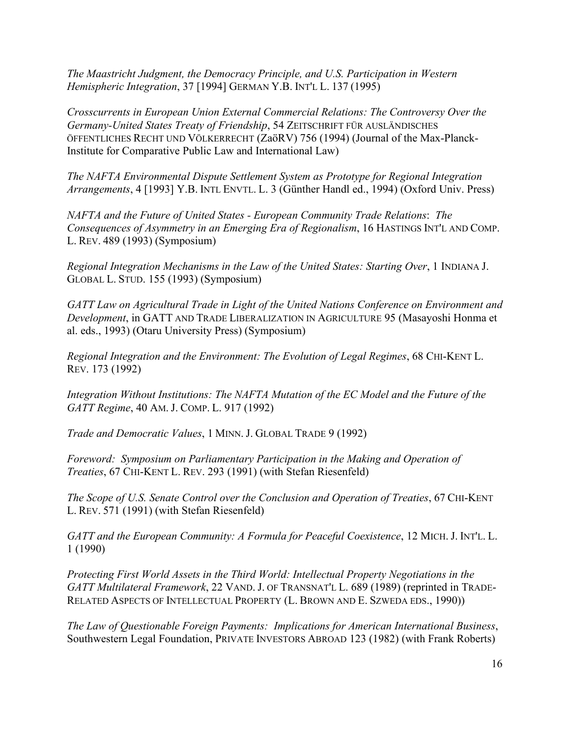*The Maastricht Judgment, the Democracy Principle, and U.S. Participation in Western Hemispheric Integration*, 37 [1994] GERMAN Y.B. INT'L L. 137 (1995)

*Crosscurrents in European Union External Commercial Relations: The Controversy Over the Germany-United States Treaty of Friendship*, 54 ZEITSCHRIFT FÜR AUSLÄNDISCHES ÖFFENTLICHES RECHT UND VÖLKERRECHT (ZaöRV) 756 (1994) (Journal of the Max-Planck-Institute for Comparative Public Law and International Law)

*The NAFTA Environmental Dispute Settlement System as Prototype for Regional Integration Arrangements*, 4 [1993] Y.B. INTL ENVTL. L. 3 (Günther Handl ed., 1994) (Oxford Univ. Press)

*NAFTA and the Future of United States - European Community Trade Relations*: *The Consequences of Asymmetry in an Emerging Era of Regionalism*, 16 HASTINGS INT'L AND COMP. L. REV. 489 (1993) (Symposium)

*Regional Integration Mechanisms in the Law of the United States: Starting Over*, 1 INDIANA J. GLOBAL L. STUD. 155 (1993) (Symposium)

*GATT Law on Agricultural Trade in Light of the United Nations Conference on Environment and Development*, in GATT AND TRADE LIBERALIZATION IN AGRICULTURE 95 (Masayoshi Honma et al. eds., 1993) (Otaru University Press) (Symposium)

*Regional Integration and the Environment: The Evolution of Legal Regimes*, 68 CHI-KENT L. REV. 173 (1992)

*Integration Without Institutions: The NAFTA Mutation of the EC Model and the Future of the GATT Regime*, 40 AM. J. COMP. L. 917 (1992)

*Trade and Democratic Values*, 1 MINN. J. GLOBAL TRADE 9 (1992)

*Foreword: Symposium on Parliamentary Participation in the Making and Operation of Treaties*, 67 CHI-KENT L. REV. 293 (1991) (with Stefan Riesenfeld)

*The Scope of U.S. Senate Control over the Conclusion and Operation of Treaties*, 67 CHI-KENT L. REV. 571 (1991) (with Stefan Riesenfeld)

*GATT and the European Community: A Formula for Peaceful Coexistence*, 12 MICH. J. INT'L. L. 1 (1990)

*Protecting First World Assets in the Third World: Intellectual Property Negotiations in the GATT Multilateral Framework*, 22 VAND. J. OF TRANSNAT'L L. 689 (1989) (reprinted in TRADE-RELATED ASPECTS OF INTELLECTUAL PROPERTY (L. BROWN AND E. SZWEDA EDS., 1990))

*The Law of Questionable Foreign Payments: Implications for American International Business*, Southwestern Legal Foundation, PRIVATE INVESTORS ABROAD 123 (1982) (with Frank Roberts)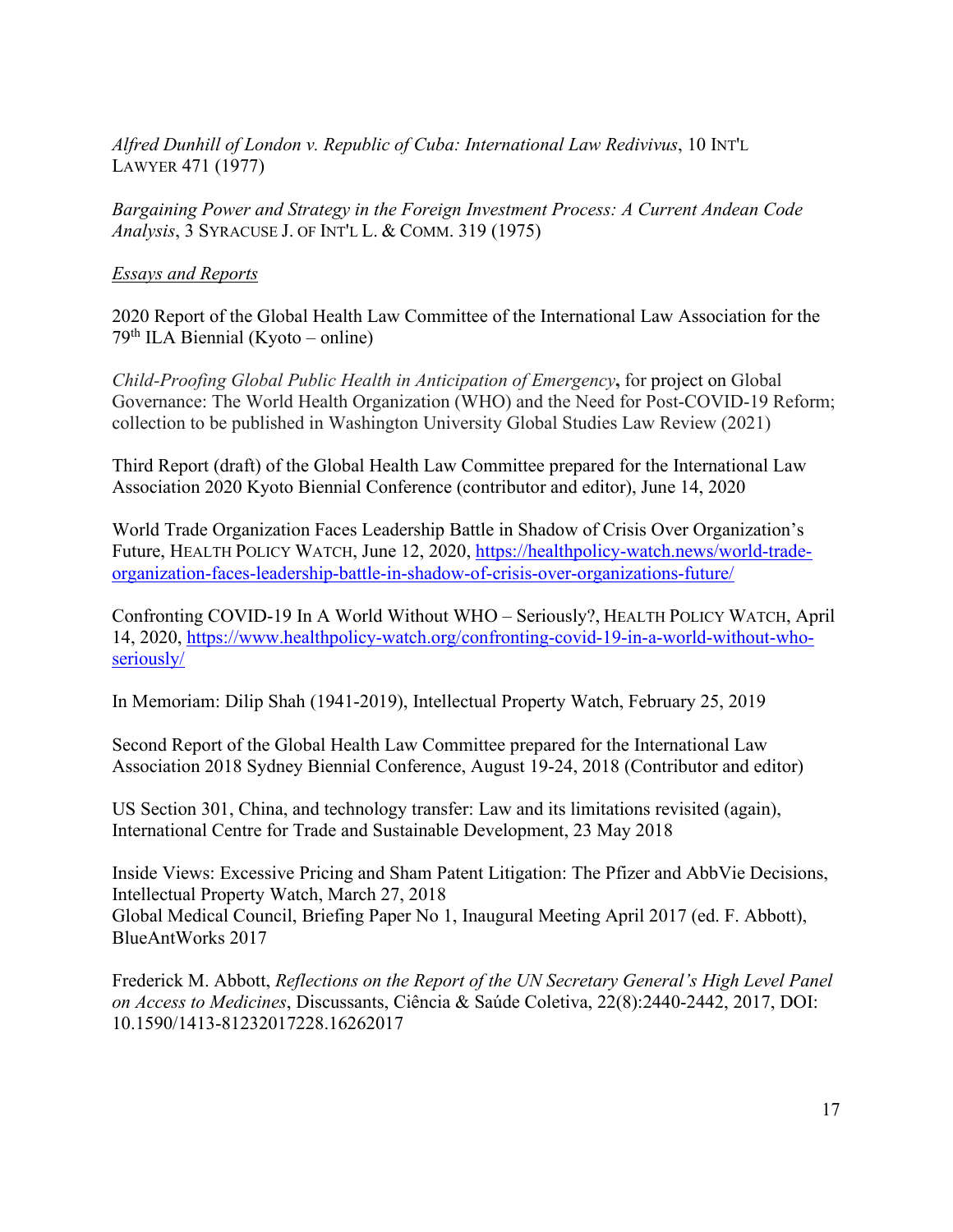*Alfred Dunhill of London v. Republic of Cuba: International Law Redivivus*, 10 INT'L LAWYER 471 (1977)

*Bargaining Power and Strategy in the Foreign Investment Process: A Current Andean Code Analysis*, 3 SYRACUSE J. OF INT'L L. & COMM. 319 (1975)

<u>*Essays and Reports*</u>

2020 Report of the Global Health Law Committee of the International Law Association for the 79th ILA Biennial (Kyoto – online)

*Child-Proofing Global Public Health in Anticipation of Emergency***,** for project on Global Governance: The World Health Organization (WHO) and the Need for Post-COVID-19 Reform; collection to be published in Washington University Global Studies Law Review (2021)

Third Report (draft) of the Global Health Law Committee prepared for the International Law Association 2020 Kyoto Biennial Conference (contributor and editor), June 14, 2020

World Trade Organization Faces Leadership Battle in Shadow of Crisis Over Organization's Future, HEALTH POLICY WATCH, June 12, 2020, https://healthpolicy-watch.news/world-trade-organization-faces-leadership-battle-in-shadow-of-crisis-over-organizations-future/

Confronting COVID-19 In A World Without WHO – Seriously?, HEALTH POLICY WATCH, April 14, 2020, https://www.healthpolicy-watch.org/confronting-covid-19-in-a-world-without-who-seriously/

In Memoriam: Dilip Shah (1941-2019), Intellectual Property Watch, February 25, 2019

Second Report of the Global Health Law Committee prepared for the International Law Association 2018 Sydney Biennial Conference, August 19-24, 2018 (Contributor and editor)

US Section 301, China, and technology transfer: Law and its limitations revisited (again), International Centre for Trade and Sustainable Development, 23 May 2018

Inside Views: Excessive Pricing and Sham Patent Litigation: The Pfizer and AbbVie Decisions, Intellectual Property Watch, March 27, 2018
Global Medical Council, Briefing Paper No 1, Inaugural Meeting April 2017 (ed. F. Abbott), BlueAntWorks 2017

Frederick M. Abbott, *Reflections on the Report of the UN Secretary General's High Level Panel on Access to Medicines*, Discussants, Ciência & Saúde Coletiva, 22(8):2440-2442, 2017, DOI: 10.1590/1413-81232017228.16262017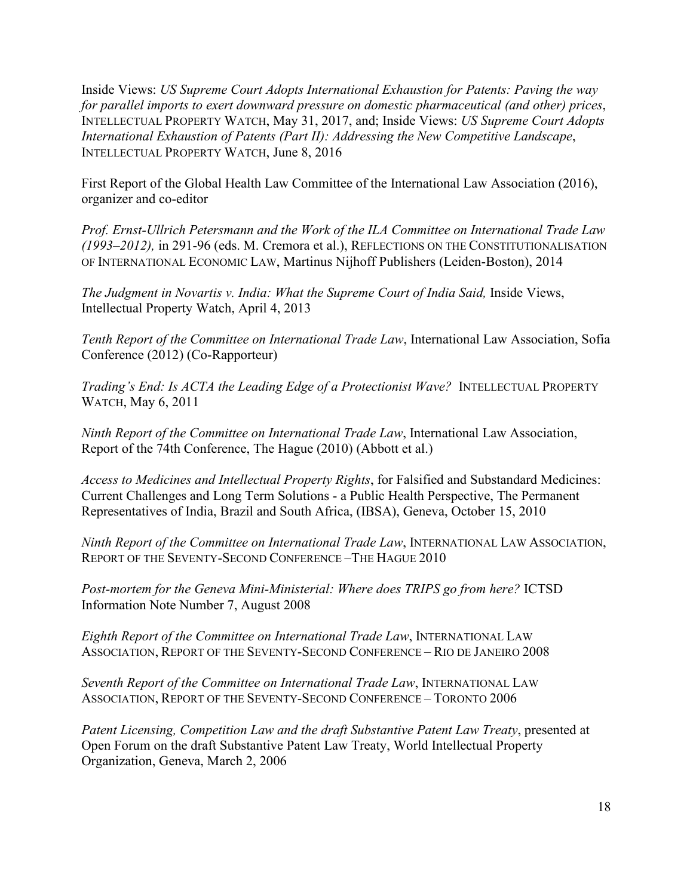Inside Views: *US Supreme Court Adopts International Exhaustion for Patents: Paving the way for parallel imports to exert downward pressure on domestic pharmaceutical (and other) prices*, INTELLECTUAL PROPERTY WATCH, May 31, 2017, and; Inside Views: *US Supreme Court Adopts International Exhaustion of Patents (Part II): Addressing the New Competitive Landscape*, INTELLECTUAL PROPERTY WATCH, June 8, 2016

First Report of the Global Health Law Committee of the International Law Association (2016), organizer and co-editor

*Prof. Ernst-Ullrich Petersmann and the Work of the ILA Committee on International Trade Law (1993–2012),* in 291-96 (eds. M. Cremora et al.), REFLECTIONS ON THE CONSTITUTIONALISATION OF INTERNATIONAL ECONOMIC LAW, Martinus Nijhoff Publishers (Leiden-Boston), 2014

*The Judgment in Novartis v. India: What the Supreme Court of India Said,* Inside Views, Intellectual Property Watch, April 4, 2013

*Tenth Report of the Committee on International Trade Law*, International Law Association, Sofia Conference (2012) (Co-Rapporteur)

*Trading's End: Is ACTA the Leading Edge of a Protectionist Wave?* INTELLECTUAL PROPERTY WATCH, May 6, 2011

*Ninth Report of the Committee on International Trade Law*, International Law Association, Report of the 74th Conference, The Hague (2010) (Abbott et al.)

*Access to Medicines and Intellectual Property Rights*, for Falsified and Substandard Medicines: Current Challenges and Long Term Solutions - a Public Health Perspective, The Permanent Representatives of India, Brazil and South Africa, (IBSA), Geneva, October 15, 2010

*Ninth Report of the Committee on International Trade Law*, INTERNATIONAL LAW ASSOCIATION, REPORT OF THE SEVENTY-SECOND CONFERENCE –THE HAGUE 2010

*Post-mortem for the Geneva Mini-Ministerial: Where does TRIPS go from here?* ICTSD Information Note Number 7, August 2008

*Eighth Report of the Committee on International Trade Law*, INTERNATIONAL LAW ASSOCIATION, REPORT OF THE SEVENTY-SECOND CONFERENCE – RIO DE JANEIRO 2008

*Seventh Report of the Committee on International Trade Law*, INTERNATIONAL LAW ASSOCIATION, REPORT OF THE SEVENTY-SECOND CONFERENCE – TORONTO 2006

*Patent Licensing, Competition Law and the draft Substantive Patent Law Treaty*, presented at Open Forum on the draft Substantive Patent Law Treaty, World Intellectual Property Organization, Geneva, March 2, 2006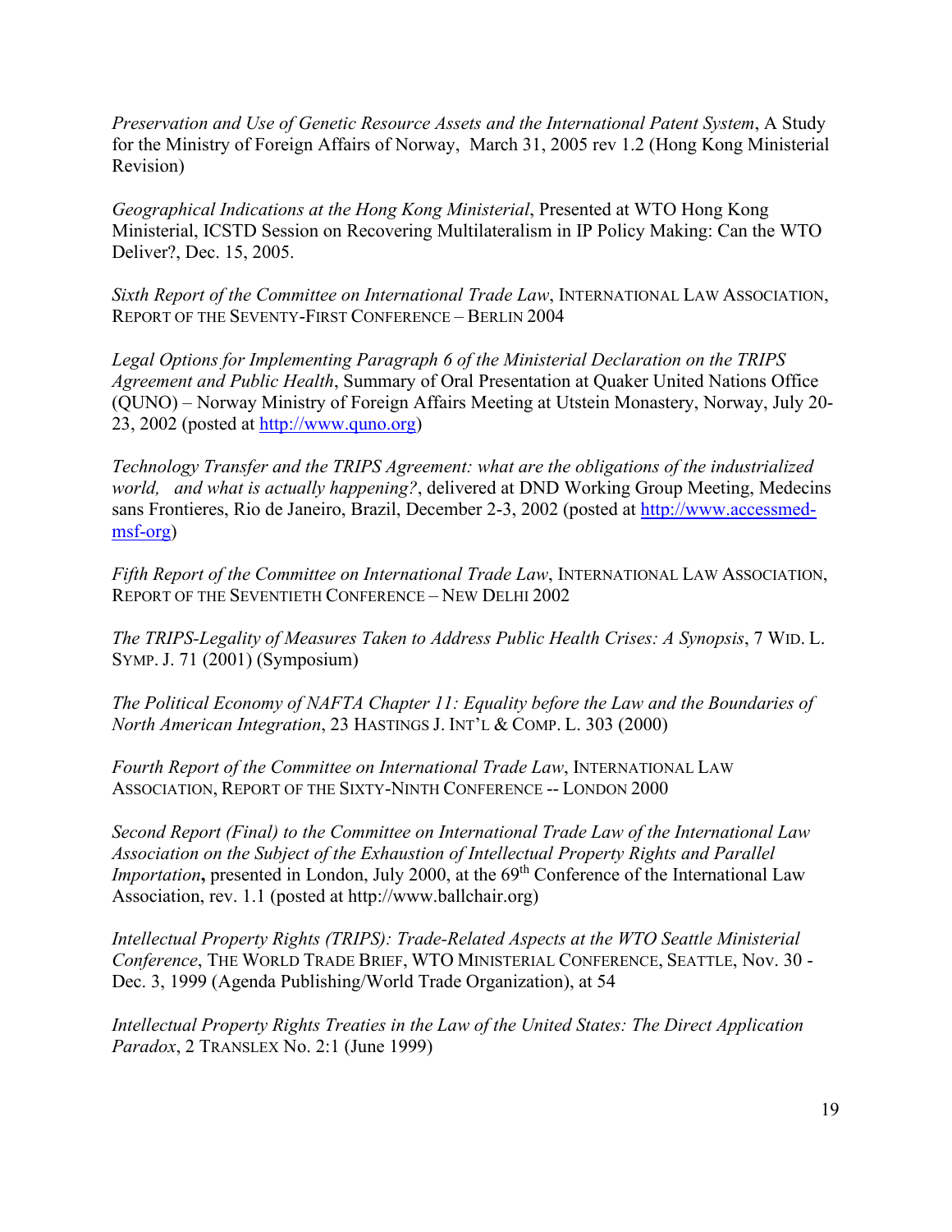*Preservation and Use of Genetic Resource Assets and the International Patent System*, A Study for the Ministry of Foreign Affairs of Norway, March 31, 2005 rev 1.2 (Hong Kong Ministerial Revision)

*Geographical Indications at the Hong Kong Ministerial*, Presented at WTO Hong Kong Ministerial, ICSTD Session on Recovering Multilateralism in IP Policy Making: Can the WTO Deliver?, Dec. 15, 2005.

*Sixth Report of the Committee on International Trade Law*, INTERNATIONAL LAW ASSOCIATION, REPORT OF THE SEVENTY-FIRST CONFERENCE – BERLIN 2004

*Legal Options for Implementing Paragraph 6 of the Ministerial Declaration on the TRIPS Agreement and Public Health*, Summary of Oral Presentation at Quaker United Nations Office (QUNO) – Norway Ministry of Foreign Affairs Meeting at Utstein Monastery, Norway, July 20-23, 2002 (posted at http://www.quno.org)

*Technology Transfer and the TRIPS Agreement: what are the obligations of the industrialized world, and what is actually happening?*, delivered at DND Working Group Meeting, Medecins sans Frontieres, Rio de Janeiro, Brazil, December 2-3, 2002 (posted at http://www.accessmed-msf-org)

*Fifth Report of the Committee on International Trade Law*, INTERNATIONAL LAW ASSOCIATION, REPORT OF THE SEVENTIETH CONFERENCE – NEW DELHI 2002

*The TRIPS-Legality of Measures Taken to Address Public Health Crises: A Synopsis*, 7 WID. L. SYMP. J. 71 (2001) (Symposium)

*The Political Economy of NAFTA Chapter 11: Equality before the Law and the Boundaries of North American Integration*, 23 HASTINGS J. INT'L & COMP. L. 303 (2000)

*Fourth Report of the Committee on International Trade Law*, INTERNATIONAL LAW ASSOCIATION, REPORT OF THE SIXTY-NINTH CONFERENCE -- LONDON 2000

*Second Report (Final) to the Committee on International Trade Law of the International Law Association on the Subject of the Exhaustion of Intellectual Property Rights and Parallel Importation***,** presented in London, July 2000, at the 69th Conference of the International Law Association, rev. 1.1 (posted at http://www.ballchair.org)

*Intellectual Property Rights (TRIPS): Trade-Related Aspects at the WTO Seattle Ministerial Conference*, THE WORLD TRADE BRIEF, WTO MINISTERIAL CONFERENCE, SEATTLE, Nov. 30 - Dec. 3, 1999 (Agenda Publishing/World Trade Organization), at 54

*Intellectual Property Rights Treaties in the Law of the United States: The Direct Application Paradox*, 2 TRANSLEX No. 2:1 (June 1999)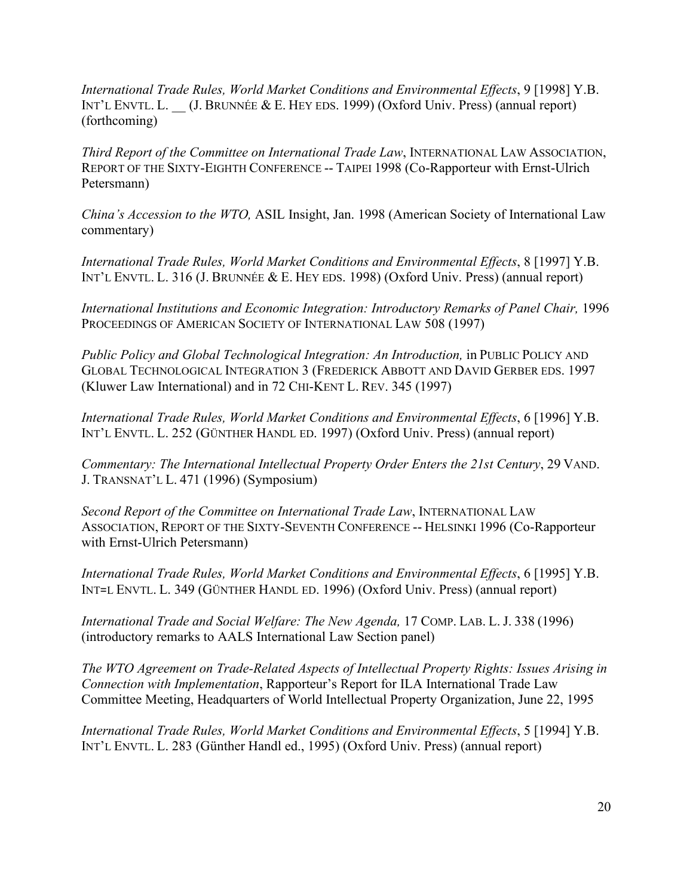*International Trade Rules, World Market Conditions and Environmental Effects*, 9 [1998] Y.B. INT'L ENVTL. L. __ (J. BRUNNÉE & E. HEY EDS. 1999) (Oxford Univ. Press) (annual report) (forthcoming)

*Third Report of the Committee on International Trade Law*, INTERNATIONAL LAW ASSOCIATION, REPORT OF THE SIXTY-EIGHTH CONFERENCE -- TAIPEI 1998 (Co-Rapporteur with Ernst-Ulrich Petersmann)

*China's Accession to the WTO,* ASIL Insight, Jan. 1998 (American Society of International Law commentary)

*International Trade Rules, World Market Conditions and Environmental Effects*, 8 [1997] Y.B. INT'L ENVTL. L. 316 (J. BRUNNÉE & E. HEY EDS. 1998) (Oxford Univ. Press) (annual report)

*International Institutions and Economic Integration: Introductory Remarks of Panel Chair,* 1996 PROCEEDINGS OF AMERICAN SOCIETY OF INTERNATIONAL LAW 508 (1997)

*Public Policy and Global Technological Integration: An Introduction,* in PUBLIC POLICY AND GLOBAL TECHNOLOGICAL INTEGRATION 3 (FREDERICK ABBOTT AND DAVID GERBER EDS. 1997 (Kluwer Law International) and in 72 CHI-KENT L. REV. 345 (1997)

*International Trade Rules, World Market Conditions and Environmental Effects*, 6 [1996] Y.B. INT'L ENVTL. L. 252 (GÜNTHER HANDL ED. 1997) (Oxford Univ. Press) (annual report)

*Commentary: The International Intellectual Property Order Enters the 21st Century*, 29 VAND. J. TRANSNAT'L L. 471 (1996) (Symposium)

*Second Report of the Committee on International Trade Law*, INTERNATIONAL LAW ASSOCIATION, REPORT OF THE SIXTY-SEVENTH CONFERENCE -- HELSINKI 1996 (Co-Rapporteur with Ernst-Ulrich Petersmann)

*International Trade Rules, World Market Conditions and Environmental Effects*, 6 [1995] Y.B. INT=L ENVTL. L. 349 (GÜNTHER HANDL ED. 1996) (Oxford Univ. Press) (annual report)

*International Trade and Social Welfare: The New Agenda,* 17 COMP. LAB. L. J. 338 (1996) (introductory remarks to AALS International Law Section panel)

*The WTO Agreement on Trade-Related Aspects of Intellectual Property Rights: Issues Arising in Connection with Implementation*, Rapporteur's Report for ILA International Trade Law Committee Meeting, Headquarters of World Intellectual Property Organization, June 22, 1995

*International Trade Rules, World Market Conditions and Environmental Effects*, 5 [1994] Y.B. INT'L ENVTL. L. 283 (Günther Handl ed., 1995) (Oxford Univ. Press) (annual report)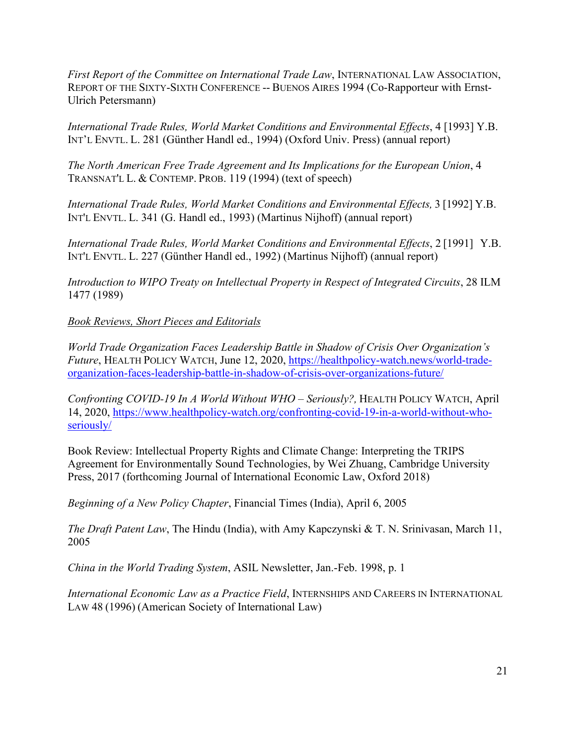*First Report of the Committee on International Trade Law*, INTERNATIONAL LAW ASSOCIATION, REPORT OF THE SIXTY-SIXTH CONFERENCE -- BUENOS AIRES 1994 (Co-Rapporteur with Ernst-Ulrich Petersmann)

*International Trade Rules, World Market Conditions and Environmental Effects*, 4 [1993] Y.B. INT'L ENVTL. L. 281 (Günther Handl ed., 1994) (Oxford Univ. Press) (annual report)

*The North American Free Trade Agreement and Its Implications for the European Union*, 4 TRANSNAT'L L. & CONTEMP. PROB. 119 (1994) (text of speech)

*International Trade Rules, World Market Conditions and Environmental Effects,* 3 [1992] Y.B. INT'L ENVTL. L. 341 (G. Handl ed., 1993) (Martinus Nijhoff) (annual report)

*International Trade Rules, World Market Conditions and Environmental Effects*, 2 [1991] Y.B. INT'L ENVTL. L. 227 (Günther Handl ed., 1992) (Martinus Nijhoff) (annual report)

*Introduction to WIPO Treaty on Intellectual Property in Respect of Integrated Circuits*, 28 ILM 1477 (1989)

<u>Book Reviews, Short Pieces and Editorials</u>

*World Trade Organization Faces Leadership Battle in Shadow of Crisis Over Organization's Future*, HEALTH POLICY WATCH, June 12, 2020, https://healthpolicy-watch.news/world-trade-organization-faces-leadership-battle-in-shadow-of-crisis-over-organizations-future/

*Confronting COVID-19 In A World Without WHO – Seriously?,* HEALTH POLICY WATCH, April 14, 2020, https://www.healthpolicy-watch.org/confronting-covid-19-in-a-world-without-who-seriously/

Book Review: Intellectual Property Rights and Climate Change: Interpreting the TRIPS Agreement for Environmentally Sound Technologies, by Wei Zhuang, Cambridge University Press, 2017 (forthcoming Journal of International Economic Law, Oxford 2018)

*Beginning of a New Policy Chapter*, Financial Times (India), April 6, 2005

*The Draft Patent Law*, The Hindu (India), with Amy Kapczynski & T. N. Srinivasan, March 11, 2005

*China in the World Trading System*, ASIL Newsletter, Jan.-Feb. 1998, p. 1

*International Economic Law as a Practice Field*, INTERNSHIPS AND CAREERS IN INTERNATIONAL LAW 48 (1996) (American Society of International Law)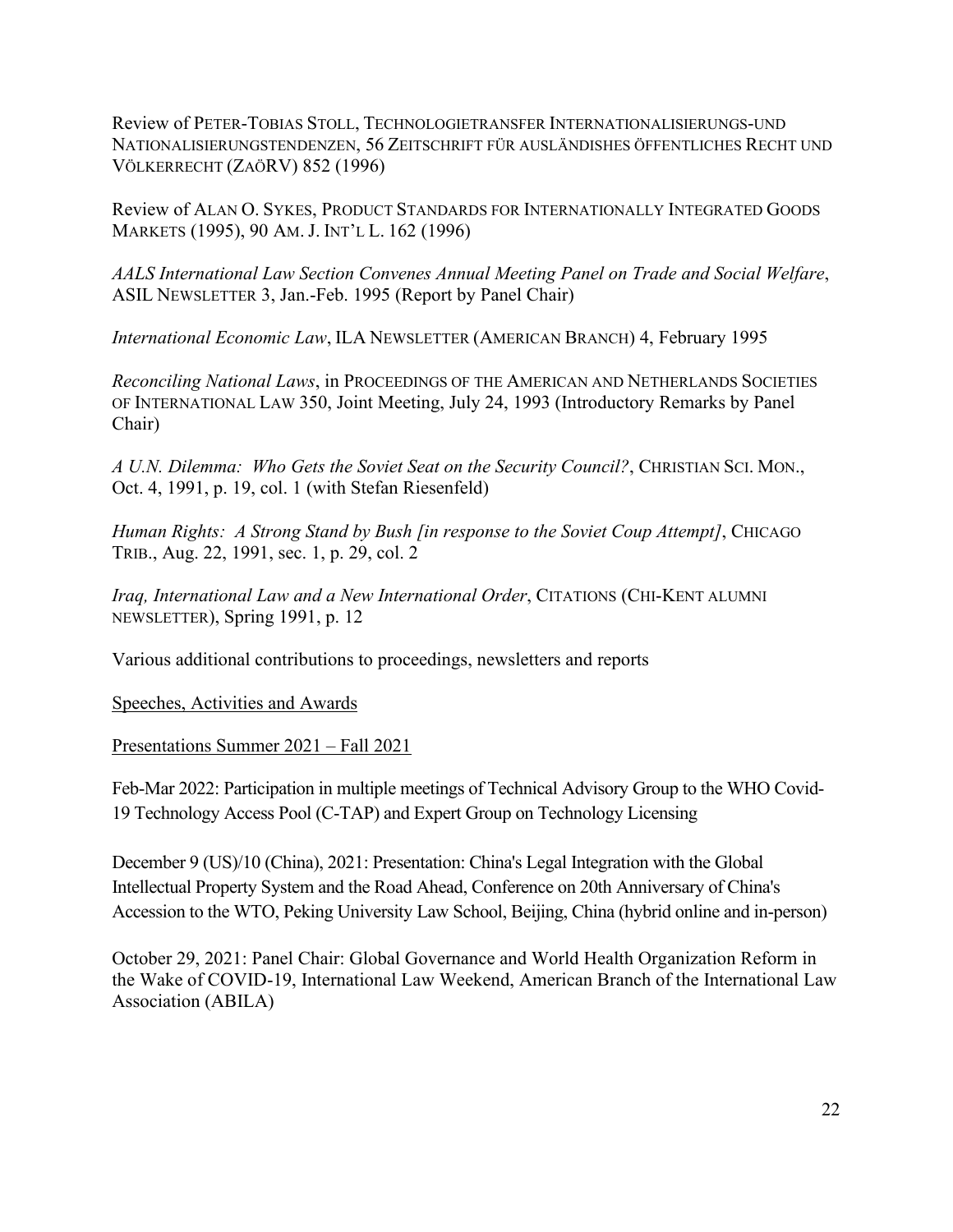Review of PETER-TOBIAS STOLL, TECHNOLOGIETRANSFER INTERNATIONALISIERUNGS-UND NATIONALISIERUNGSTENDENZEN, 56 ZEITSCHRIFT FÜR AUSLÄNDISHES ÖFFENTLICHES RECHT UND VÖLKERRECHT (ZAÖRV) 852 (1996)

Review of ALAN O. SYKES, PRODUCT STANDARDS FOR INTERNATIONALLY INTEGRATED GOODS MARKETS (1995), 90 AM. J. INT'L L. 162 (1996)

*AALS International Law Section Convenes Annual Meeting Panel on Trade and Social Welfare*, ASIL NEWSLETTER 3, Jan.-Feb. 1995 (Report by Panel Chair)

*International Economic Law*, ILA NEWSLETTER (AMERICAN BRANCH) 4, February 1995

*Reconciling National Laws*, in PROCEEDINGS OF THE AMERICAN AND NETHERLANDS SOCIETIES OF INTERNATIONAL LAW 350, Joint Meeting, July 24, 1993 (Introductory Remarks by Panel Chair)

*A U.N. Dilemma: Who Gets the Soviet Seat on the Security Council?*, CHRISTIAN SCI. MON., Oct. 4, 1991, p. 19, col. 1 (with Stefan Riesenfeld)

*Human Rights: A Strong Stand by Bush [in response to the Soviet Coup Attempt]*, CHICAGO TRIB., Aug. 22, 1991, sec. 1, p. 29, col. 2

*Iraq, International Law and a New International Order*, CITATIONS (CHI-KENT ALUMNI NEWSLETTER), Spring 1991, p. 12

Various additional contributions to proceedings, newsletters and reports

<u>Speeches, Activities and Awards</u>

<u>Presentations Summer 2021 – Fall 2021</u>

Feb-Mar 2022: Participation in multiple meetings of Technical Advisory Group to the WHO Covid-19 Technology Access Pool (C-TAP) and Expert Group on Technology Licensing

December 9 (US)/10 (China), 2021: Presentation: China's Legal Integration with the Global Intellectual Property System and the Road Ahead, Conference on 20th Anniversary of China's Accession to the WTO, Peking University Law School, Beijing, China (hybrid online and in-person)

October 29, 2021: Panel Chair: Global Governance and World Health Organization Reform in the Wake of COVID-19, International Law Weekend, American Branch of the International Law Association (ABILA)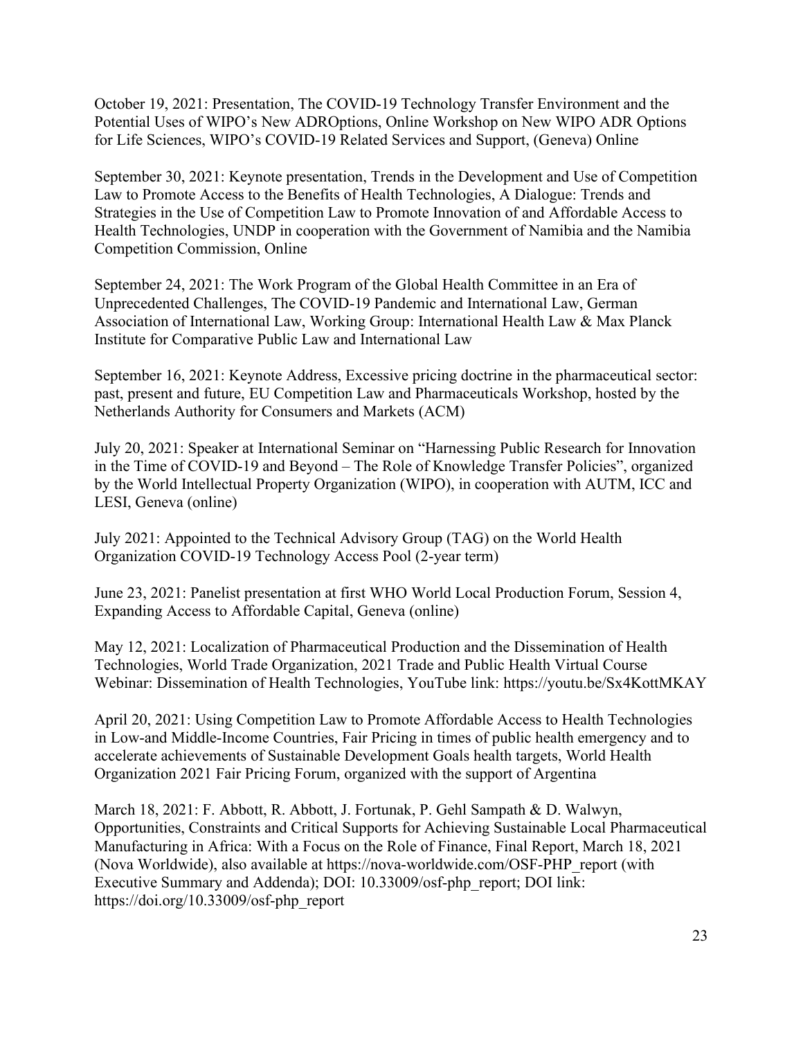October 19, 2021: Presentation, The COVID-19 Technology Transfer Environment and the Potential Uses of WIPO's New ADROptions, Online Workshop on New WIPO ADR Options for Life Sciences, WIPO's COVID-19 Related Services and Support, (Geneva) Online

September 30, 2021: Keynote presentation, Trends in the Development and Use of Competition Law to Promote Access to the Benefits of Health Technologies, A Dialogue: Trends and Strategies in the Use of Competition Law to Promote Innovation of and Affordable Access to Health Technologies, UNDP in cooperation with the Government of Namibia and the Namibia Competition Commission, Online

September 24, 2021: The Work Program of the Global Health Committee in an Era of Unprecedented Challenges, The COVID-19 Pandemic and International Law, German Association of International Law, Working Group: International Health Law & Max Planck Institute for Comparative Public Law and International Law

September 16, 2021: Keynote Address, Excessive pricing doctrine in the pharmaceutical sector: past, present and future, EU Competition Law and Pharmaceuticals Workshop, hosted by the Netherlands Authority for Consumers and Markets (ACM)

July 20, 2021: Speaker at International Seminar on "Harnessing Public Research for Innovation in the Time of COVID-19 and Beyond – The Role of Knowledge Transfer Policies", organized by the World Intellectual Property Organization (WIPO), in cooperation with AUTM, ICC and LESI, Geneva (online)

July 2021: Appointed to the Technical Advisory Group (TAG) on the World Health Organization COVID-19 Technology Access Pool (2-year term)

June 23, 2021: Panelist presentation at first WHO World Local Production Forum, Session 4, Expanding Access to Affordable Capital, Geneva (online)

May 12, 2021: Localization of Pharmaceutical Production and the Dissemination of Health Technologies, World Trade Organization, 2021 Trade and Public Health Virtual Course Webinar: Dissemination of Health Technologies, YouTube link: https://youtu.be/Sx4KottMKAY

April 20, 2021: Using Competition Law to Promote Affordable Access to Health Technologies in Low-and Middle-Income Countries, Fair Pricing in times of public health emergency and to accelerate achievements of Sustainable Development Goals health targets, World Health Organization 2021 Fair Pricing Forum, organized with the support of Argentina

March 18, 2021: F. Abbott, R. Abbott, J. Fortunak, P. Gehl Sampath & D. Walwyn, Opportunities, Constraints and Critical Supports for Achieving Sustainable Local Pharmaceutical Manufacturing in Africa: With a Focus on the Role of Finance, Final Report, March 18, 2021 (Nova Worldwide), also available at https://nova-worldwide.com/OSF-PHP_report (with Executive Summary and Addenda); DOI: 10.33009/osf-php_report; DOI link: https://doi.org/10.33009/osf-php_report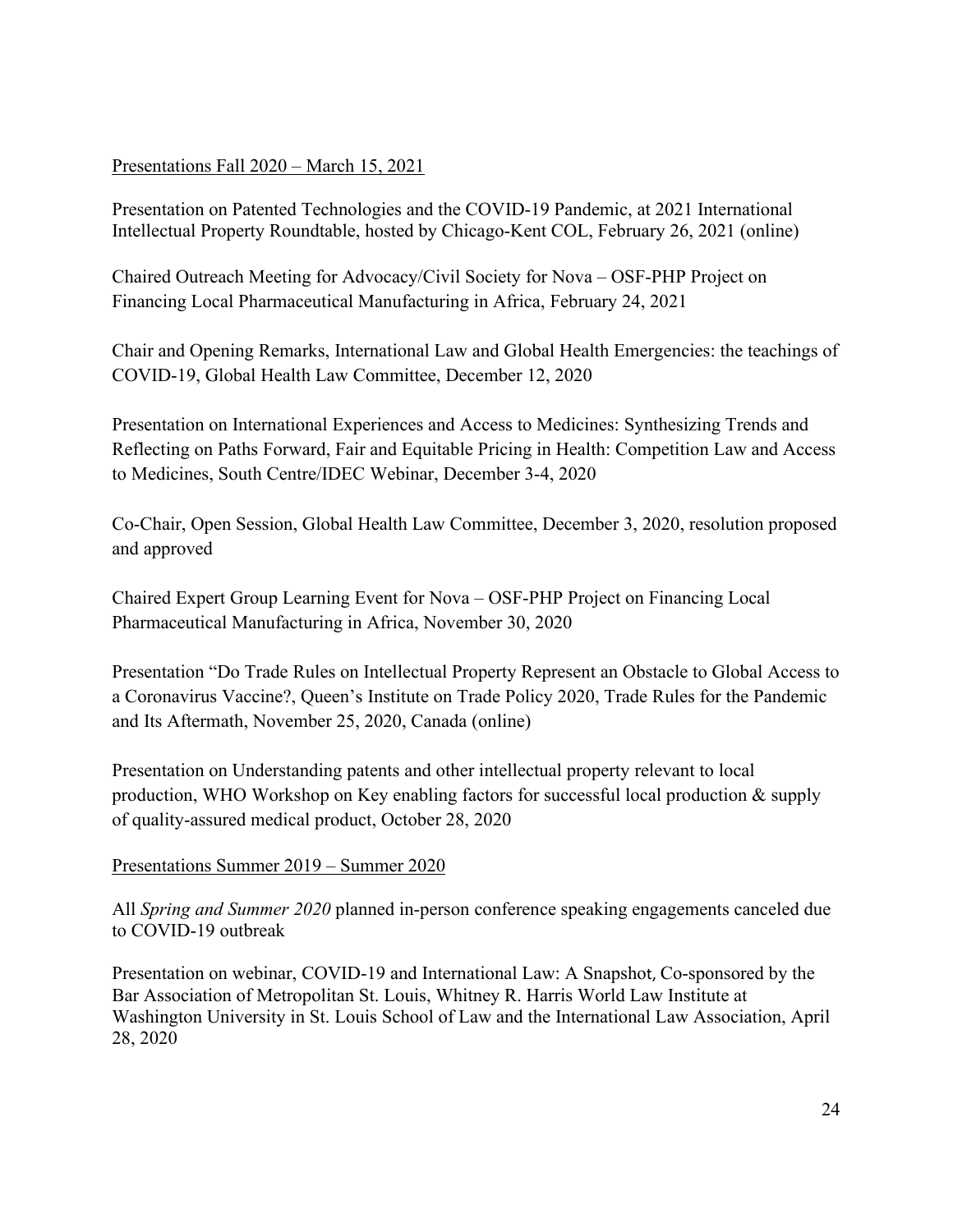<u>Presentations Fall 2020 – March 15, 2021</u>

Presentation on Patented Technologies and the COVID-19 Pandemic, at 2021 International Intellectual Property Roundtable, hosted by Chicago-Kent COL, February 26, 2021 (online)

Chaired Outreach Meeting for Advocacy/Civil Society for Nova – OSF-PHP Project on Financing Local Pharmaceutical Manufacturing in Africa, February 24, 2021

Chair and Opening Remarks, International Law and Global Health Emergencies: the teachings of COVID-19, Global Health Law Committee, December 12, 2020

Presentation on International Experiences and Access to Medicines: Synthesizing Trends and Reflecting on Paths Forward, Fair and Equitable Pricing in Health: Competition Law and Access to Medicines, South Centre/IDEC Webinar, December 3-4, 2020

Co-Chair, Open Session, Global Health Law Committee, December 3, 2020, resolution proposed and approved

Chaired Expert Group Learning Event for Nova – OSF-PHP Project on Financing Local Pharmaceutical Manufacturing in Africa, November 30, 2020

Presentation "Do Trade Rules on Intellectual Property Represent an Obstacle to Global Access to a Coronavirus Vaccine?, Queen's Institute on Trade Policy 2020, Trade Rules for the Pandemic and Its Aftermath, November 25, 2020, Canada (online)

Presentation on Understanding patents and other intellectual property relevant to local production, WHO Workshop on Key enabling factors for successful local production & supply of quality-assured medical product, October 28, 2020

<u>Presentations Summer 2019 – Summer 2020</u>

All *Spring and Summer 2020* planned in-person conference speaking engagements canceled due to COVID-19 outbreak

Presentation on webinar, COVID-19 and International Law: A Snapshot, Co-sponsored by the Bar Association of Metropolitan St. Louis, Whitney R. Harris World Law Institute at Washington University in St. Louis School of Law and the International Law Association, April 28, 2020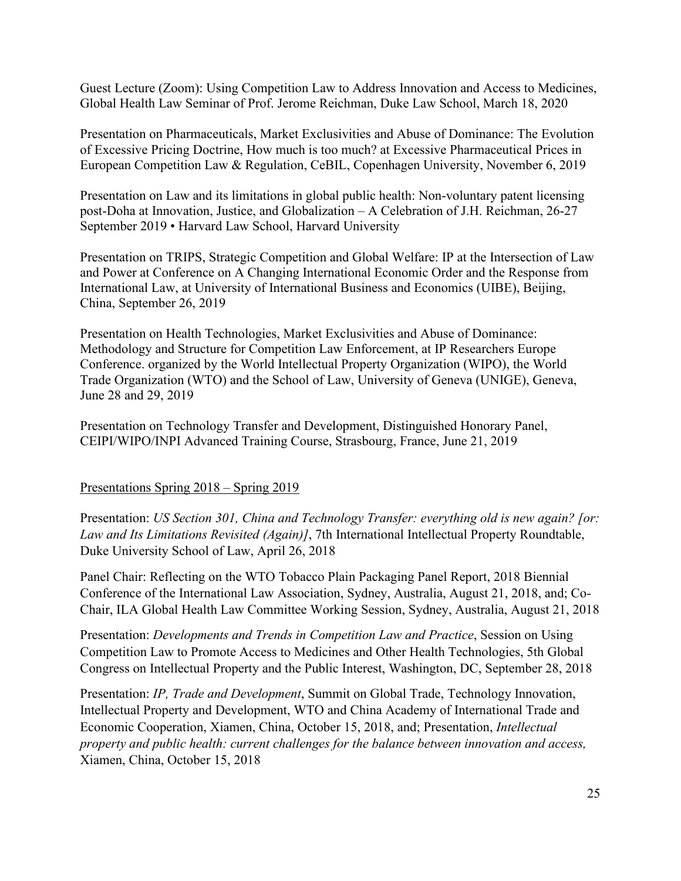Guest Lecture (Zoom): Using Competition Law to Address Innovation and Access to Medicines, Global Health Law Seminar of Prof. Jerome Reichman, Duke Law School, March 18, 2020

Presentation on Pharmaceuticals, Market Exclusivities and Abuse of Dominance: The Evolution of Excessive Pricing Doctrine, How much is too much? at Excessive Pharmaceutical Prices in European Competition Law & Regulation, CeBIL, Copenhagen University, November 6, 2019

Presentation on Law and its limitations in global public health: Non-voluntary patent licensing post-Doha at Innovation, Justice, and Globalization – A Celebration of J.H. Reichman, 26-27 September 2019 • Harvard Law School, Harvard University

Presentation on TRIPS, Strategic Competition and Global Welfare: IP at the Intersection of Law and Power at Conference on A Changing International Economic Order and the Response from International Law, at University of International Business and Economics (UIBE), Beijing, China, September 26, 2019

Presentation on Health Technologies, Market Exclusivities and Abuse of Dominance: Methodology and Structure for Competition Law Enforcement, at IP Researchers Europe Conference. organized by the World Intellectual Property Organization (WIPO), the World Trade Organization (WTO) and the School of Law, University of Geneva (UNIGE), Geneva, June 28 and 29, 2019

Presentation on Technology Transfer and Development, Distinguished Honorary Panel, CEIPI/WIPO/INPI Advanced Training Course, Strasbourg, France, June 21, 2019

<u>Presentations Spring 2018 – Spring 2019</u>

Presentation: *US Section 301, China and Technology Transfer: everything old is new again? [or: Law and Its Limitations Revisited (Again)]*, 7th International Intellectual Property Roundtable, Duke University School of Law, April 26, 2018

Panel Chair: Reflecting on the WTO Tobacco Plain Packaging Panel Report, 2018 Biennial Conference of the International Law Association, Sydney, Australia, August 21, 2018, and; Co-Chair, ILA Global Health Law Committee Working Session, Sydney, Australia, August 21, 2018

Presentation: *Developments and Trends in Competition Law and Practice*, Session on Using Competition Law to Promote Access to Medicines and Other Health Technologies, 5th Global Congress on Intellectual Property and the Public Interest, Washington, DC, September 28, 2018

Presentation: *IP, Trade and Development*, Summit on Global Trade, Technology Innovation, Intellectual Property and Development, WTO and China Academy of International Trade and Economic Cooperation, Xiamen, China, October 15, 2018, and; Presentation, *Intellectual property and public health: current challenges for the balance between innovation and access,* Xiamen, China, October 15, 2018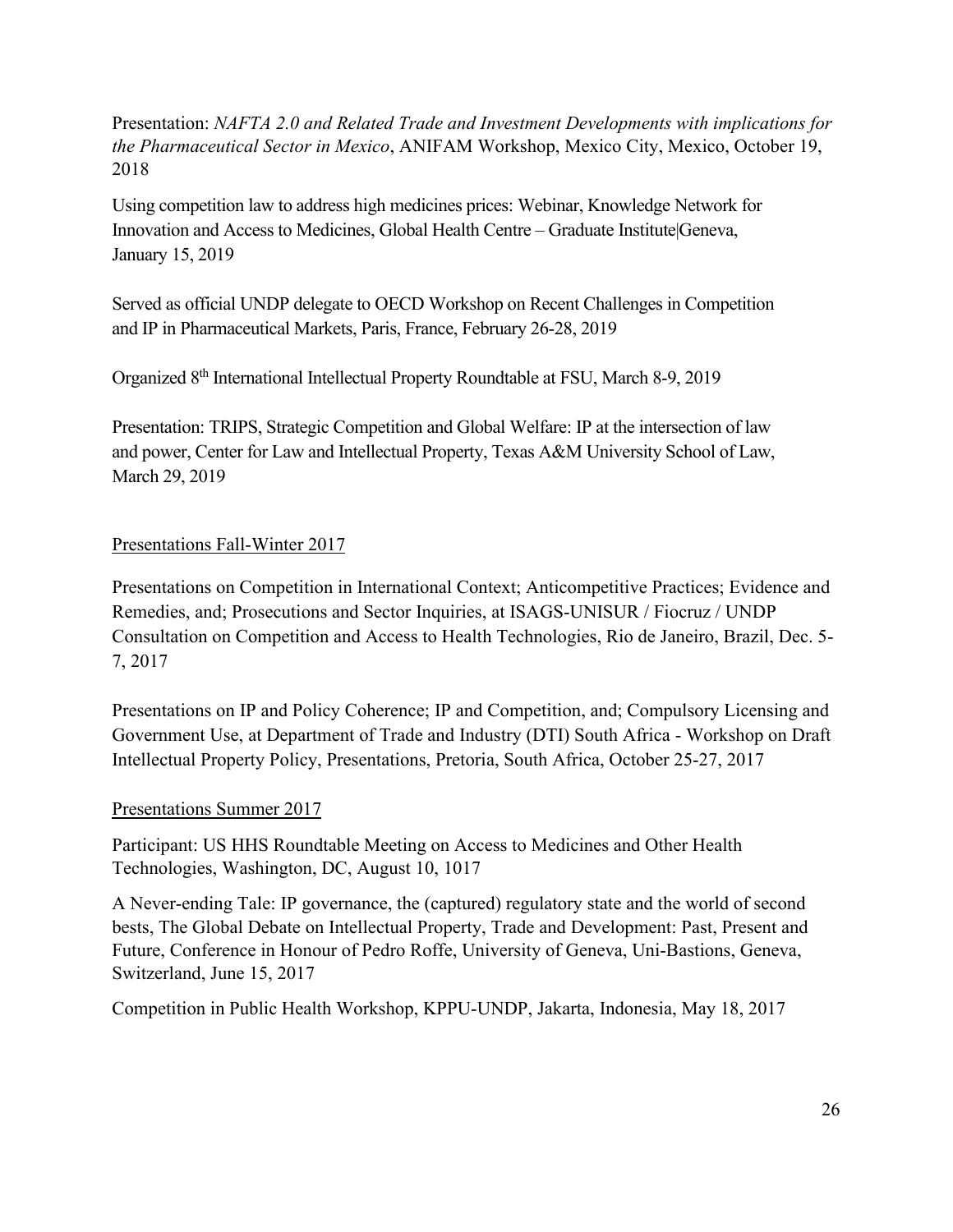Presentation: *NAFTA 2.0 and Related Trade and Investment Developments with implications for the Pharmaceutical Sector in Mexico*, ANIFAM Workshop, Mexico City, Mexico, October 19, 2018

Using competition law to address high medicines prices: Webinar, Knowledge Network for Innovation and Access to Medicines, Global Health Centre – Graduate Institute|Geneva, January 15, 2019

Served as official UNDP delegate to OECD Workshop on Recent Challenges in Competition and IP in Pharmaceutical Markets, Paris, France, February 26-28, 2019

Organized 8th International Intellectual Property Roundtable at FSU, March 8-9, 2019

Presentation: TRIPS, Strategic Competition and Global Welfare: IP at the intersection of law and power, Center for Law and Intellectual Property, Texas A&M University School of Law, March 29, 2019

<u>Presentations Fall-Winter 2017</u>

Presentations on Competition in International Context; Anticompetitive Practices; Evidence and Remedies, and; Prosecutions and Sector Inquiries, at ISAGS-UNISUR / Fiocruz / UNDP Consultation on Competition and Access to Health Technologies, Rio de Janeiro, Brazil, Dec. 5-7, 2017

Presentations on IP and Policy Coherence; IP and Competition, and; Compulsory Licensing and Government Use, at Department of Trade and Industry (DTI) South Africa - Workshop on Draft Intellectual Property Policy, Presentations, Pretoria, South Africa, October 25-27, 2017

<u>Presentations Summer 2017</u>

Participant: US HHS Roundtable Meeting on Access to Medicines and Other Health Technologies, Washington, DC, August 10, 1017

A Never-ending Tale: IP governance, the (captured) regulatory state and the world of second bests, The Global Debate on Intellectual Property, Trade and Development: Past, Present and Future, Conference in Honour of Pedro Roffe, University of Geneva, Uni-Bastions, Geneva, Switzerland, June 15, 2017

Competition in Public Health Workshop, KPPU-UNDP, Jakarta, Indonesia, May 18, 2017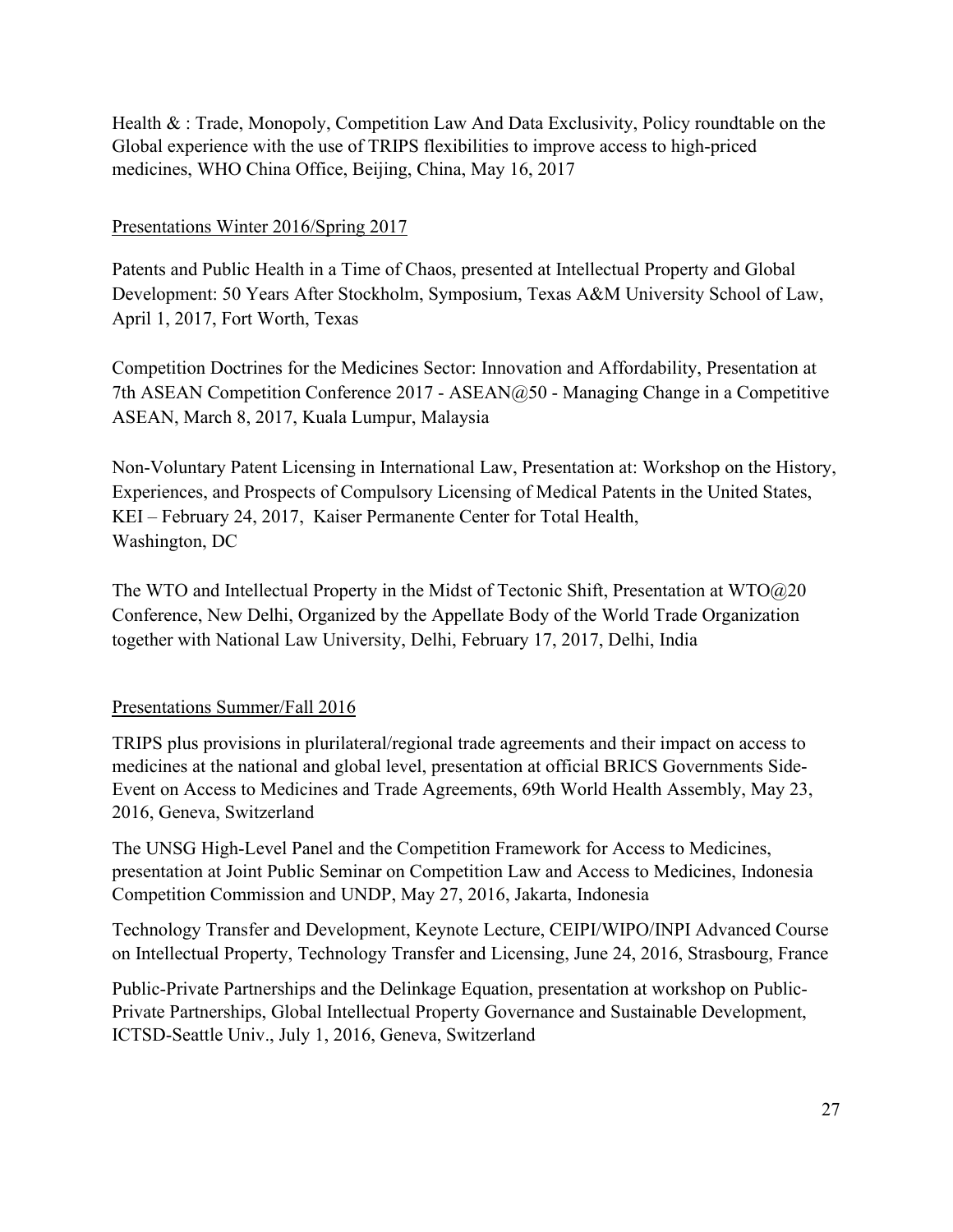Health & : Trade, Monopoly, Competition Law And Data Exclusivity, Policy roundtable on the Global experience with the use of TRIPS flexibilities to improve access to high-priced medicines, WHO China Office, Beijing, China, May 16, 2017

<u>Presentations Winter 2016/Spring 2017</u>

Patents and Public Health in a Time of Chaos, presented at Intellectual Property and Global Development: 50 Years After Stockholm, Symposium, Texas A&M University School of Law, April 1, 2017, Fort Worth, Texas

Competition Doctrines for the Medicines Sector: Innovation and Affordability, Presentation at 7th ASEAN Competition Conference 2017 - ASEAN@50 - Managing Change in a Competitive ASEAN, March 8, 2017, Kuala Lumpur, Malaysia

Non-Voluntary Patent Licensing in International Law, Presentation at: Workshop on the History, Experiences, and Prospects of Compulsory Licensing of Medical Patents in the United States, KEI – February 24, 2017, Kaiser Permanente Center for Total Health, Washington, DC

The WTO and Intellectual Property in the Midst of Tectonic Shift, Presentation at WTO@20 Conference, New Delhi, Organized by the Appellate Body of the World Trade Organization together with National Law University, Delhi, February 17, 2017, Delhi, India

<u>Presentations Summer/Fall 2016</u>

TRIPS plus provisions in plurilateral/regional trade agreements and their impact on access to medicines at the national and global level, presentation at official BRICS Governments Side-Event on Access to Medicines and Trade Agreements, 69th World Health Assembly, May 23, 2016, Geneva, Switzerland

The UNSG High-Level Panel and the Competition Framework for Access to Medicines, presentation at Joint Public Seminar on Competition Law and Access to Medicines, Indonesia Competition Commission and UNDP, May 27, 2016, Jakarta, Indonesia

Technology Transfer and Development, Keynote Lecture, CEIPI/WIPO/INPI Advanced Course on Intellectual Property, Technology Transfer and Licensing, June 24, 2016, Strasbourg, France

Public-Private Partnerships and the Delinkage Equation, presentation at workshop on Public-Private Partnerships, Global Intellectual Property Governance and Sustainable Development, ICTSD-Seattle Univ., July 1, 2016, Geneva, Switzerland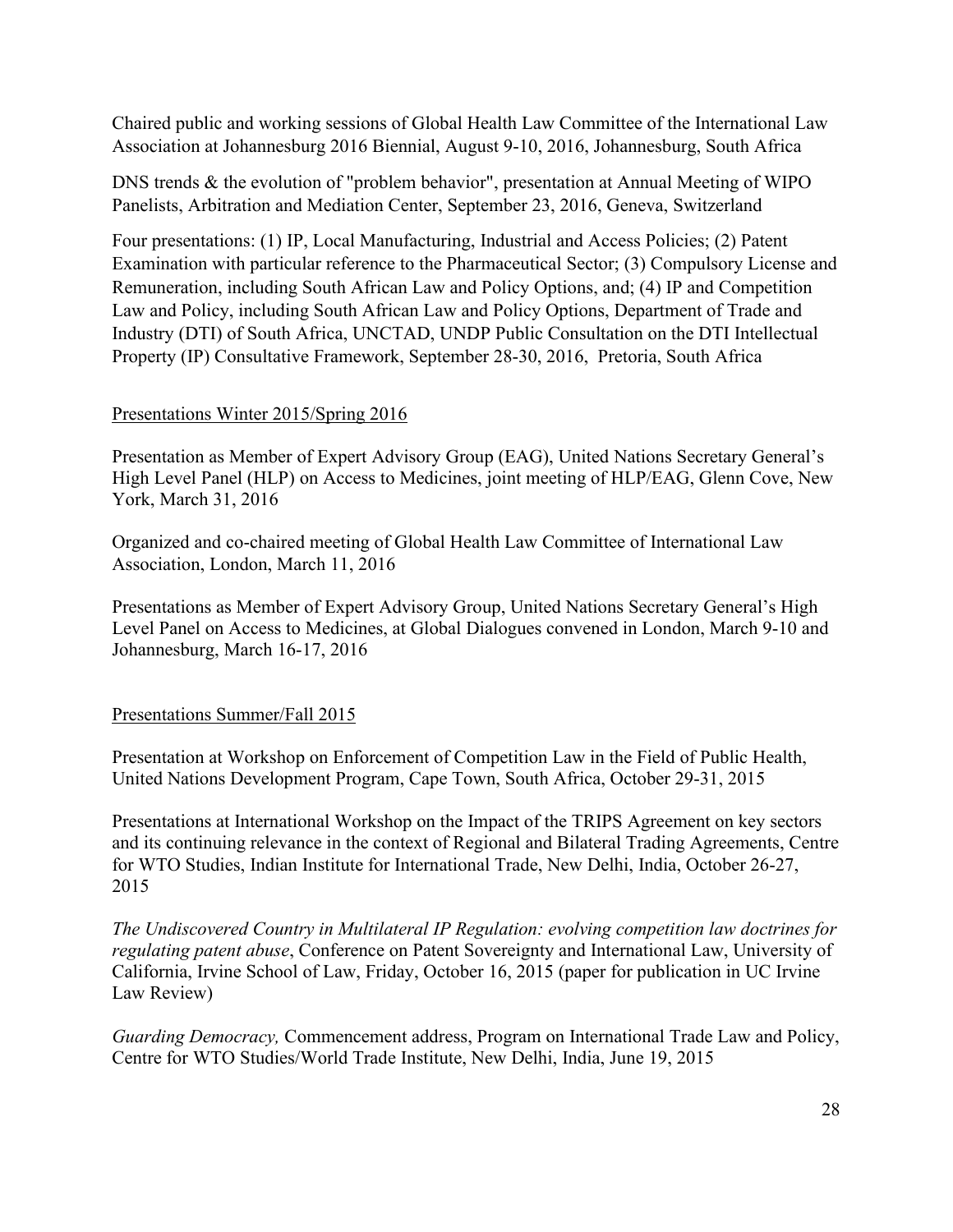Chaired public and working sessions of Global Health Law Committee of the International Law Association at Johannesburg 2016 Biennial, August 9-10, 2016, Johannesburg, South Africa

DNS trends & the evolution of "problem behavior", presentation at Annual Meeting of WIPO Panelists, Arbitration and Mediation Center, September 23, 2016, Geneva, Switzerland

Four presentations: (1) IP, Local Manufacturing, Industrial and Access Policies; (2) Patent Examination with particular reference to the Pharmaceutical Sector; (3) Compulsory License and Remuneration, including South African Law and Policy Options, and; (4) IP and Competition Law and Policy, including South African Law and Policy Options, Department of Trade and Industry (DTI) of South Africa, UNCTAD, UNDP Public Consultation on the DTI Intellectual Property (IP) Consultative Framework, September 28-30, 2016, Pretoria, South Africa

<u>Presentations Winter 2015/Spring 2016</u>

Presentation as Member of Expert Advisory Group (EAG), United Nations Secretary General's High Level Panel (HLP) on Access to Medicines, joint meeting of HLP/EAG, Glenn Cove, New York, March 31, 2016

Organized and co-chaired meeting of Global Health Law Committee of International Law Association, London, March 11, 2016

Presentations as Member of Expert Advisory Group, United Nations Secretary General's High Level Panel on Access to Medicines, at Global Dialogues convened in London, March 9-10 and Johannesburg, March 16-17, 2016

<u>Presentations Summer/Fall 2015</u>

Presentation at Workshop on Enforcement of Competition Law in the Field of Public Health, United Nations Development Program, Cape Town, South Africa, October 29-31, 2015

Presentations at International Workshop on the Impact of the TRIPS Agreement on key sectors and its continuing relevance in the context of Regional and Bilateral Trading Agreements, Centre for WTO Studies, Indian Institute for International Trade, New Delhi, India, October 26-27, 2015

*The Undiscovered Country in Multilateral IP Regulation: evolving competition law doctrines for regulating patent abuse*, Conference on Patent Sovereignty and International Law, University of California, Irvine School of Law, Friday, October 16, 2015 (paper for publication in UC Irvine Law Review)

*Guarding Democracy,* Commencement address, Program on International Trade Law and Policy, Centre for WTO Studies/World Trade Institute, New Delhi, India, June 19, 2015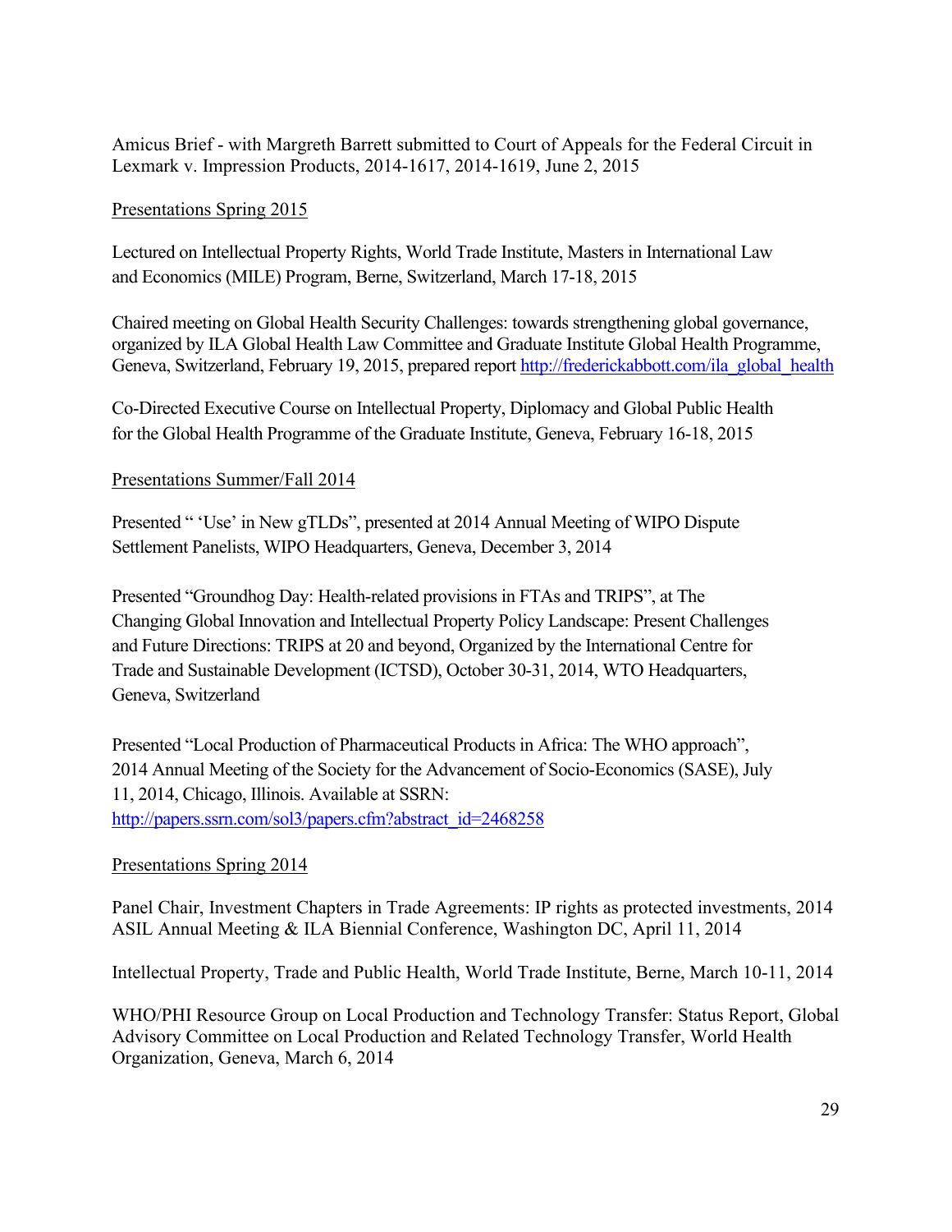Amicus Brief - with Margreth Barrett submitted to Court of Appeals for the Federal Circuit in Lexmark v. Impression Products, 2014-1617, 2014-1619, June 2, 2015

<u>Presentations Spring 2015</u>

Lectured on Intellectual Property Rights, World Trade Institute, Masters in International Law and Economics (MILE) Program, Berne, Switzerland, March 17-18, 2015

Chaired meeting on Global Health Security Challenges: towards strengthening global governance, organized by ILA Global Health Law Committee and Graduate Institute Global Health Programme, Geneva, Switzerland, February 19, 2015, prepared report http://frederickabbott.com/ila_global_health

Co-Directed Executive Course on Intellectual Property, Diplomacy and Global Public Health for the Global Health Programme of the Graduate Institute, Geneva, February 16-18, 2015

<u>Presentations Summer/Fall 2014</u>

Presented " 'Use' in New gTLDs", presented at 2014 Annual Meeting of WIPO Dispute Settlement Panelists, WIPO Headquarters, Geneva, December 3, 2014

Presented "Groundhog Day: Health-related provisions in FTAs and TRIPS", at The Changing Global Innovation and Intellectual Property Policy Landscape: Present Challenges and Future Directions: TRIPS at 20 and beyond, Organized by the International Centre for Trade and Sustainable Development (ICTSD), October 30-31, 2014, WTO Headquarters, Geneva, Switzerland

Presented "Local Production of Pharmaceutical Products in Africa: The WHO approach", 2014 Annual Meeting of the Society for the Advancement of Socio-Economics (SASE), July 11, 2014, Chicago, Illinois. Available at SSRN: http://papers.ssrn.com/sol3/papers.cfm?abstract_id=2468258

<u>Presentations Spring 2014</u>

Panel Chair, Investment Chapters in Trade Agreements: IP rights as protected investments, 2014 ASIL Annual Meeting & ILA Biennial Conference, Washington DC, April 11, 2014

Intellectual Property, Trade and Public Health, World Trade Institute, Berne, March 10-11, 2014

WHO/PHI Resource Group on Local Production and Technology Transfer: Status Report, Global Advisory Committee on Local Production and Related Technology Transfer, World Health Organization, Geneva, March 6, 2014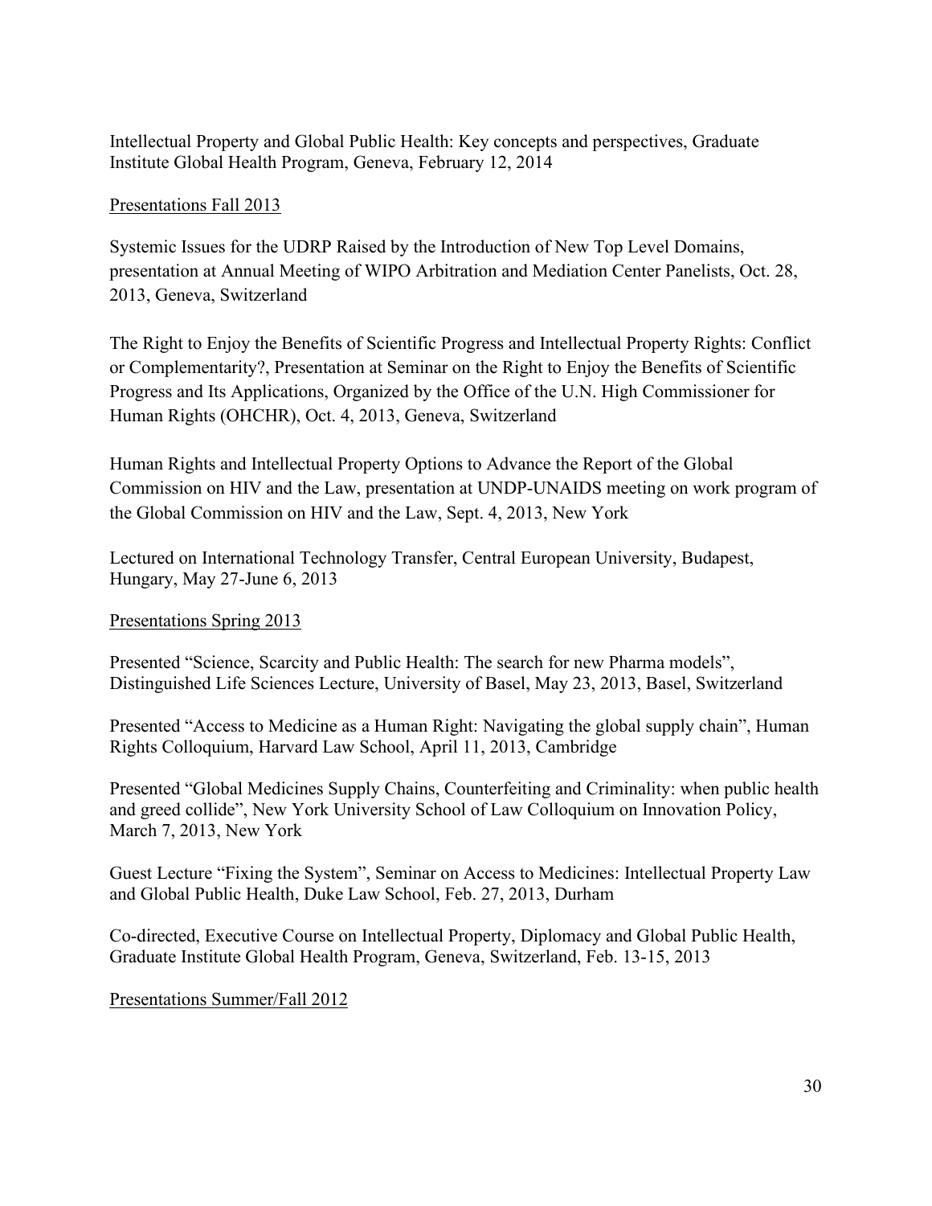Intellectual Property and Global Public Health: Key concepts and perspectives, Graduate Institute Global Health Program, Geneva, February 12, 2014

<u>Presentations Fall 2013</u>

Systemic Issues for the UDRP Raised by the Introduction of New Top Level Domains, presentation at Annual Meeting of WIPO Arbitration and Mediation Center Panelists, Oct. 28, 2013, Geneva, Switzerland

The Right to Enjoy the Benefits of Scientific Progress and Intellectual Property Rights: Conflict or Complementarity?, Presentation at Seminar on the Right to Enjoy the Benefits of Scientific Progress and Its Applications, Organized by the Office of the U.N. High Commissioner for Human Rights (OHCHR), Oct. 4, 2013, Geneva, Switzerland

Human Rights and Intellectual Property Options to Advance the Report of the Global Commission on HIV and the Law, presentation at UNDP-UNAIDS meeting on work program of the Global Commission on HIV and the Law, Sept. 4, 2013, New York

Lectured on International Technology Transfer, Central European University, Budapest, Hungary, May 27-June 6, 2013

<u>Presentations Spring 2013</u>

Presented "Science, Scarcity and Public Health: The search for new Pharma models", Distinguished Life Sciences Lecture, University of Basel, May 23, 2013, Basel, Switzerland

Presented "Access to Medicine as a Human Right: Navigating the global supply chain", Human Rights Colloquium, Harvard Law School, April 11, 2013, Cambridge

Presented "Global Medicines Supply Chains, Counterfeiting and Criminality: when public health and greed collide", New York University School of Law Colloquium on Innovation Policy, March 7, 2013, New York

Guest Lecture "Fixing the System", Seminar on Access to Medicines: Intellectual Property Law and Global Public Health, Duke Law School, Feb. 27, 2013, Durham

Co-directed, Executive Course on Intellectual Property, Diplomacy and Global Public Health, Graduate Institute Global Health Program, Geneva, Switzerland, Feb. 13-15, 2013

<u>Presentations Summer/Fall 2012</u>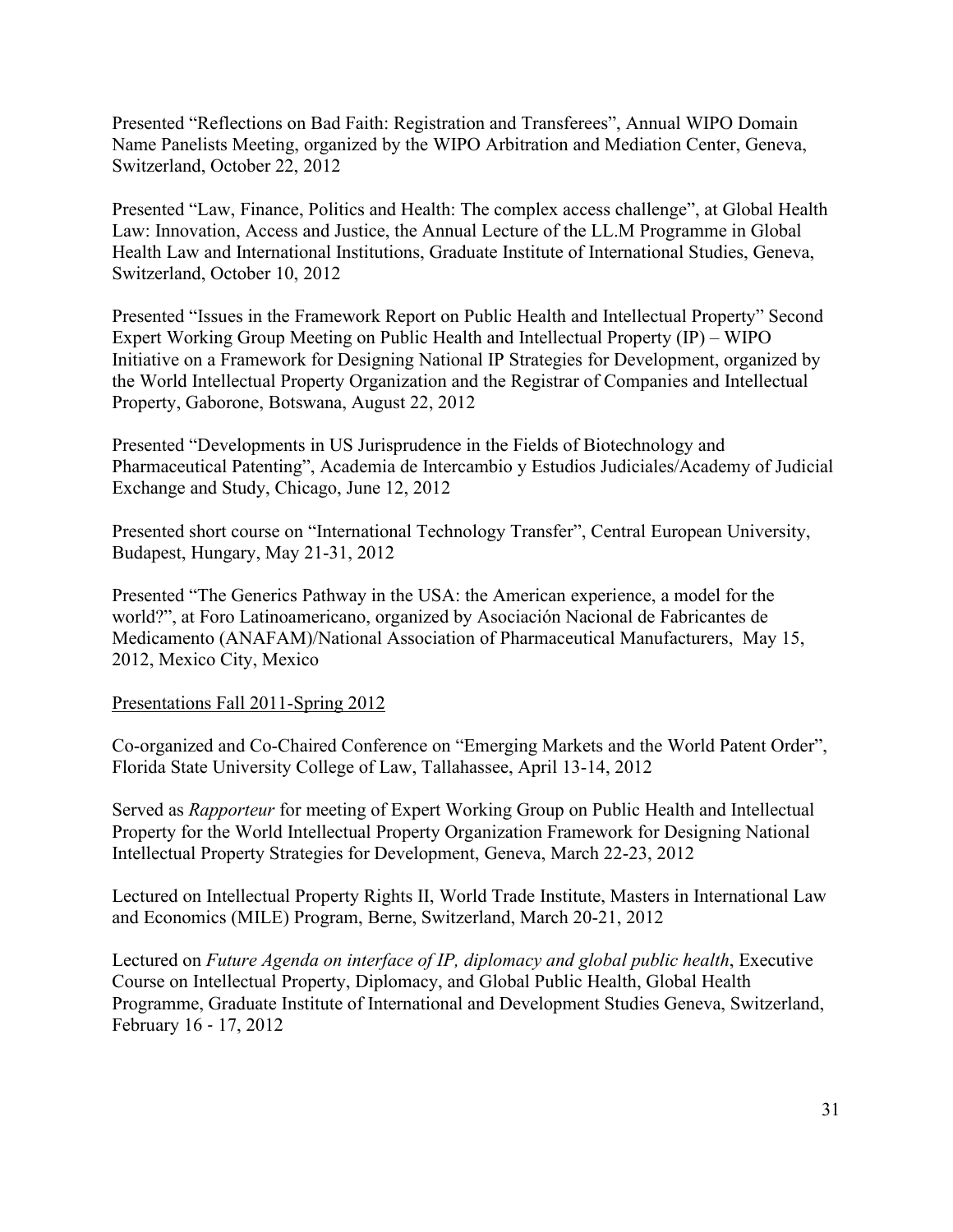Presented "Reflections on Bad Faith: Registration and Transferees", Annual WIPO Domain Name Panelists Meeting, organized by the WIPO Arbitration and Mediation Center, Geneva, Switzerland, October 22, 2012

Presented "Law, Finance, Politics and Health: The complex access challenge", at Global Health Law: Innovation, Access and Justice, the Annual Lecture of the LL.M Programme in Global Health Law and International Institutions, Graduate Institute of International Studies, Geneva, Switzerland, October 10, 2012

Presented "Issues in the Framework Report on Public Health and Intellectual Property" Second Expert Working Group Meeting on Public Health and Intellectual Property (IP) – WIPO Initiative on a Framework for Designing National IP Strategies for Development, organized by the World Intellectual Property Organization and the Registrar of Companies and Intellectual Property, Gaborone, Botswana, August 22, 2012

Presented "Developments in US Jurisprudence in the Fields of Biotechnology and Pharmaceutical Patenting", Academia de Intercambio y Estudios Judiciales/Academy of Judicial Exchange and Study, Chicago, June 12, 2012

Presented short course on "International Technology Transfer", Central European University, Budapest, Hungary, May 21-31, 2012

Presented "The Generics Pathway in the USA: the American experience, a model for the world?", at Foro Latinoamericano, organized by Asociación Nacional de Fabricantes de Medicamento (ANAFAM)/National Association of Pharmaceutical Manufacturers, May 15, 2012, Mexico City, Mexico

<u>Presentations Fall 2011-Spring 2012</u>

Co-organized and Co-Chaired Conference on "Emerging Markets and the World Patent Order", Florida State University College of Law, Tallahassee, April 13-14, 2012

Served as *Rapporteur* for meeting of Expert Working Group on Public Health and Intellectual Property for the World Intellectual Property Organization Framework for Designing National Intellectual Property Strategies for Development, Geneva, March 22-23, 2012

Lectured on Intellectual Property Rights II, World Trade Institute, Masters in International Law and Economics (MILE) Program, Berne, Switzerland, March 20-21, 2012

Lectured on *Future Agenda on interface of IP, diplomacy and global public health*, Executive Course on Intellectual Property, Diplomacy, and Global Public Health, Global Health Programme, Graduate Institute of International and Development Studies Geneva, Switzerland, February 16 - 17, 2012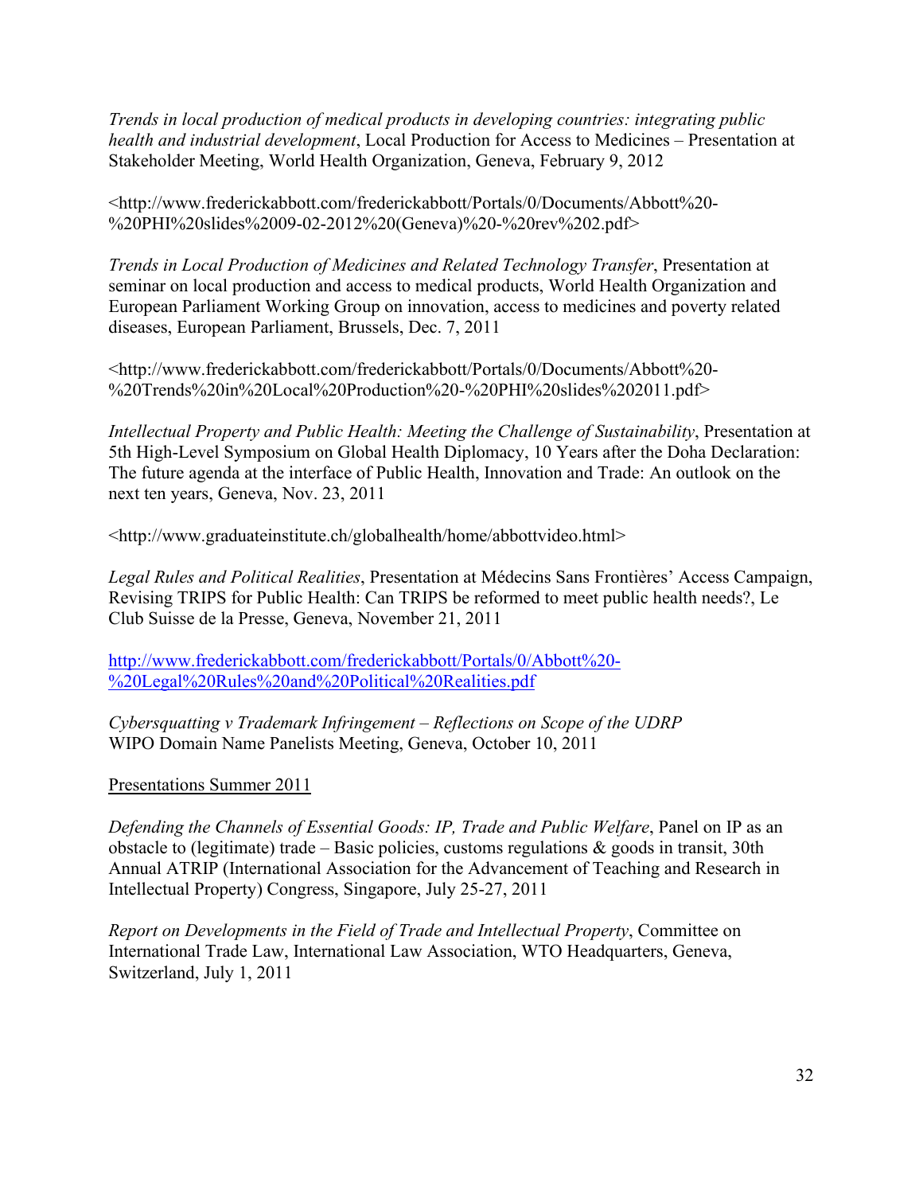*Trends in local production of medical products in developing countries: integrating public health and industrial development*, Local Production for Access to Medicines – Presentation at Stakeholder Meeting, World Health Organization, Geneva, February 9, 2012

<http://www.frederickabbott.com/frederickabbott/Portals/0/Documents/Abbott%20-%20PHI%20slides%2009-02-2012%20(Geneva)%20-%20rev%202.pdf>

*Trends in Local Production of Medicines and Related Technology Transfer*, Presentation at seminar on local production and access to medical products, World Health Organization and European Parliament Working Group on innovation, access to medicines and poverty related diseases, European Parliament, Brussels, Dec. 7, 2011

<http://www.frederickabbott.com/frederickabbott/Portals/0/Documents/Abbott%20-%20Trends%20in%20Local%20Production%20-%20PHI%20slides%202011.pdf>

*Intellectual Property and Public Health: Meeting the Challenge of Sustainability*, Presentation at 5th High-Level Symposium on Global Health Diplomacy, 10 Years after the Doha Declaration: The future agenda at the interface of Public Health, Innovation and Trade: An outlook on the next ten years, Geneva, Nov. 23, 2011

<http://www.graduateinstitute.ch/globalhealth/home/abbottvideo.html>

*Legal Rules and Political Realities*, Presentation at Médecins Sans Frontières' Access Campaign, Revising TRIPS for Public Health: Can TRIPS be reformed to meet public health needs?, Le Club Suisse de la Presse, Geneva, November 21, 2011

http://www.frederickabbott.com/frederickabbott/Portals/0/Abbott%20-%20Legal%20Rules%20and%20Political%20Realities.pdf

*Cybersquatting v Trademark Infringement – Reflections on Scope of the UDRP* WIPO Domain Name Panelists Meeting, Geneva, October 10, 2011

Presentations Summer 2011

*Defending the Channels of Essential Goods: IP, Trade and Public Welfare*, Panel on IP as an obstacle to (legitimate) trade – Basic policies, customs regulations & goods in transit, 30th Annual ATRIP (International Association for the Advancement of Teaching and Research in Intellectual Property) Congress, Singapore, July 25-27, 2011

*Report on Developments in the Field of Trade and Intellectual Property*, Committee on International Trade Law, International Law Association, WTO Headquarters, Geneva, Switzerland, July 1, 2011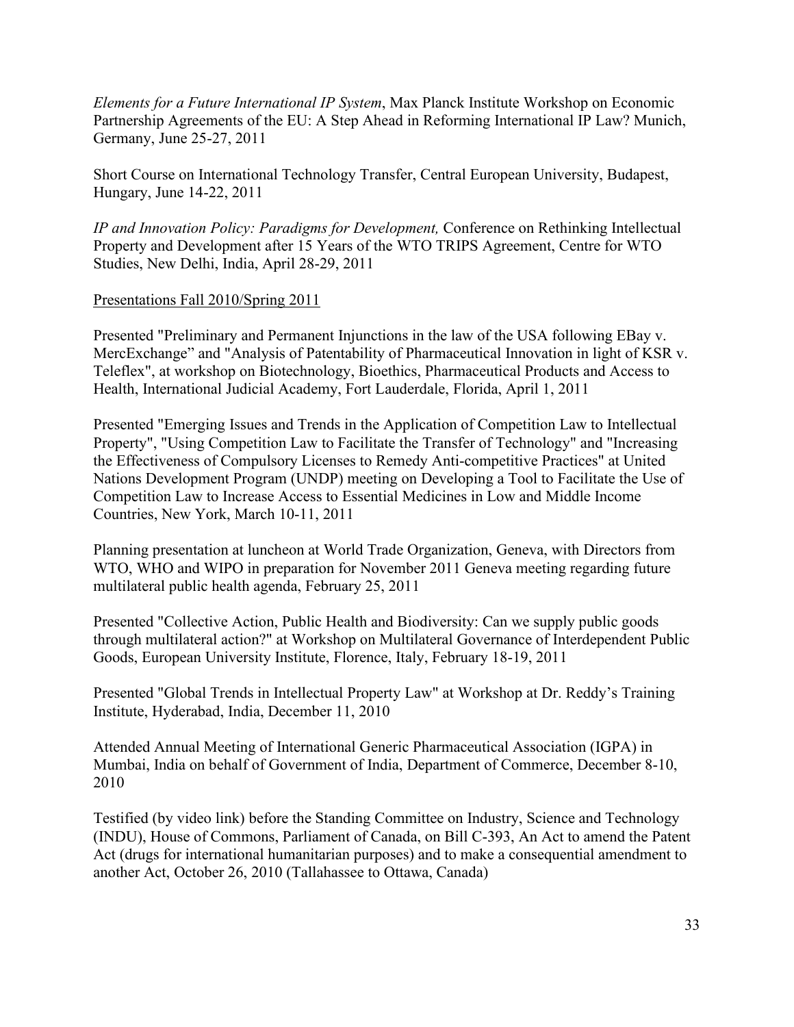*Elements for a Future International IP System*, Max Planck Institute Workshop on Economic Partnership Agreements of the EU: A Step Ahead in Reforming International IP Law? Munich, Germany, June 25-27, 2011

Short Course on International Technology Transfer, Central European University, Budapest, Hungary, June 14-22, 2011

*IP and Innovation Policy: Paradigms for Development,* Conference on Rethinking Intellectual Property and Development after 15 Years of the WTO TRIPS Agreement, Centre for WTO Studies, New Delhi, India, April 28-29, 2011

<u>Presentations Fall 2010/Spring 2011</u>

Presented "Preliminary and Permanent Injunctions in the law of the USA following EBay v. MercExchange" and "Analysis of Patentability of Pharmaceutical Innovation in light of KSR v. Teleflex", at workshop on Biotechnology, Bioethics, Pharmaceutical Products and Access to Health, International Judicial Academy, Fort Lauderdale, Florida, April 1, 2011

Presented "Emerging Issues and Trends in the Application of Competition Law to Intellectual Property", "Using Competition Law to Facilitate the Transfer of Technology" and "Increasing the Effectiveness of Compulsory Licenses to Remedy Anti-competitive Practices" at United Nations Development Program (UNDP) meeting on Developing a Tool to Facilitate the Use of Competition Law to Increase Access to Essential Medicines in Low and Middle Income Countries, New York, March 10-11, 2011

Planning presentation at luncheon at World Trade Organization, Geneva, with Directors from WTO, WHO and WIPO in preparation for November 2011 Geneva meeting regarding future multilateral public health agenda, February 25, 2011

Presented "Collective Action, Public Health and Biodiversity: Can we supply public goods through multilateral action?" at Workshop on Multilateral Governance of Interdependent Public Goods, European University Institute, Florence, Italy, February 18-19, 2011

Presented "Global Trends in Intellectual Property Law" at Workshop at Dr. Reddy's Training Institute, Hyderabad, India, December 11, 2010

Attended Annual Meeting of International Generic Pharmaceutical Association (IGPA) in Mumbai, India on behalf of Government of India, Department of Commerce, December 8-10, 2010

Testified (by video link) before the Standing Committee on Industry, Science and Technology (INDU), House of Commons, Parliament of Canada, on Bill C-393, An Act to amend the Patent Act (drugs for international humanitarian purposes) and to make a consequential amendment to another Act, October 26, 2010 (Tallahassee to Ottawa, Canada)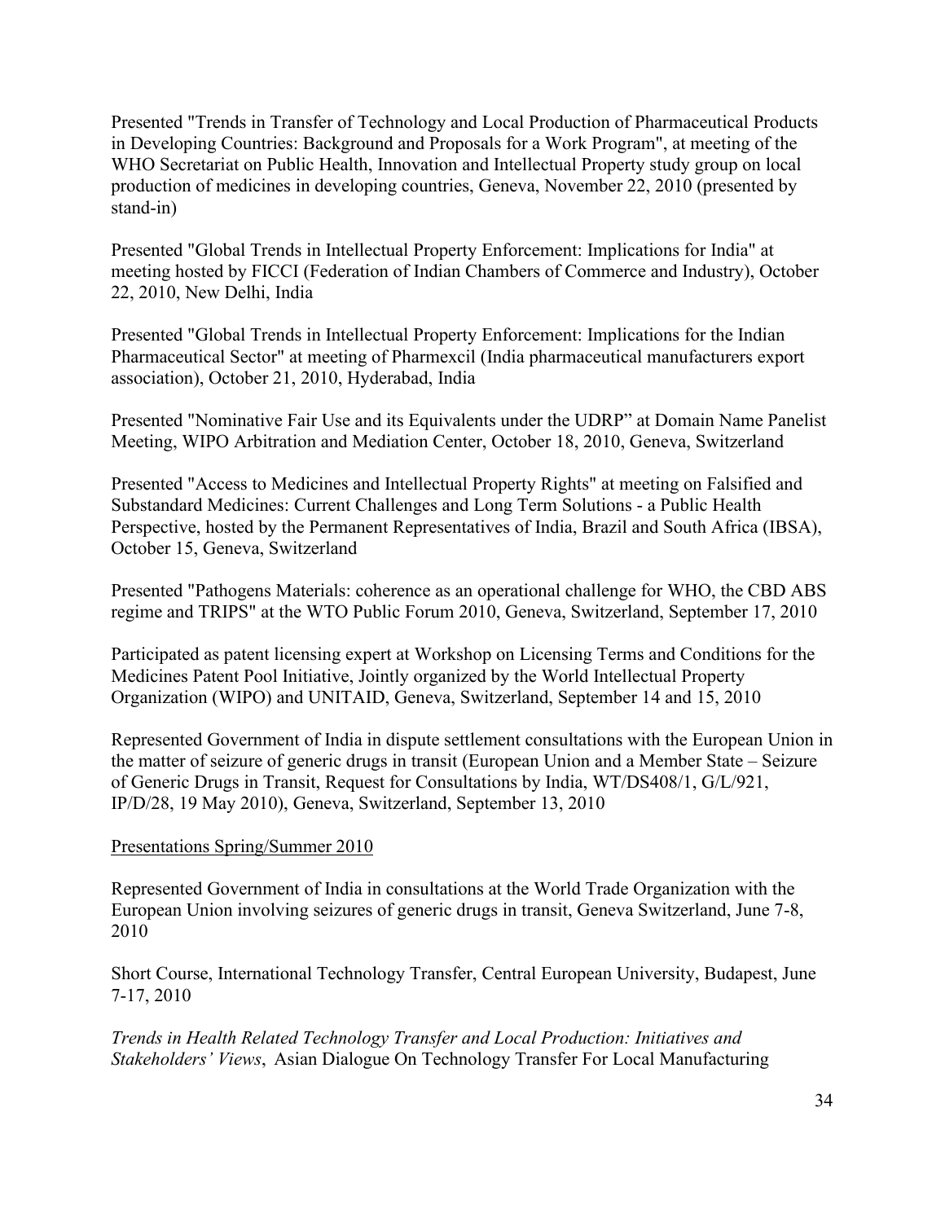Presented "Trends in Transfer of Technology and Local Production of Pharmaceutical Products in Developing Countries: Background and Proposals for a Work Program", at meeting of the WHO Secretariat on Public Health, Innovation and Intellectual Property study group on local production of medicines in developing countries, Geneva, November 22, 2010 (presented by stand-in)

Presented "Global Trends in Intellectual Property Enforcement: Implications for India" at meeting hosted by FICCI (Federation of Indian Chambers of Commerce and Industry), October 22, 2010, New Delhi, India

Presented "Global Trends in Intellectual Property Enforcement: Implications for the Indian Pharmaceutical Sector" at meeting of Pharmexcil (India pharmaceutical manufacturers export association), October 21, 2010, Hyderabad, India

Presented "Nominative Fair Use and its Equivalents under the UDRP" at Domain Name Panelist Meeting, WIPO Arbitration and Mediation Center, October 18, 2010, Geneva, Switzerland

Presented "Access to Medicines and Intellectual Property Rights" at meeting on Falsified and Substandard Medicines: Current Challenges and Long Term Solutions - a Public Health Perspective, hosted by the Permanent Representatives of India, Brazil and South Africa (IBSA), October 15, Geneva, Switzerland

Presented "Pathogens Materials: coherence as an operational challenge for WHO, the CBD ABS regime and TRIPS" at the WTO Public Forum 2010, Geneva, Switzerland, September 17, 2010

Participated as patent licensing expert at Workshop on Licensing Terms and Conditions for the Medicines Patent Pool Initiative, Jointly organized by the World Intellectual Property Organization (WIPO) and UNITAID, Geneva, Switzerland, September 14 and 15, 2010

Represented Government of India in dispute settlement consultations with the European Union in the matter of seizure of generic drugs in transit (European Union and a Member State – Seizure of Generic Drugs in Transit, Request for Consultations by India, WT/DS408/1, G/L/921, IP/D/28, 19 May 2010), Geneva, Switzerland, September 13, 2010

<u>Presentations Spring/Summer 2010</u>

Represented Government of India in consultations at the World Trade Organization with the European Union involving seizures of generic drugs in transit, Geneva Switzerland, June 7-8, 2010

Short Course, International Technology Transfer, Central European University, Budapest, June 7-17, 2010

*Trends in Health Related Technology Transfer and Local Production: Initiatives and Stakeholders' Views*, Asian Dialogue On Technology Transfer For Local Manufacturing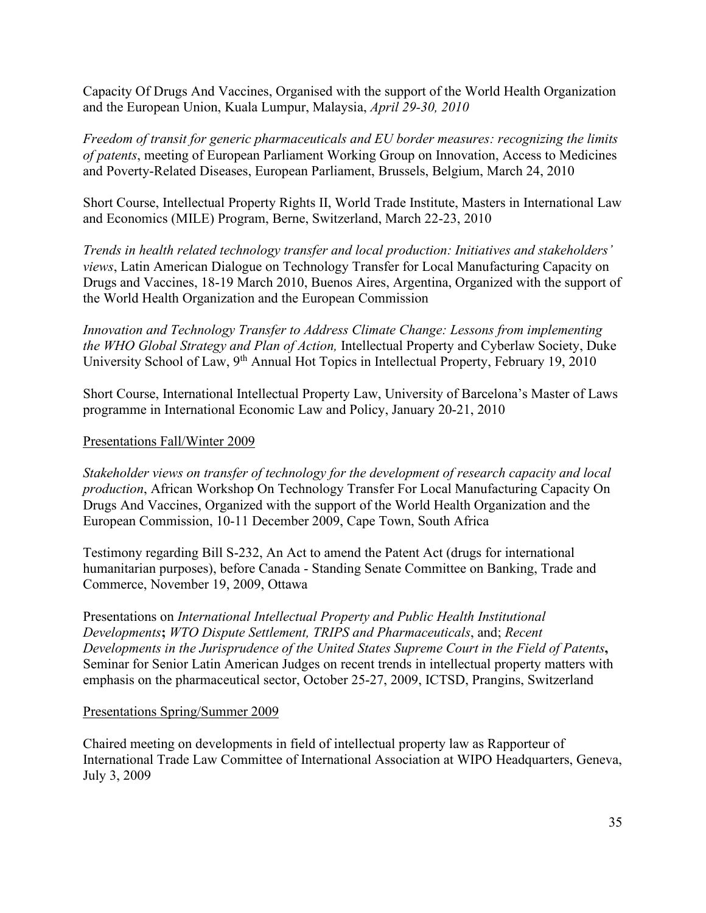Capacity Of Drugs And Vaccines, Organised with the support of the World Health Organization and the European Union, Kuala Lumpur, Malaysia, *April 29-30, 2010*

*Freedom of transit for generic pharmaceuticals and EU border measures: recognizing the limits of patents*, meeting of European Parliament Working Group on Innovation, Access to Medicines and Poverty-Related Diseases, European Parliament, Brussels, Belgium, March 24, 2010

Short Course, Intellectual Property Rights II, World Trade Institute, Masters in International Law and Economics (MILE) Program, Berne, Switzerland, March 22-23, 2010

*Trends in health related technology transfer and local production: Initiatives and stakeholders' views*, Latin American Dialogue on Technology Transfer for Local Manufacturing Capacity on Drugs and Vaccines, 18-19 March 2010, Buenos Aires, Argentina, Organized with the support of the World Health Organization and the European Commission

*Innovation and Technology Transfer to Address Climate Change: Lessons from implementing the WHO Global Strategy and Plan of Action,* Intellectual Property and Cyberlaw Society, Duke University School of Law, 9th Annual Hot Topics in Intellectual Property, February 19, 2010

Short Course, International Intellectual Property Law, University of Barcelona's Master of Laws programme in International Economic Law and Policy, January 20-21, 2010

<u>Presentations Fall/Winter 2009</u>

*Stakeholder views on transfer of technology for the development of research capacity and local production*, African Workshop On Technology Transfer For Local Manufacturing Capacity On Drugs And Vaccines, Organized with the support of the World Health Organization and the European Commission, 10-11 December 2009, Cape Town, South Africa

Testimony regarding Bill S-232, An Act to amend the Patent Act (drugs for international humanitarian purposes), before Canada - Standing Senate Committee on Banking, Trade and Commerce, November 19, 2009, Ottawa

Presentations on *International Intellectual Property and Public Health Institutional Developments*; *WTO Dispute Settlement, TRIPS and Pharmaceuticals*, and; *Recent Developments in the Jurisprudence of the United States Supreme Court in the Field of Patents*, Seminar for Senior Latin American Judges on recent trends in intellectual property matters with emphasis on the pharmaceutical sector, October 25-27, 2009, ICTSD, Prangins, Switzerland

<u>Presentations Spring/Summer 2009</u>

Chaired meeting on developments in field of intellectual property law as Rapporteur of International Trade Law Committee of International Association at WIPO Headquarters, Geneva, July 3, 2009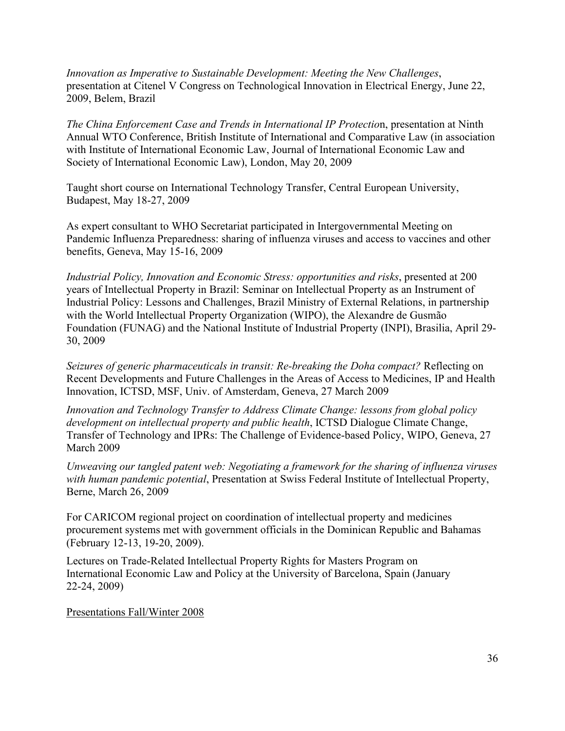*Innovation as Imperative to Sustainable Development: Meeting the New Challenges*, presentation at Citenel V Congress on Technological Innovation in Electrical Energy, June 22, 2009, Belem, Brazil

*The China Enforcement Case and Trends in International IP Protectio*n, presentation at Ninth Annual WTO Conference, British Institute of International and Comparative Law (in association with Institute of International Economic Law, Journal of International Economic Law and Society of International Economic Law), London, May 20, 2009

Taught short course on International Technology Transfer, Central European University, Budapest, May 18-27, 2009

As expert consultant to WHO Secretariat participated in Intergovernmental Meeting on Pandemic Influenza Preparedness: sharing of influenza viruses and access to vaccines and other benefits, Geneva, May 15-16, 2009

*Industrial Policy, Innovation and Economic Stress: opportunities and risks*, presented at 200 years of Intellectual Property in Brazil: Seminar on Intellectual Property as an Instrument of Industrial Policy: Lessons and Challenges, Brazil Ministry of External Relations, in partnership with the World Intellectual Property Organization (WIPO), the Alexandre de Gusmão Foundation (FUNAG) and the National Institute of Industrial Property (INPI), Brasilia, April 29-30, 2009

*Seizures of generic pharmaceuticals in transit: Re-breaking the Doha compact?* Reflecting on Recent Developments and Future Challenges in the Areas of Access to Medicines, IP and Health Innovation, ICTSD, MSF, Univ. of Amsterdam, Geneva, 27 March 2009

*Innovation and Technology Transfer to Address Climate Change: lessons from global policy development on intellectual property and public health*, ICTSD Dialogue Climate Change, Transfer of Technology and IPRs: The Challenge of Evidence-based Policy, WIPO, Geneva, 27 March 2009

*Unweaving our tangled patent web: Negotiating a framework for the sharing of influenza viruses with human pandemic potential*, Presentation at Swiss Federal Institute of Intellectual Property, Berne, March 26, 2009

For CARICOM regional project on coordination of intellectual property and medicines procurement systems met with government officials in the Dominican Republic and Bahamas (February 12-13, 19-20, 2009).

Lectures on Trade-Related Intellectual Property Rights for Masters Program on International Economic Law and Policy at the University of Barcelona, Spain (January 22-24, 2009)

<u>Presentations Fall/Winter 2008</u>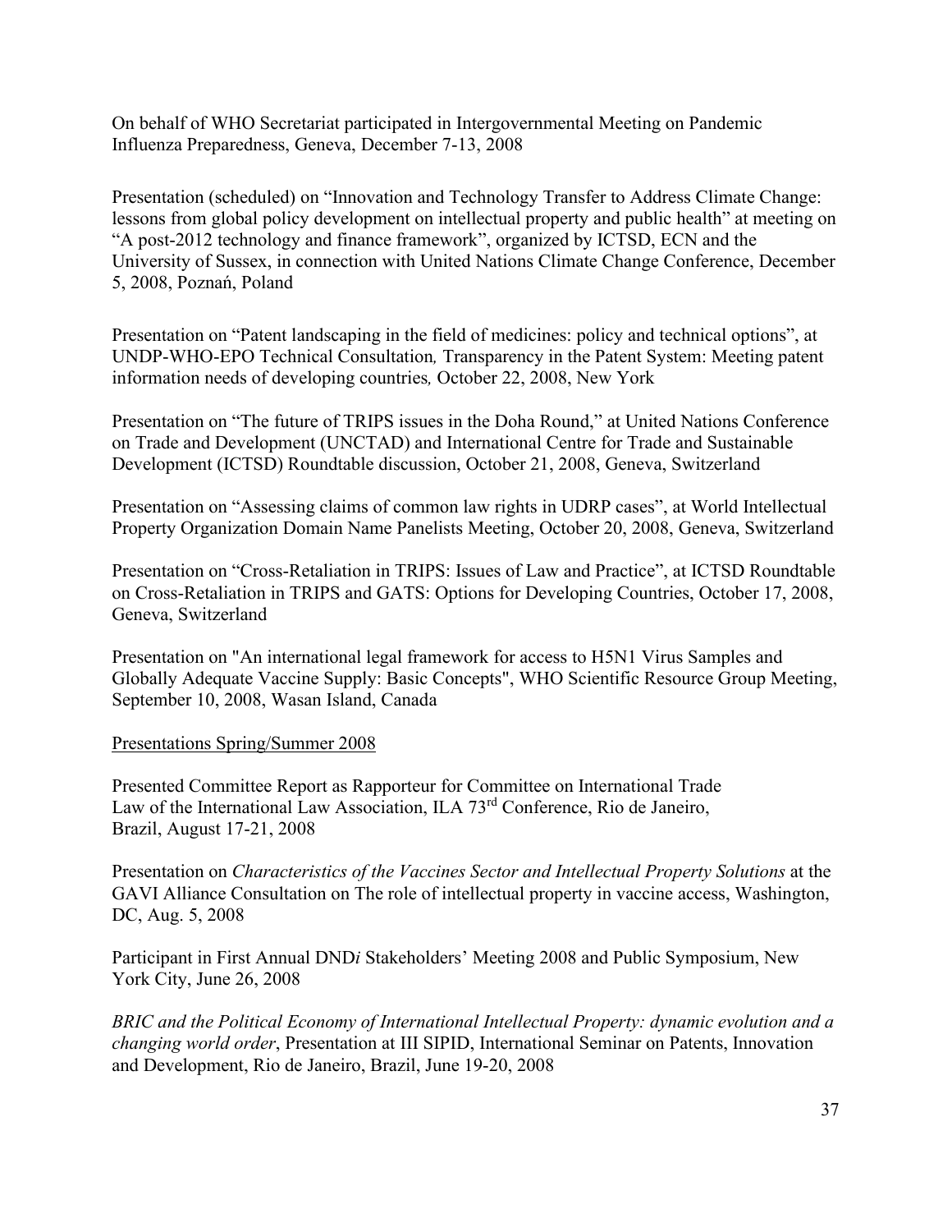On behalf of WHO Secretariat participated in Intergovernmental Meeting on Pandemic Influenza Preparedness, Geneva, December 7-13, 2008

Presentation (scheduled) on "Innovation and Technology Transfer to Address Climate Change: lessons from global policy development on intellectual property and public health" at meeting on "A post-2012 technology and finance framework", organized by ICTSD, ECN and the University of Sussex, in connection with United Nations Climate Change Conference, December 5, 2008, Poznań, Poland

Presentation on "Patent landscaping in the field of medicines: policy and technical options", at UNDP-WHO-EPO Technical Consultation*, Transparency in the Patent System: Meeting patent information needs of developing countries,* October 22, 2008, New York

Presentation on "The future of TRIPS issues in the Doha Round," at United Nations Conference on Trade and Development (UNCTAD) and International Centre for Trade and Sustainable Development (ICTSD) Roundtable discussion, October 21, 2008, Geneva, Switzerland

Presentation on "Assessing claims of common law rights in UDRP cases", at World Intellectual Property Organization Domain Name Panelists Meeting, October 20, 2008, Geneva, Switzerland

Presentation on "Cross-Retaliation in TRIPS: Issues of Law and Practice", at ICTSD Roundtable on Cross-Retaliation in TRIPS and GATS: Options for Developing Countries, October 17, 2008, Geneva, Switzerland

Presentation on "An international legal framework for access to H5N1 Virus Samples and Globally Adequate Vaccine Supply: Basic Concepts", WHO Scientific Resource Group Meeting, September 10, 2008, Wasan Island, Canada

<u>Presentations Spring/Summer 2008</u>

Presented Committee Report as Rapporteur for Committee on International Trade Law of the International Law Association, ILA 73rd Conference, Rio de Janeiro, Brazil, August 17-21, 2008

Presentation on *Characteristics of the Vaccines Sector and Intellectual Property Solutions* at the GAVI Alliance Consultation on The role of intellectual property in vaccine access, Washington, DC, Aug. 5, 2008

Participant in First Annual DND*i* Stakeholders' Meeting 2008 and Public Symposium, New York City, June 26, 2008

*BRIC and the Political Economy of International Intellectual Property: dynamic evolution and a changing world order*, Presentation at III SIPID, International Seminar on Patents, Innovation and Development, Rio de Janeiro, Brazil, June 19-20, 2008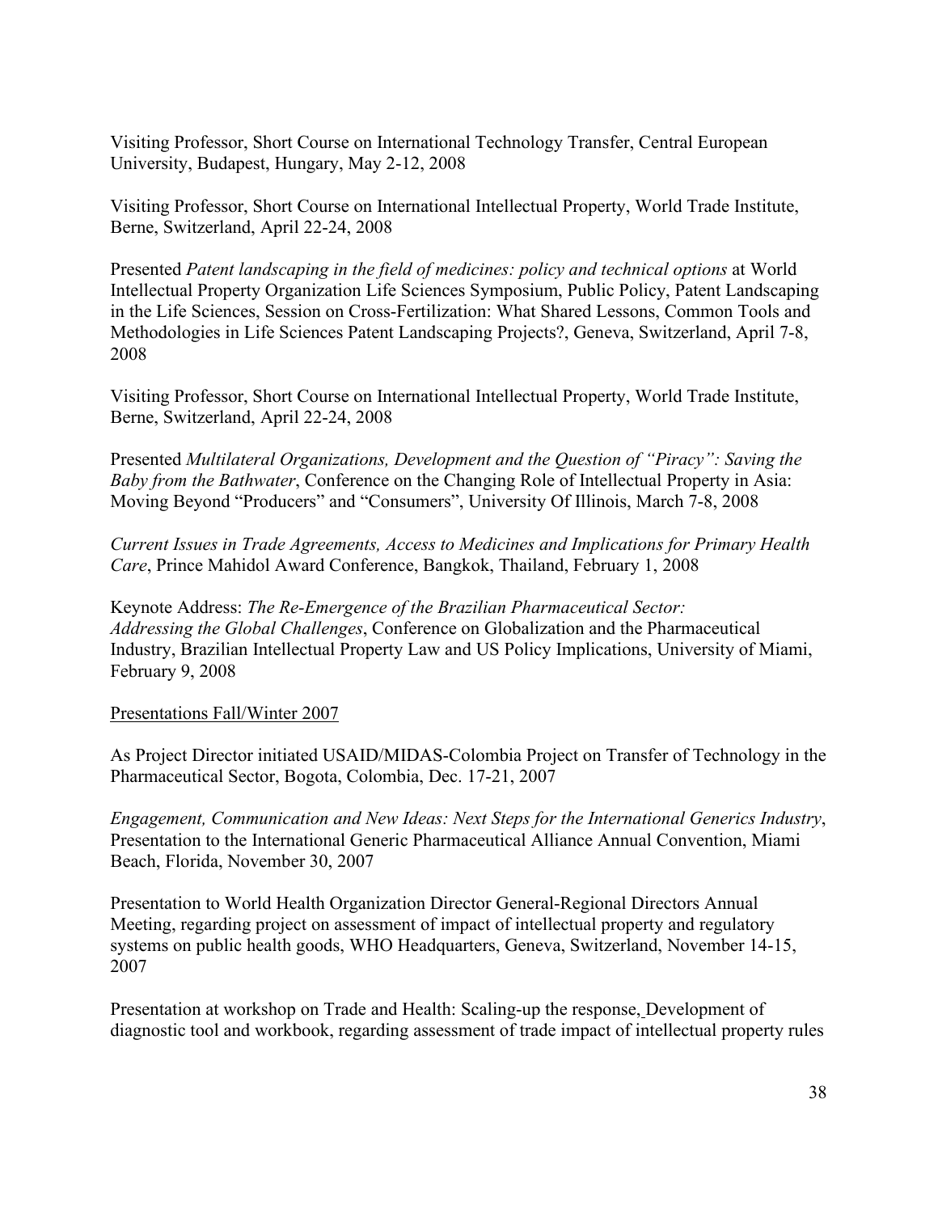Visiting Professor, Short Course on International Technology Transfer, Central European University, Budapest, Hungary, May 2-12, 2008

Visiting Professor, Short Course on International Intellectual Property, World Trade Institute, Berne, Switzerland, April 22-24, 2008

Presented *Patent landscaping in the field of medicines: policy and technical options* at World Intellectual Property Organization Life Sciences Symposium, Public Policy, Patent Landscaping in the Life Sciences, Session on Cross-Fertilization: What Shared Lessons, Common Tools and Methodologies in Life Sciences Patent Landscaping Projects?, Geneva, Switzerland, April 7-8, 2008

Visiting Professor, Short Course on International Intellectual Property, World Trade Institute, Berne, Switzerland, April 22-24, 2008

Presented *Multilateral Organizations, Development and the Question of "Piracy": Saving the Baby from the Bathwater*, Conference on the Changing Role of Intellectual Property in Asia: Moving Beyond "Producers" and "Consumers", University Of Illinois, March 7-8, 2008

*Current Issues in Trade Agreements, Access to Medicines and Implications for Primary Health Care*, Prince Mahidol Award Conference, Bangkok, Thailand, February 1, 2008

Keynote Address: *The Re-Emergence of the Brazilian Pharmaceutical Sector: Addressing the Global Challenges*, Conference on Globalization and the Pharmaceutical Industry, Brazilian Intellectual Property Law and US Policy Implications, University of Miami, February 9, 2008

Presentations Fall/Winter 2007

As Project Director initiated USAID/MIDAS-Colombia Project on Transfer of Technology in the Pharmaceutical Sector, Bogota, Colombia, Dec. 17-21, 2007

*Engagement, Communication and New Ideas: Next Steps for the International Generics Industry*, Presentation to the International Generic Pharmaceutical Alliance Annual Convention, Miami Beach, Florida, November 30, 2007

Presentation to World Health Organization Director General-Regional Directors Annual Meeting, regarding project on assessment of impact of intellectual property and regulatory systems on public health goods, WHO Headquarters, Geneva, Switzerland, November 14-15, 2007

Presentation at workshop on Trade and Health: Scaling-up the response, Development of diagnostic tool and workbook, regarding assessment of trade impact of intellectual property rules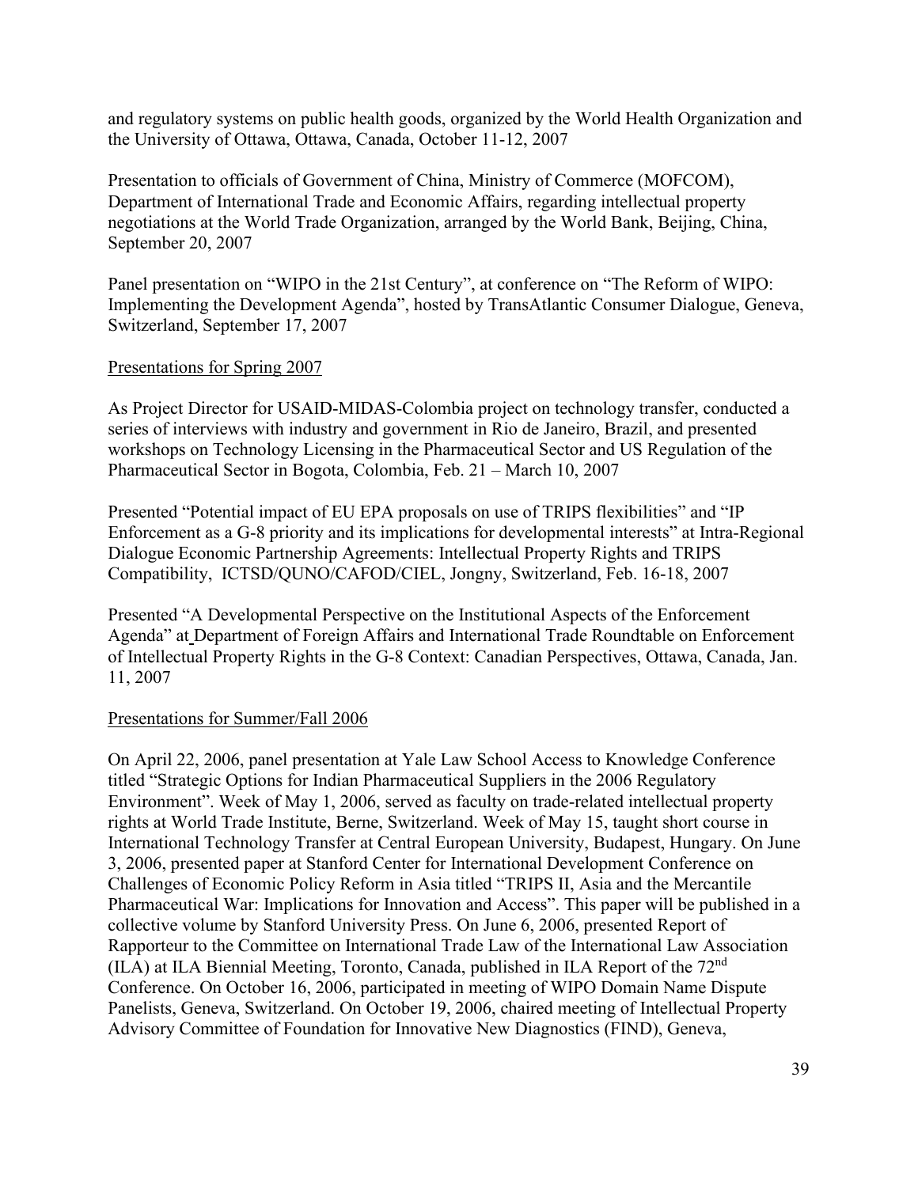and regulatory systems on public health goods, organized by the World Health Organization and the University of Ottawa, Ottawa, Canada, October 11-12, 2007

Presentation to officials of Government of China, Ministry of Commerce (MOFCOM), Department of International Trade and Economic Affairs, regarding intellectual property negotiations at the World Trade Organization, arranged by the World Bank, Beijing, China, September 20, 2007

Panel presentation on "WIPO in the 21st Century", at conference on "The Reform of WIPO: Implementing the Development Agenda", hosted by TransAtlantic Consumer Dialogue, Geneva, Switzerland, September 17, 2007

<u>Presentations for Spring 2007</u>

As Project Director for USAID-MIDAS-Colombia project on technology transfer, conducted a series of interviews with industry and government in Rio de Janeiro, Brazil, and presented workshops on Technology Licensing in the Pharmaceutical Sector and US Regulation of the Pharmaceutical Sector in Bogota, Colombia, Feb. 21 – March 10, 2007

Presented "Potential impact of EU EPA proposals on use of TRIPS flexibilities" and "IP Enforcement as a G-8 priority and its implications for developmental interests" at Intra-Regional Dialogue Economic Partnership Agreements: Intellectual Property Rights and TRIPS Compatibility, ICTSD/QUNO/CAFOD/CIEL, Jongny, Switzerland, Feb. 16-18, 2007

Presented "A Developmental Perspective on the Institutional Aspects of the Enforcement Agenda" at Department of Foreign Affairs and International Trade Roundtable on Enforcement of Intellectual Property Rights in the G-8 Context: Canadian Perspectives, Ottawa, Canada, Jan. 11, 2007

<u>Presentations for Summer/Fall 2006</u>

On April 22, 2006, panel presentation at Yale Law School Access to Knowledge Conference titled "Strategic Options for Indian Pharmaceutical Suppliers in the 2006 Regulatory Environment". Week of May 1, 2006, served as faculty on trade-related intellectual property rights at World Trade Institute, Berne, Switzerland. Week of May 15, taught short course in International Technology Transfer at Central European University, Budapest, Hungary. On June 3, 2006, presented paper at Stanford Center for International Development Conference on Challenges of Economic Policy Reform in Asia titled "TRIPS II, Asia and the Mercantile Pharmaceutical War: Implications for Innovation and Access". This paper will be published in a collective volume by Stanford University Press. On June 6, 2006, presented Report of Rapporteur to the Committee on International Trade Law of the International Law Association (ILA) at ILA Biennial Meeting, Toronto, Canada, published in ILA Report of the 72nd Conference. On October 16, 2006, participated in meeting of WIPO Domain Name Dispute Panelists, Geneva, Switzerland. On October 19, 2006, chaired meeting of Intellectual Property Advisory Committee of Foundation for Innovative New Diagnostics (FIND), Geneva,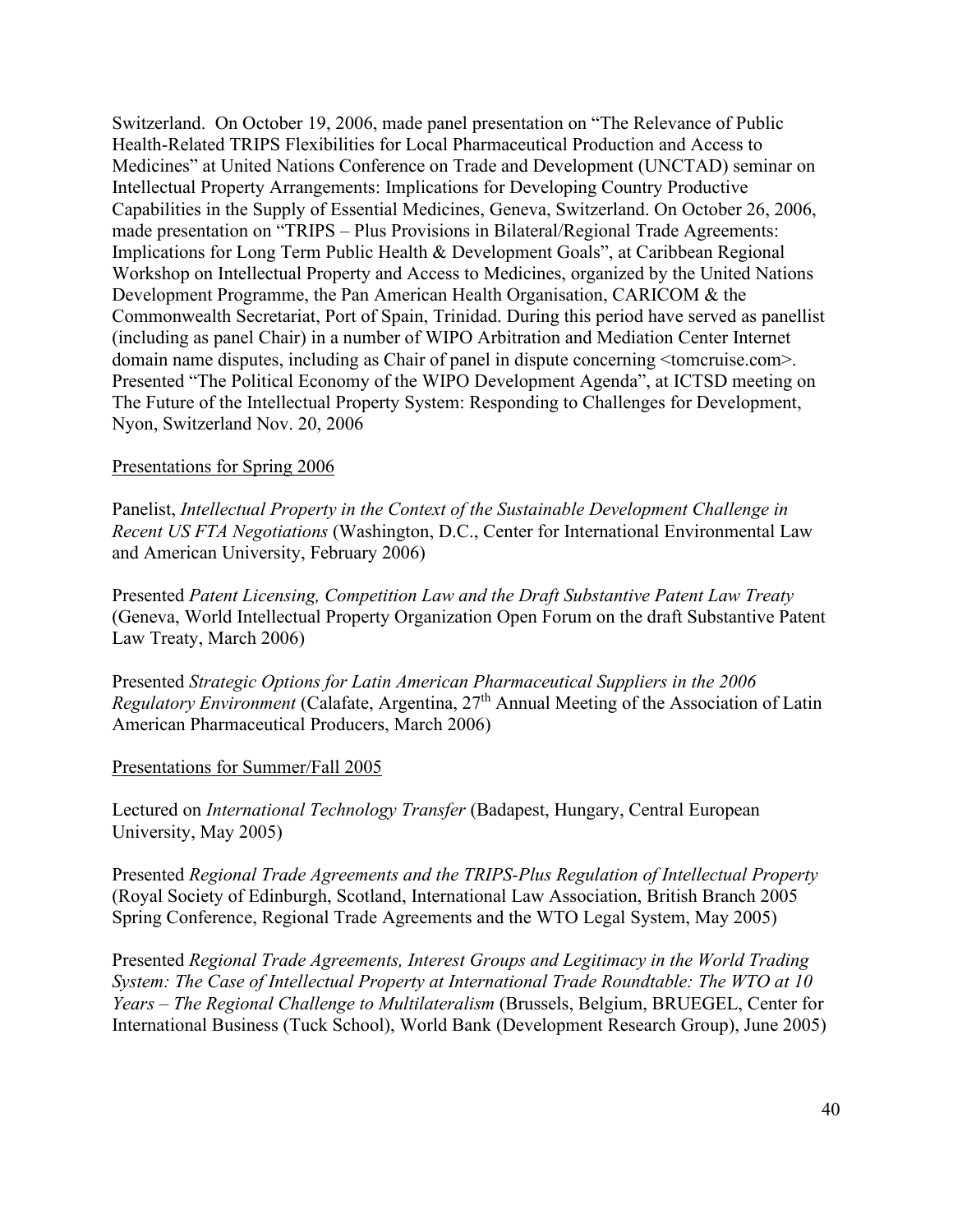Switzerland. On October 19, 2006, made panel presentation on "The Relevance of Public Health-Related TRIPS Flexibilities for Local Pharmaceutical Production and Access to Medicines" at United Nations Conference on Trade and Development (UNCTAD) seminar on Intellectual Property Arrangements: Implications for Developing Country Productive Capabilities in the Supply of Essential Medicines, Geneva, Switzerland. On October 26, 2006, made presentation on "TRIPS – Plus Provisions in Bilateral/Regional Trade Agreements: Implications for Long Term Public Health & Development Goals", at Caribbean Regional Workshop on Intellectual Property and Access to Medicines, organized by the United Nations Development Programme, the Pan American Health Organisation, CARICOM & the Commonwealth Secretariat, Port of Spain, Trinidad. During this period have served as panellist (including as panel Chair) in a number of WIPO Arbitration and Mediation Center Internet domain name disputes, including as Chair of panel in dispute concerning <tomcruise.com>. Presented "The Political Economy of the WIPO Development Agenda", at ICTSD meeting on The Future of the Intellectual Property System: Responding to Challenges for Development, Nyon, Switzerland Nov. 20, 2006

<u>Presentations for Spring 2006</u>

Panelist, *Intellectual Property in the Context of the Sustainable Development Challenge in Recent US FTA Negotiations* (Washington, D.C., Center for International Environmental Law and American University, February 2006)

Presented *Patent Licensing, Competition Law and the Draft Substantive Patent Law Treaty* (Geneva, World Intellectual Property Organization Open Forum on the draft Substantive Patent Law Treaty, March 2006)

Presented *Strategic Options for Latin American Pharmaceutical Suppliers in the 2006 Regulatory Environment* (Calafate, Argentina, 27th Annual Meeting of the Association of Latin American Pharmaceutical Producers, March 2006)

<u>Presentations for Summer/Fall 2005</u>

Lectured on *International Technology Transfer* (Badapest, Hungary, Central European University, May 2005)

Presented *Regional Trade Agreements and the TRIPS-Plus Regulation of Intellectual Property* (Royal Society of Edinburgh, Scotland, International Law Association, British Branch 2005 Spring Conference, Regional Trade Agreements and the WTO Legal System, May 2005)

Presented *Regional Trade Agreements, Interest Groups and Legitimacy in the World Trading System: The Case of Intellectual Property at International Trade Roundtable: The WTO at 10 Years – The Regional Challenge to Multilateralism* (Brussels, Belgium, BRUEGEL, Center for International Business (Tuck School), World Bank (Development Research Group), June 2005)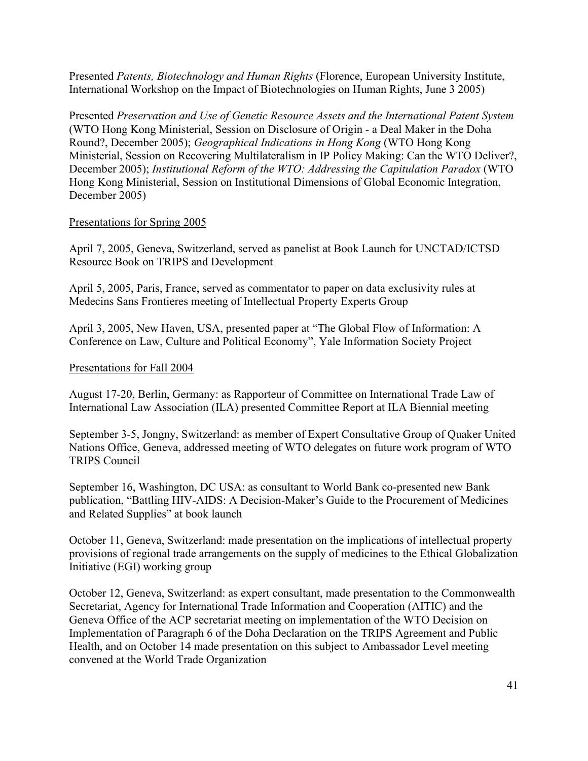Presented *Patents, Biotechnology and Human Rights* (Florence, European University Institute, International Workshop on the Impact of Biotechnologies on Human Rights, June 3 2005)

Presented *Preservation and Use of Genetic Resource Assets and the International Patent System* (WTO Hong Kong Ministerial, Session on Disclosure of Origin - a Deal Maker in the Doha Round?, December 2005); *Geographical Indications in Hong Kong* (WTO Hong Kong Ministerial, Session on Recovering Multilateralism in IP Policy Making: Can the WTO Deliver?, December 2005); *Institutional Reform of the WTO: Addressing the Capitulation Paradox* (WTO Hong Kong Ministerial, Session on Institutional Dimensions of Global Economic Integration, December 2005)

<u>Presentations for Spring 2005</u>

April 7, 2005, Geneva, Switzerland, served as panelist at Book Launch for UNCTAD/ICTSD Resource Book on TRIPS and Development

April 5, 2005, Paris, France, served as commentator to paper on data exclusivity rules at Medecins Sans Frontieres meeting of Intellectual Property Experts Group

April 3, 2005, New Haven, USA, presented paper at "The Global Flow of Information: A Conference on Law, Culture and Political Economy", Yale Information Society Project

<u>Presentations for Fall 2004</u>

August 17-20, Berlin, Germany: as Rapporteur of Committee on International Trade Law of International Law Association (ILA) presented Committee Report at ILA Biennial meeting

September 3-5, Jongny, Switzerland: as member of Expert Consultative Group of Quaker United Nations Office, Geneva, addressed meeting of WTO delegates on future work program of WTO TRIPS Council

September 16, Washington, DC USA: as consultant to World Bank co-presented new Bank publication, "Battling HIV-AIDS: A Decision-Maker's Guide to the Procurement of Medicines and Related Supplies" at book launch

October 11, Geneva, Switzerland: made presentation on the implications of intellectual property provisions of regional trade arrangements on the supply of medicines to the Ethical Globalization Initiative (EGI) working group

October 12, Geneva, Switzerland: as expert consultant, made presentation to the Commonwealth Secretariat, Agency for International Trade Information and Cooperation (AITIC) and the Geneva Office of the ACP secretariat meeting on implementation of the WTO Decision on Implementation of Paragraph 6 of the Doha Declaration on the TRIPS Agreement and Public Health, and on October 14 made presentation on this subject to Ambassador Level meeting convened at the World Trade Organization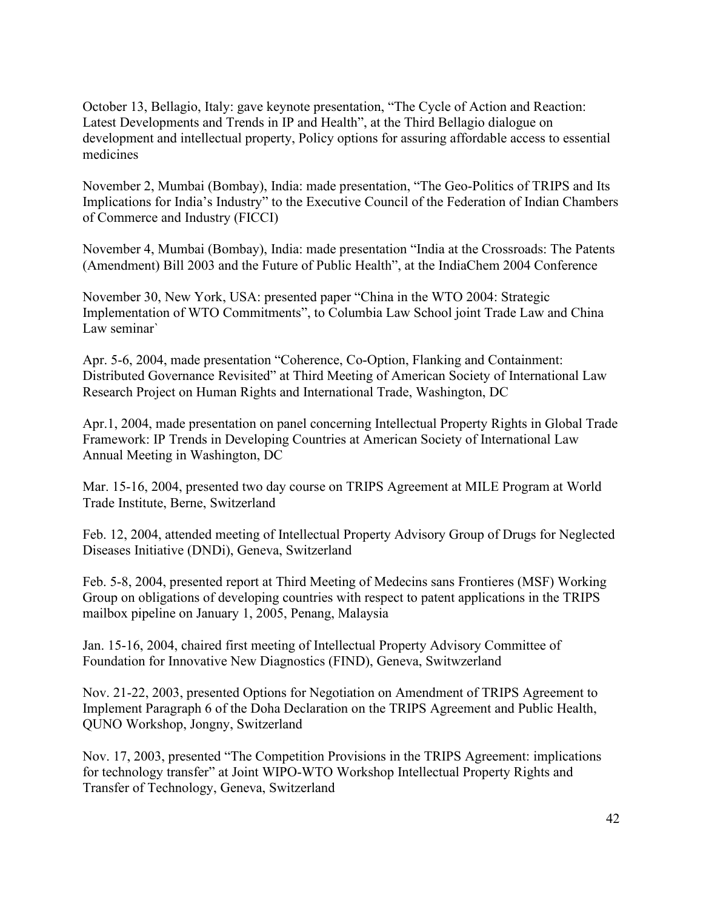October 13, Bellagio, Italy: gave keynote presentation, "The Cycle of Action and Reaction: Latest Developments and Trends in IP and Health", at the Third Bellagio dialogue on development and intellectual property, Policy options for assuring affordable access to essential medicines

November 2, Mumbai (Bombay), India: made presentation, "The Geo-Politics of TRIPS and Its Implications for India's Industry" to the Executive Council of the Federation of Indian Chambers of Commerce and Industry (FICCI)

November 4, Mumbai (Bombay), India: made presentation "India at the Crossroads: The Patents (Amendment) Bill 2003 and the Future of Public Health", at the IndiaChem 2004 Conference

November 30, New York, USA: presented paper "China in the WTO 2004: Strategic Implementation of WTO Commitments", to Columbia Law School joint Trade Law and China Law seminar`

Apr. 5-6, 2004, made presentation "Coherence, Co-Option, Flanking and Containment: Distributed Governance Revisited" at Third Meeting of American Society of International Law Research Project on Human Rights and International Trade, Washington, DC

Apr.1, 2004, made presentation on panel concerning Intellectual Property Rights in Global Trade Framework: IP Trends in Developing Countries at American Society of International Law Annual Meeting in Washington, DC

Mar. 15-16, 2004, presented two day course on TRIPS Agreement at MILE Program at World Trade Institute, Berne, Switzerland

Feb. 12, 2004, attended meeting of Intellectual Property Advisory Group of Drugs for Neglected Diseases Initiative (DNDi), Geneva, Switzerland

Feb. 5-8, 2004, presented report at Third Meeting of Medecins sans Frontieres (MSF) Working Group on obligations of developing countries with respect to patent applications in the TRIPS mailbox pipeline on January 1, 2005, Penang, Malaysia

Jan. 15-16, 2004, chaired first meeting of Intellectual Property Advisory Committee of Foundation for Innovative New Diagnostics (FIND), Geneva, Switwzerland

Nov. 21-22, 2003, presented Options for Negotiation on Amendment of TRIPS Agreement to Implement Paragraph 6 of the Doha Declaration on the TRIPS Agreement and Public Health, QUNO Workshop, Jongny, Switzerland

Nov. 17, 2003, presented "The Competition Provisions in the TRIPS Agreement: implications for technology transfer" at Joint WIPO-WTO Workshop Intellectual Property Rights and Transfer of Technology, Geneva, Switzerland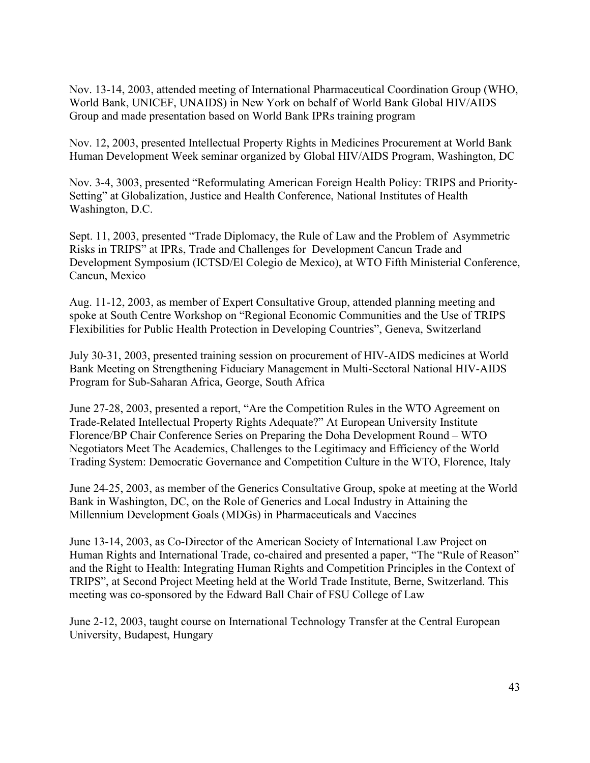Nov. 13-14, 2003, attended meeting of International Pharmaceutical Coordination Group (WHO, World Bank, UNICEF, UNAIDS) in New York on behalf of World Bank Global HIV/AIDS Group and made presentation based on World Bank IPRs training program

Nov. 12, 2003, presented Intellectual Property Rights in Medicines Procurement at World Bank Human Development Week seminar organized by Global HIV/AIDS Program, Washington, DC

Nov. 3-4, 3003, presented "Reformulating American Foreign Health Policy: TRIPS and Priority-Setting" at Globalization, Justice and Health Conference, National Institutes of Health Washington, D.C.

Sept. 11, 2003, presented "Trade Diplomacy, the Rule of Law and the Problem of Asymmetric Risks in TRIPS" at IPRs, Trade and Challenges for Development Cancun Trade and Development Symposium (ICTSD/El Colegio de Mexico), at WTO Fifth Ministerial Conference, Cancun, Mexico

Aug. 11-12, 2003, as member of Expert Consultative Group, attended planning meeting and spoke at South Centre Workshop on "Regional Economic Communities and the Use of TRIPS Flexibilities for Public Health Protection in Developing Countries", Geneva, Switzerland

July 30-31, 2003, presented training session on procurement of HIV-AIDS medicines at World Bank Meeting on Strengthening Fiduciary Management in Multi-Sectoral National HIV-AIDS Program for Sub-Saharan Africa, George, South Africa

June 27-28, 2003, presented a report, "Are the Competition Rules in the WTO Agreement on Trade-Related Intellectual Property Rights Adequate?" At European University Institute Florence/BP Chair Conference Series on Preparing the Doha Development Round – WTO Negotiators Meet The Academics, Challenges to the Legitimacy and Efficiency of the World Trading System: Democratic Governance and Competition Culture in the WTO, Florence, Italy

June 24-25, 2003, as member of the Generics Consultative Group, spoke at meeting at the World Bank in Washington, DC, on the Role of Generics and Local Industry in Attaining the Millennium Development Goals (MDGs) in Pharmaceuticals and Vaccines

June 13-14, 2003, as Co-Director of the American Society of International Law Project on Human Rights and International Trade, co-chaired and presented a paper, "The "Rule of Reason" and the Right to Health: Integrating Human Rights and Competition Principles in the Context of TRIPS", at Second Project Meeting held at the World Trade Institute, Berne, Switzerland. This meeting was co-sponsored by the Edward Ball Chair of FSU College of Law

June 2-12, 2003, taught course on International Technology Transfer at the Central European University, Budapest, Hungary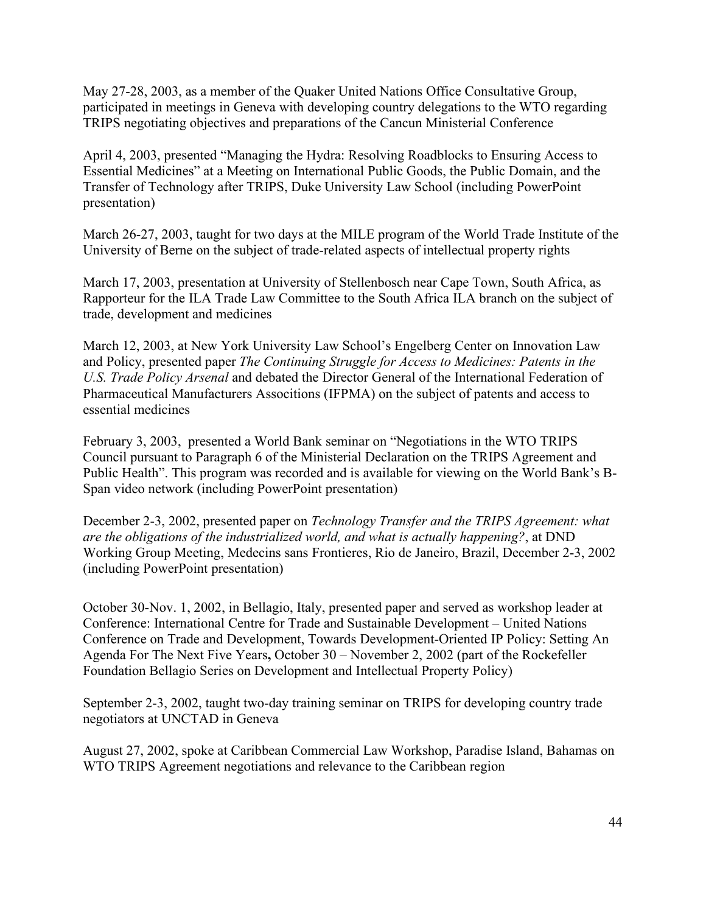May 27-28, 2003, as a member of the Quaker United Nations Office Consultative Group, participated in meetings in Geneva with developing country delegations to the WTO regarding TRIPS negotiating objectives and preparations of the Cancun Ministerial Conference

April 4, 2003, presented “Managing the Hydra: Resolving Roadblocks to Ensuring Access to Essential Medicines” at a Meeting on International Public Goods, the Public Domain, and the Transfer of Technology after TRIPS, Duke University Law School (including PowerPoint presentation)

March 26-27, 2003, taught for two days at the MILE program of the World Trade Institute of the University of Berne on the subject of trade-related aspects of intellectual property rights

March 17, 2003, presentation at University of Stellenbosch near Cape Town, South Africa, as Rapporteur for the ILA Trade Law Committee to the South Africa ILA branch on the subject of trade, development and medicines

March 12, 2003, at New York University Law School’s Engelberg Center on Innovation Law and Policy, presented paper *The Continuing Struggle for Access to Medicines: Patents in the U.S. Trade Policy Arsenal* and debated the Director General of the International Federation of Pharmaceutical Manufacturers Associations (IFPMA) on the subject of patents and access to essential medicines

February 3, 2003, presented a World Bank seminar on “Negotiations in the WTO TRIPS Council pursuant to Paragraph 6 of the Ministerial Declaration on the TRIPS Agreement and Public Health”. This program was recorded and is available for viewing on the World Bank’s B-Span video network (including PowerPoint presentation)

December 2-3, 2002, presented paper on *Technology Transfer and the TRIPS Agreement: what are the obligations of the industrialized world, and what is actually happening?*, at DND Working Group Meeting, Medecins sans Frontieres, Rio de Janeiro, Brazil, December 2-3, 2002 (including PowerPoint presentation)

October 30-Nov. 1, 2002, in Bellagio, Italy, presented paper and served as workshop leader at Conference: International Centre for Trade and Sustainable Development – United Nations Conference on Trade and Development, Towards Development-Oriented IP Policy: Setting An Agenda For The Next Five Years**,** October 30 – November 2, 2002 (part of the Rockefeller Foundation Bellagio Series on Development and Intellectual Property Policy)

September 2-3, 2002, taught two-day training seminar on TRIPS for developing country trade negotiators at UNCTAD in Geneva

August 27, 2002, spoke at Caribbean Commercial Law Workshop, Paradise Island, Bahamas on WTO TRIPS Agreement negotiations and relevance to the Caribbean region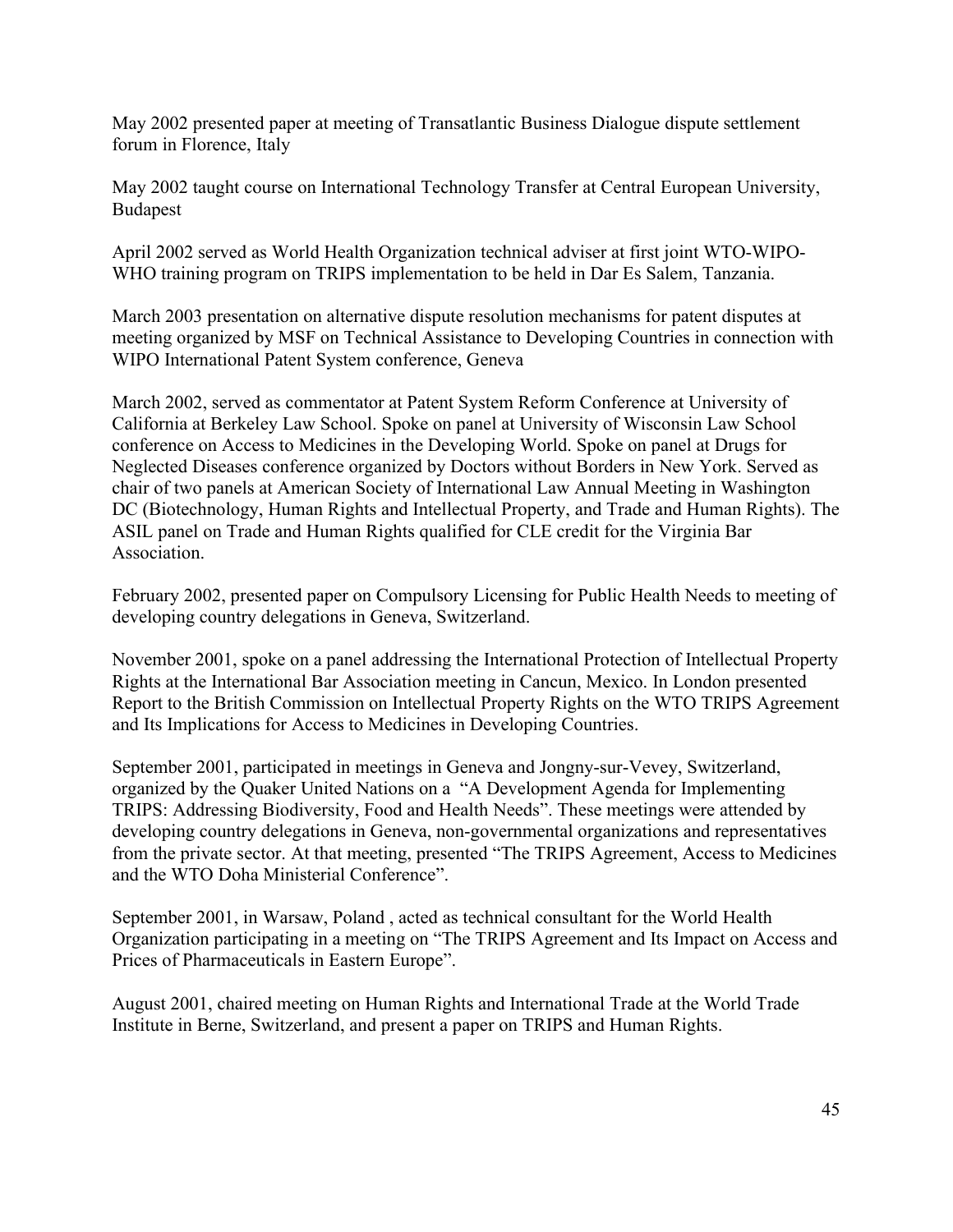May 2002 presented paper at meeting of Transatlantic Business Dialogue dispute settlement forum in Florence, Italy

May 2002 taught course on International Technology Transfer at Central European University, Budapest

April 2002 served as World Health Organization technical adviser at first joint WTO-WIPO-WHO training program on TRIPS implementation to be held in Dar Es Salem, Tanzania.

March 2003 presentation on alternative dispute resolution mechanisms for patent disputes at meeting organized by MSF on Technical Assistance to Developing Countries in connection with WIPO International Patent System conference, Geneva

March 2002, served as commentator at Patent System Reform Conference at University of California at Berkeley Law School. Spoke on panel at University of Wisconsin Law School conference on Access to Medicines in the Developing World. Spoke on panel at Drugs for Neglected Diseases conference organized by Doctors without Borders in New York. Served as chair of two panels at American Society of International Law Annual Meeting in Washington DC (Biotechnology, Human Rights and Intellectual Property, and Trade and Human Rights). The ASIL panel on Trade and Human Rights qualified for CLE credit for the Virginia Bar Association.

February 2002, presented paper on Compulsory Licensing for Public Health Needs to meeting of developing country delegations in Geneva, Switzerland.

November 2001, spoke on a panel addressing the International Protection of Intellectual Property Rights at the International Bar Association meeting in Cancun, Mexico. In London presented Report to the British Commission on Intellectual Property Rights on the WTO TRIPS Agreement and Its Implications for Access to Medicines in Developing Countries.

September 2001, participated in meetings in Geneva and Jongny-sur-Vevey, Switzerland, organized by the Quaker United Nations on a "A Development Agenda for Implementing TRIPS: Addressing Biodiversity, Food and Health Needs". These meetings were attended by developing country delegations in Geneva, non-governmental organizations and representatives from the private sector. At that meeting, presented "The TRIPS Agreement, Access to Medicines and the WTO Doha Ministerial Conference".

September 2001, in Warsaw, Poland , acted as technical consultant for the World Health Organization participating in a meeting on "The TRIPS Agreement and Its Impact on Access and Prices of Pharmaceuticals in Eastern Europe".

August 2001, chaired meeting on Human Rights and International Trade at the World Trade Institute in Berne, Switzerland, and present a paper on TRIPS and Human Rights.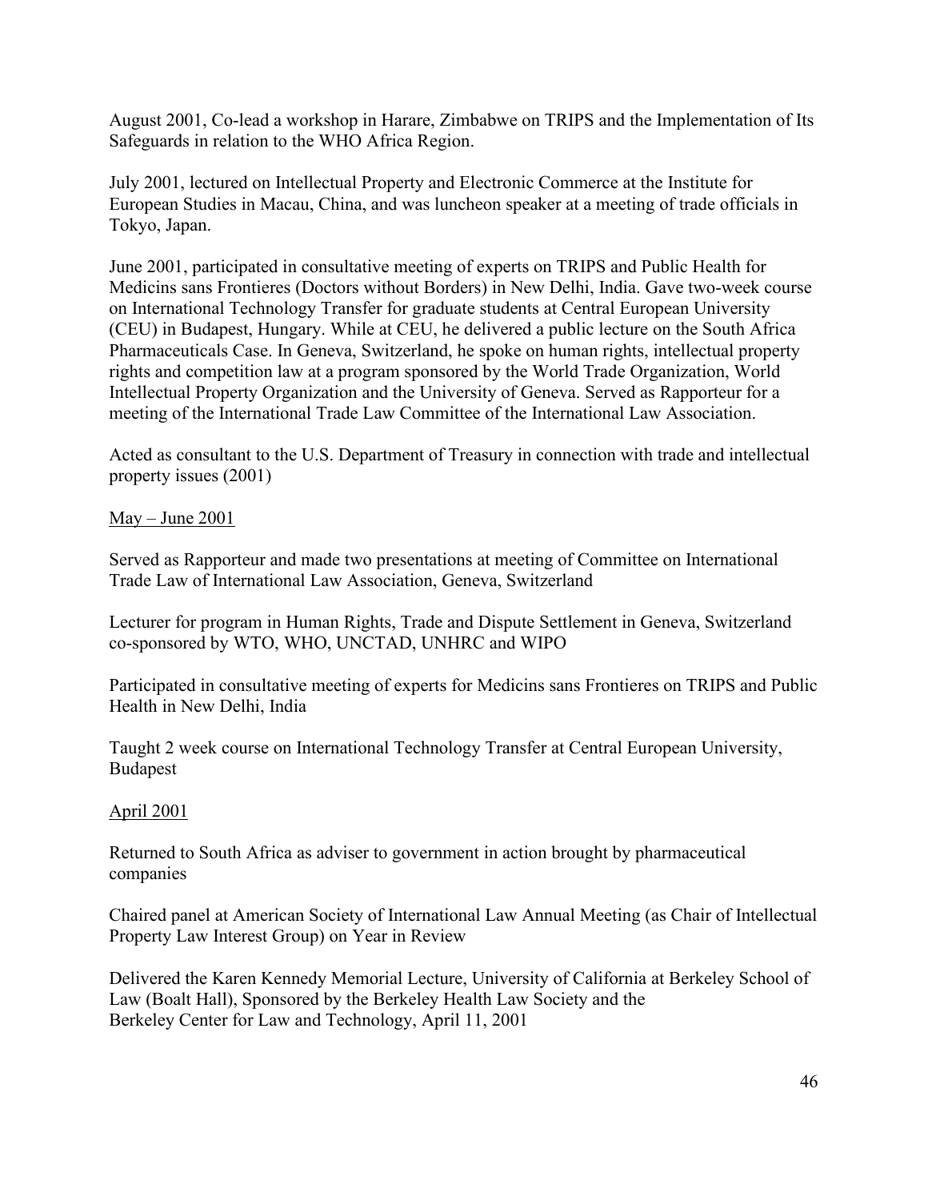August 2001, Co-lead a workshop in Harare, Zimbabwe on TRIPS and the Implementation of Its Safeguards in relation to the WHO Africa Region.

July 2001, lectured on Intellectual Property and Electronic Commerce at the Institute for European Studies in Macau, China, and was luncheon speaker at a meeting of trade officials in Tokyo, Japan.

June 2001, participated in consultative meeting of experts on TRIPS and Public Health for Medicins sans Frontieres (Doctors without Borders) in New Delhi, India. Gave two-week course on International Technology Transfer for graduate students at Central European University (CEU) in Budapest, Hungary. While at CEU, he delivered a public lecture on the South Africa Pharmaceuticals Case. In Geneva, Switzerland, he spoke on human rights, intellectual property rights and competition law at a program sponsored by the World Trade Organization, World Intellectual Property Organization and the University of Geneva. Served as Rapporteur for a meeting of the International Trade Law Committee of the International Law Association.

Acted as consultant to the U.S. Department of Treasury in connection with trade and intellectual property issues (2001)

<u>May – June 2001</u>

Served as Rapporteur and made two presentations at meeting of Committee on International Trade Law of International Law Association, Geneva, Switzerland

Lecturer for program in Human Rights, Trade and Dispute Settlement in Geneva, Switzerland co-sponsored by WTO, WHO, UNCTAD, UNHRC and WIPO

Participated in consultative meeting of experts for Medicins sans Frontieres on TRIPS and Public Health in New Delhi, India

Taught 2 week course on International Technology Transfer at Central European University, Budapest

<u>April 2001</u>

Returned to South Africa as adviser to government in action brought by pharmaceutical companies

Chaired panel at American Society of International Law Annual Meeting (as Chair of Intellectual Property Law Interest Group) on Year in Review

Delivered the Karen Kennedy Memorial Lecture, University of California at Berkeley School of Law (Boalt Hall), Sponsored by the Berkeley Health Law Society and the Berkeley Center for Law and Technology, April 11, 2001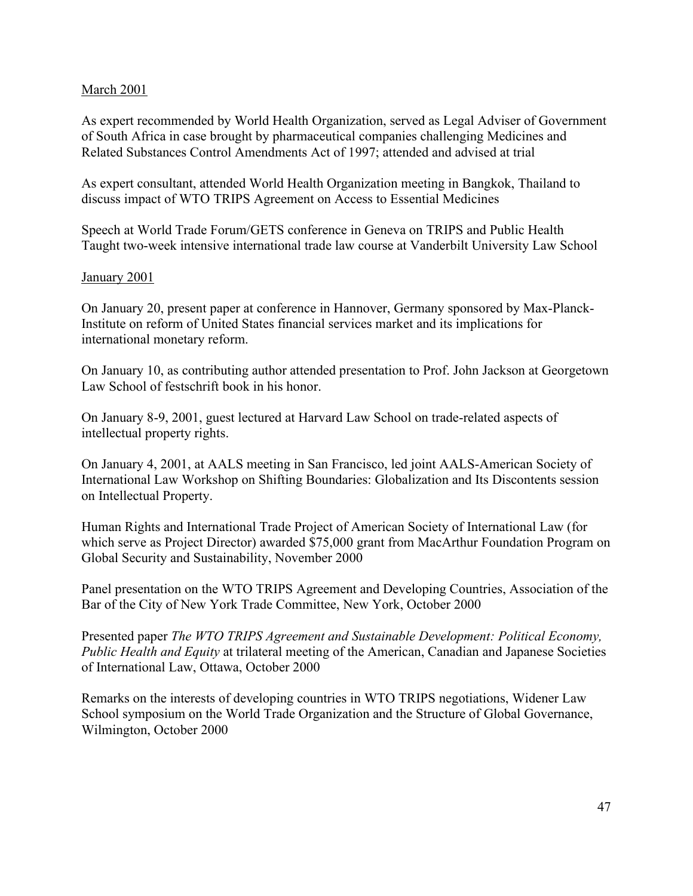<u>March 2001</u>

As expert recommended by World Health Organization, served as Legal Adviser of Government of South Africa in case brought by pharmaceutical companies challenging Medicines and Related Substances Control Amendments Act of 1997; attended and advised at trial

As expert consultant, attended World Health Organization meeting in Bangkok, Thailand to discuss impact of WTO TRIPS Agreement on Access to Essential Medicines

Speech at World Trade Forum/GETS conference in Geneva on TRIPS and Public Health
Taught two-week intensive international trade law course at Vanderbilt University Law School

<u>January 2001</u>

On January 20, present paper at conference in Hannover, Germany sponsored by Max-Planck-Institute on reform of United States financial services market and its implications for international monetary reform.

On January 10, as contributing author attended presentation to Prof. John Jackson at Georgetown Law School of festschrift book in his honor.

On January 8-9, 2001, guest lectured at Harvard Law School on trade-related aspects of intellectual property rights.

On January 4, 2001, at AALS meeting in San Francisco, led joint AALS-American Society of International Law Workshop on Shifting Boundaries: Globalization and Its Discontents session on Intellectual Property.

Human Rights and International Trade Project of American Society of International Law (for which serve as Project Director) awarded $75,000 grant from MacArthur Foundation Program on Global Security and Sustainability, November 2000

Panel presentation on the WTO TRIPS Agreement and Developing Countries, Association of the Bar of the City of New York Trade Committee, New York, October 2000

Presented paper *The WTO TRIPS Agreement and Sustainable Development: Political Economy, Public Health and Equity* at trilateral meeting of the American, Canadian and Japanese Societies of International Law, Ottawa, October 2000

Remarks on the interests of developing countries in WTO TRIPS negotiations, Widener Law School symposium on the World Trade Organization and the Structure of Global Governance, Wilmington, October 2000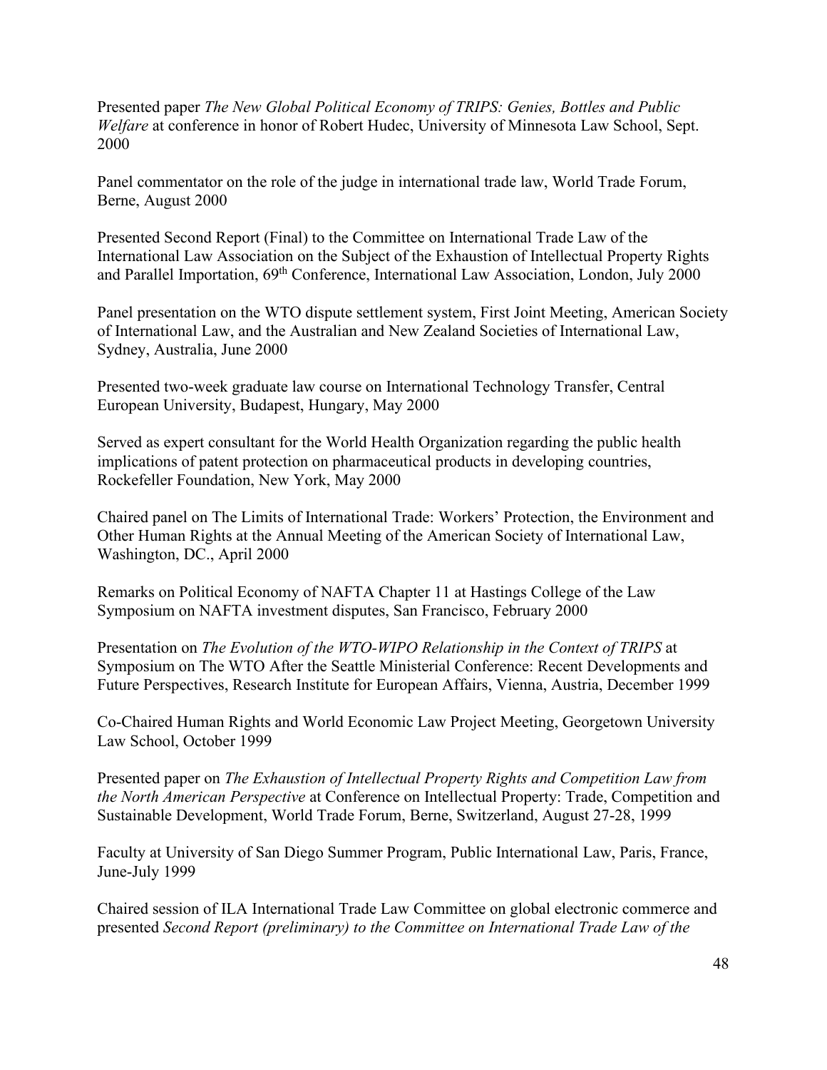Presented paper *The New Global Political Economy of TRIPS: Genies, Bottles and Public Welfare* at conference in honor of Robert Hudec, University of Minnesota Law School, Sept. 2000

Panel commentator on the role of the judge in international trade law, World Trade Forum, Berne, August 2000

Presented Second Report (Final) to the Committee on International Trade Law of the International Law Association on the Subject of the Exhaustion of Intellectual Property Rights and Parallel Importation, 69th Conference, International Law Association, London, July 2000

Panel presentation on the WTO dispute settlement system, First Joint Meeting, American Society of International Law, and the Australian and New Zealand Societies of International Law, Sydney, Australia, June 2000

Presented two-week graduate law course on International Technology Transfer, Central European University, Budapest, Hungary, May 2000

Served as expert consultant for the World Health Organization regarding the public health implications of patent protection on pharmaceutical products in developing countries, Rockefeller Foundation, New York, May 2000

Chaired panel on The Limits of International Trade: Workers' Protection, the Environment and Other Human Rights at the Annual Meeting of the American Society of International Law, Washington, DC., April 2000

Remarks on Political Economy of NAFTA Chapter 11 at Hastings College of the Law Symposium on NAFTA investment disputes, San Francisco, February 2000

Presentation on *The Evolution of the WTO-WIPO Relationship in the Context of TRIPS* at Symposium on The WTO After the Seattle Ministerial Conference: Recent Developments and Future Perspectives, Research Institute for European Affairs, Vienna, Austria, December 1999

Co-Chaired Human Rights and World Economic Law Project Meeting, Georgetown University Law School, October 1999

Presented paper on *The Exhaustion of Intellectual Property Rights and Competition Law from the North American Perspective* at Conference on Intellectual Property: Trade, Competition and Sustainable Development, World Trade Forum, Berne, Switzerland, August 27-28, 1999

Faculty at University of San Diego Summer Program, Public International Law, Paris, France, June-July 1999

Chaired session of ILA International Trade Law Committee on global electronic commerce and presented *Second Report (preliminary) to the Committee on International Trade Law of the*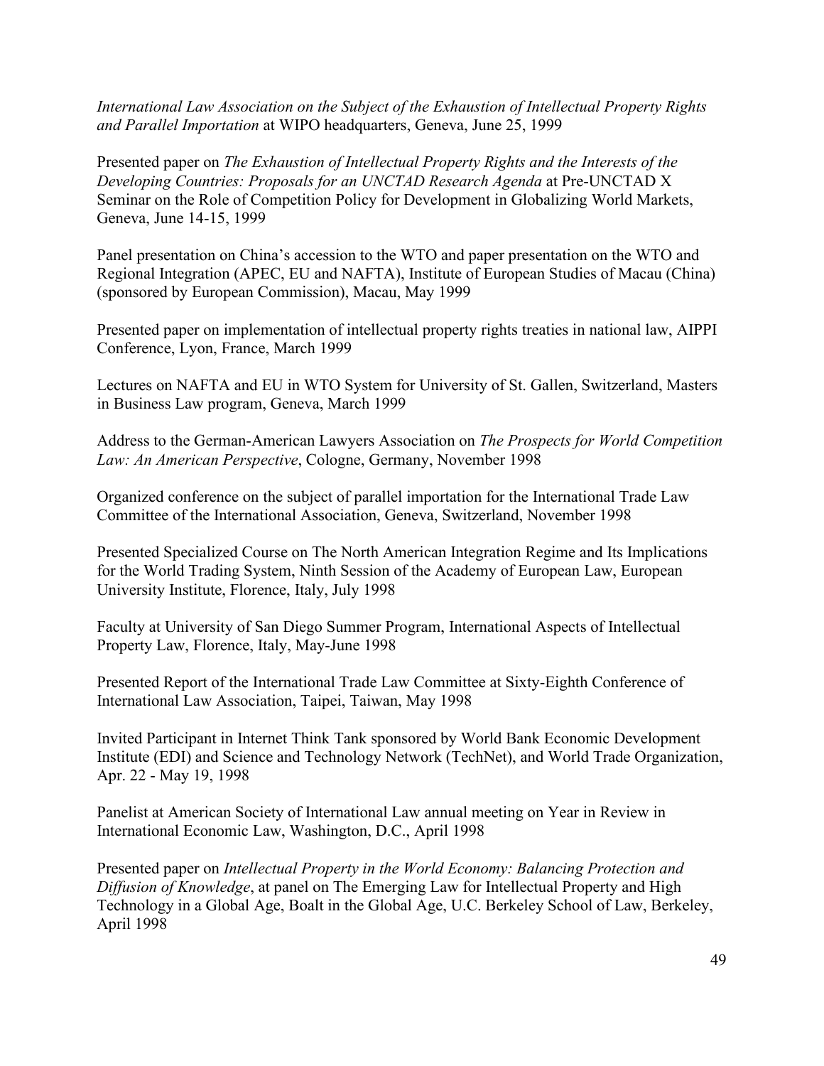*International Law Association on the Subject of the Exhaustion of Intellectual Property Rights and Parallel Importation* at WIPO headquarters, Geneva, June 25, 1999

Presented paper on *The Exhaustion of Intellectual Property Rights and the Interests of the Developing Countries: Proposals for an UNCTAD Research Agenda* at Pre-UNCTAD X Seminar on the Role of Competition Policy for Development in Globalizing World Markets, Geneva, June 14-15, 1999

Panel presentation on China's accession to the WTO and paper presentation on the WTO and Regional Integration (APEC, EU and NAFTA), Institute of European Studies of Macau (China) (sponsored by European Commission), Macau, May 1999

Presented paper on implementation of intellectual property rights treaties in national law, AIPPI Conference, Lyon, France, March 1999

Lectures on NAFTA and EU in WTO System for University of St. Gallen, Switzerland, Masters in Business Law program, Geneva, March 1999

Address to the German-American Lawyers Association on *The Prospects for World Competition Law: An American Perspective*, Cologne, Germany, November 1998

Organized conference on the subject of parallel importation for the International Trade Law Committee of the International Association, Geneva, Switzerland, November 1998

Presented Specialized Course on The North American Integration Regime and Its Implications for the World Trading System, Ninth Session of the Academy of European Law, European University Institute, Florence, Italy, July 1998

Faculty at University of San Diego Summer Program, International Aspects of Intellectual Property Law, Florence, Italy, May-June 1998

Presented Report of the International Trade Law Committee at Sixty-Eighth Conference of International Law Association, Taipei, Taiwan, May 1998

Invited Participant in Internet Think Tank sponsored by World Bank Economic Development Institute (EDI) and Science and Technology Network (TechNet), and World Trade Organization, Apr. 22 - May 19, 1998

Panelist at American Society of International Law annual meeting on Year in Review in International Economic Law, Washington, D.C., April 1998

Presented paper on *Intellectual Property in the World Economy: Balancing Protection and Diffusion of Knowledge*, at panel on The Emerging Law for Intellectual Property and High Technology in a Global Age, Boalt in the Global Age, U.C. Berkeley School of Law, Berkeley, April 1998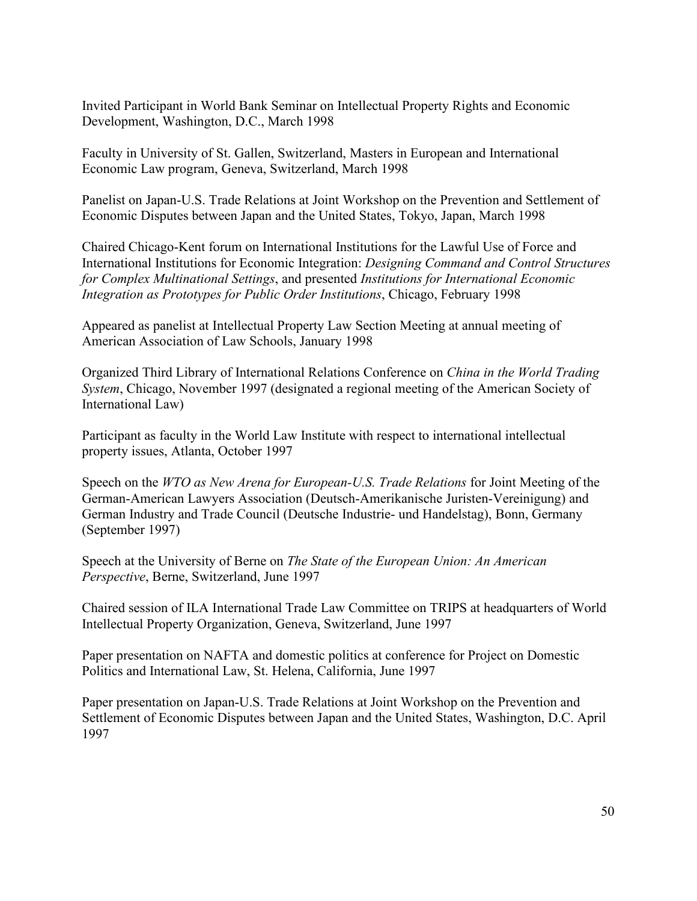Invited Participant in World Bank Seminar on Intellectual Property Rights and Economic Development, Washington, D.C., March 1998

Faculty in University of St. Gallen, Switzerland, Masters in European and International Economic Law program, Geneva, Switzerland, March 1998

Panelist on Japan-U.S. Trade Relations at Joint Workshop on the Prevention and Settlement of Economic Disputes between Japan and the United States, Tokyo, Japan, March 1998

Chaired Chicago-Kent forum on International Institutions for the Lawful Use of Force and International Institutions for Economic Integration: *Designing Command and Control Structures for Complex Multinational Settings*, and presented *Institutions for International Economic Integration as Prototypes for Public Order Institutions*, Chicago, February 1998

Appeared as panelist at Intellectual Property Law Section Meeting at annual meeting of American Association of Law Schools, January 1998

Organized Third Library of International Relations Conference on *China in the World Trading System*, Chicago, November 1997 (designated a regional meeting of the American Society of International Law)

Participant as faculty in the World Law Institute with respect to international intellectual property issues, Atlanta, October 1997

Speech on the *WTO as New Arena for European-U.S. Trade Relations* for Joint Meeting of the German-American Lawyers Association (Deutsch-Amerikanische Juristen-Vereinigung) and German Industry and Trade Council (Deutsche Industrie- und Handelstag), Bonn, Germany (September 1997)

Speech at the University of Berne on *The State of the European Union: An American Perspective*, Berne, Switzerland, June 1997

Chaired session of ILA International Trade Law Committee on TRIPS at headquarters of World Intellectual Property Organization, Geneva, Switzerland, June 1997

Paper presentation on NAFTA and domestic politics at conference for Project on Domestic Politics and International Law, St. Helena, California, June 1997

Paper presentation on Japan-U.S. Trade Relations at Joint Workshop on the Prevention and Settlement of Economic Disputes between Japan and the United States, Washington, D.C. April 1997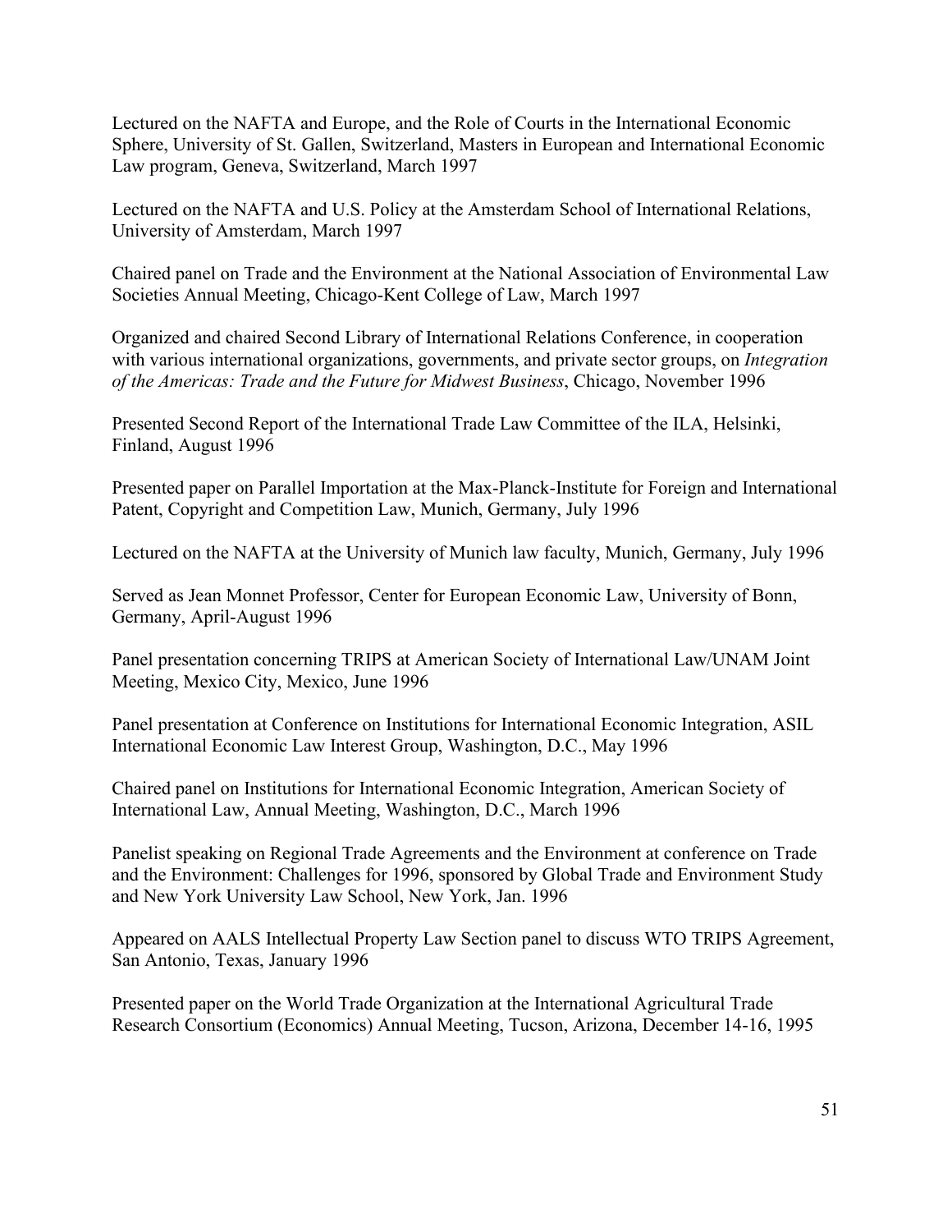Lectured on the NAFTA and Europe, and the Role of Courts in the International Economic Sphere, University of St. Gallen, Switzerland, Masters in European and International Economic Law program, Geneva, Switzerland, March 1997

Lectured on the NAFTA and U.S. Policy at the Amsterdam School of International Relations, University of Amsterdam, March 1997

Chaired panel on Trade and the Environment at the National Association of Environmental Law Societies Annual Meeting, Chicago-Kent College of Law, March 1997

Organized and chaired Second Library of International Relations Conference, in cooperation with various international organizations, governments, and private sector groups, on *Integration of the Americas: Trade and the Future for Midwest Business*, Chicago, November 1996

Presented Second Report of the International Trade Law Committee of the ILA, Helsinki, Finland, August 1996

Presented paper on Parallel Importation at the Max-Planck-Institute for Foreign and International Patent, Copyright and Competition Law, Munich, Germany, July 1996

Lectured on the NAFTA at the University of Munich law faculty, Munich, Germany, July 1996

Served as Jean Monnet Professor, Center for European Economic Law, University of Bonn, Germany, April-August 1996

Panel presentation concerning TRIPS at American Society of International Law/UNAM Joint Meeting, Mexico City, Mexico, June 1996

Panel presentation at Conference on Institutions for International Economic Integration, ASIL International Economic Law Interest Group, Washington, D.C., May 1996

Chaired panel on Institutions for International Economic Integration, American Society of International Law, Annual Meeting, Washington, D.C., March 1996

Panelist speaking on Regional Trade Agreements and the Environment at conference on Trade and the Environment: Challenges for 1996, sponsored by Global Trade and Environment Study and New York University Law School, New York, Jan. 1996

Appeared on AALS Intellectual Property Law Section panel to discuss WTO TRIPS Agreement, San Antonio, Texas, January 1996

Presented paper on the World Trade Organization at the International Agricultural Trade Research Consortium (Economics) Annual Meeting, Tucson, Arizona, December 14-16, 1995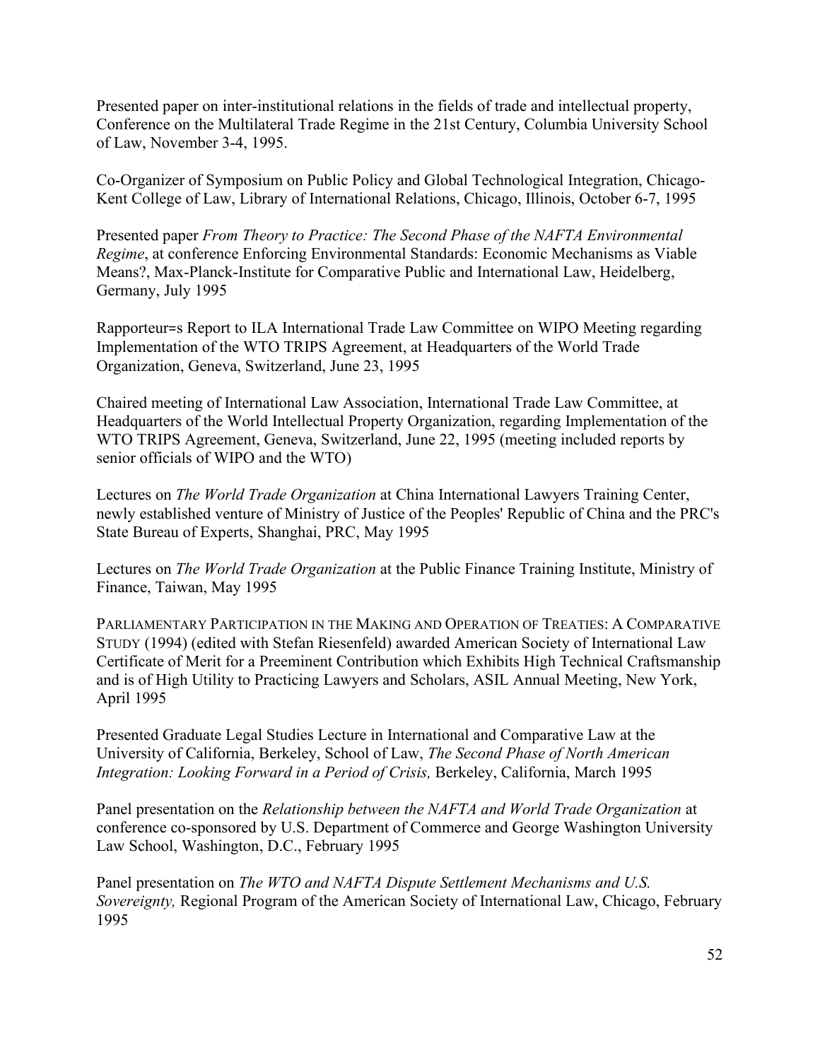Presented paper on inter-institutional relations in the fields of trade and intellectual property, Conference on the Multilateral Trade Regime in the 21st Century, Columbia University School of Law, November 3-4, 1995.

Co-Organizer of Symposium on Public Policy and Global Technological Integration, Chicago-Kent College of Law, Library of International Relations, Chicago, Illinois, October 6-7, 1995

Presented paper *From Theory to Practice: The Second Phase of the NAFTA Environmental Regime*, at conference Enforcing Environmental Standards: Economic Mechanisms as Viable Means?, Max-Planck-Institute for Comparative Public and International Law, Heidelberg, Germany, July 1995

Rapporteur=s Report to ILA International Trade Law Committee on WIPO Meeting regarding Implementation of the WTO TRIPS Agreement, at Headquarters of the World Trade Organization, Geneva, Switzerland, June 23, 1995

Chaired meeting of International Law Association, International Trade Law Committee, at Headquarters of the World Intellectual Property Organization, regarding Implementation of the WTO TRIPS Agreement, Geneva, Switzerland, June 22, 1995 (meeting included reports by senior officials of WIPO and the WTO)

Lectures on *The World Trade Organization* at China International Lawyers Training Center, newly established venture of Ministry of Justice of the Peoples' Republic of China and the PRC's State Bureau of Experts, Shanghai, PRC, May 1995

Lectures on *The World Trade Organization* at the Public Finance Training Institute, Ministry of Finance, Taiwan, May 1995

PARLIAMENTARY PARTICIPATION IN THE MAKING AND OPERATION OF TREATIES: A COMPARATIVE STUDY (1994) (edited with Stefan Riesenfeld) awarded American Society of International Law Certificate of Merit for a Preeminent Contribution which Exhibits High Technical Craftsmanship and is of High Utility to Practicing Lawyers and Scholars, ASIL Annual Meeting, New York, April 1995

Presented Graduate Legal Studies Lecture in International and Comparative Law at the University of California, Berkeley, School of Law, *The Second Phase of North American Integration: Looking Forward in a Period of Crisis,* Berkeley, California, March 1995

Panel presentation on the *Relationship between the NAFTA and World Trade Organization* at conference co-sponsored by U.S. Department of Commerce and George Washington University Law School, Washington, D.C., February 1995

Panel presentation on *The WTO and NAFTA Dispute Settlement Mechanisms and U.S. Sovereignty,* Regional Program of the American Society of International Law, Chicago, February 1995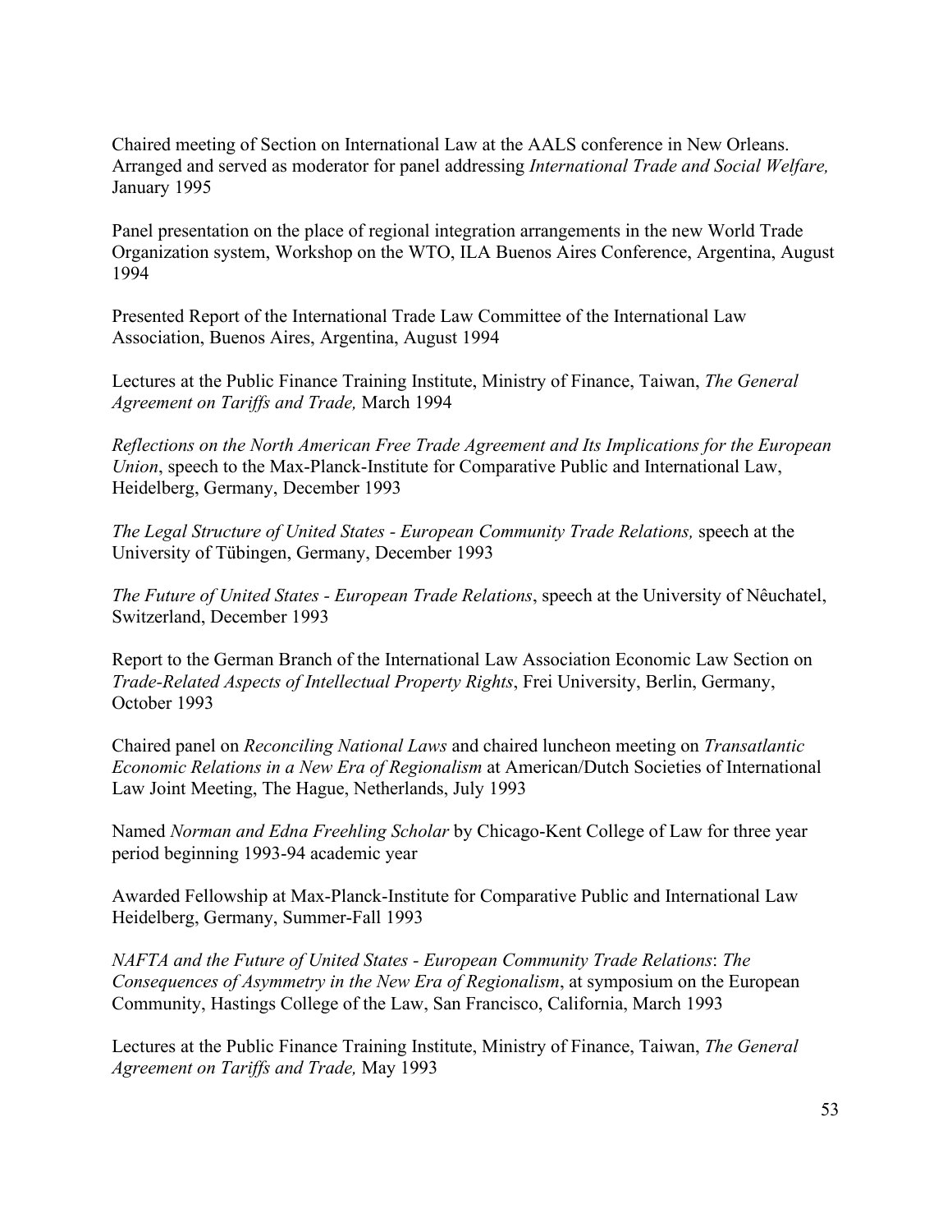Chaired meeting of Section on International Law at the AALS conference in New Orleans. Arranged and served as moderator for panel addressing *International Trade and Social Welfare,* January 1995

Panel presentation on the place of regional integration arrangements in the new World Trade Organization system, Workshop on the WTO, ILA Buenos Aires Conference, Argentina, August 1994

Presented Report of the International Trade Law Committee of the International Law Association, Buenos Aires, Argentina, August 1994

Lectures at the Public Finance Training Institute, Ministry of Finance, Taiwan, *The General Agreement on Tariffs and Trade,* March 1994

*Reflections on the North American Free Trade Agreement and Its Implications for the European Union*, speech to the Max-Planck-Institute for Comparative Public and International Law, Heidelberg, Germany, December 1993

*The Legal Structure of United States - European Community Trade Relations,* speech at the University of Tübingen, Germany, December 1993

*The Future of United States - European Trade Relations*, speech at the University of Nêuchatel, Switzerland, December 1993

Report to the German Branch of the International Law Association Economic Law Section on *Trade-Related Aspects of Intellectual Property Rights*, Frei University, Berlin, Germany, October 1993

Chaired panel on *Reconciling National Laws* and chaired luncheon meeting on *Transatlantic Economic Relations in a New Era of Regionalism* at American/Dutch Societies of International Law Joint Meeting, The Hague, Netherlands, July 1993

Named *Norman and Edna Freehling Scholar* by Chicago-Kent College of Law for three year period beginning 1993-94 academic year

Awarded Fellowship at Max-Planck-Institute for Comparative Public and International Law Heidelberg, Germany, Summer-Fall 1993

*NAFTA and the Future of United States - European Community Trade Relations*: *The Consequences of Asymmetry in the New Era of Regionalism*, at symposium on the European Community, Hastings College of the Law, San Francisco, California, March 1993

Lectures at the Public Finance Training Institute, Ministry of Finance, Taiwan, *The General Agreement on Tariffs and Trade,* May 1993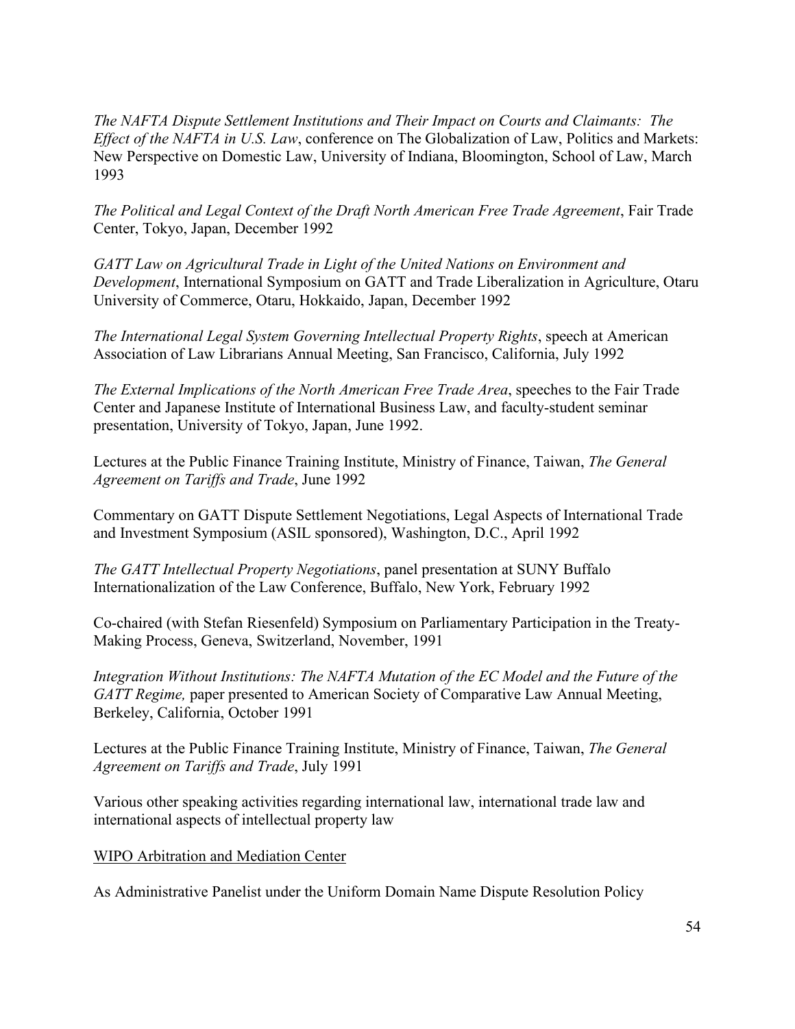*The NAFTA Dispute Settlement Institutions and Their Impact on Courts and Claimants: The Effect of the NAFTA in U.S. Law*, conference on The Globalization of Law, Politics and Markets: New Perspective on Domestic Law, University of Indiana, Bloomington, School of Law, March 1993

*The Political and Legal Context of the Draft North American Free Trade Agreement*, Fair Trade Center, Tokyo, Japan, December 1992

*GATT Law on Agricultural Trade in Light of the United Nations on Environment and Development*, International Symposium on GATT and Trade Liberalization in Agriculture, Otaru University of Commerce, Otaru, Hokkaido, Japan, December 1992

*The International Legal System Governing Intellectual Property Rights*, speech at American Association of Law Librarians Annual Meeting, San Francisco, California, July 1992

*The External Implications of the North American Free Trade Area*, speeches to the Fair Trade Center and Japanese Institute of International Business Law, and faculty-student seminar presentation, University of Tokyo, Japan, June 1992.

Lectures at the Public Finance Training Institute, Ministry of Finance, Taiwan, *The General Agreement on Tariffs and Trade*, June 1992

Commentary on GATT Dispute Settlement Negotiations, Legal Aspects of International Trade and Investment Symposium (ASIL sponsored), Washington, D.C., April 1992

*The GATT Intellectual Property Negotiations*, panel presentation at SUNY Buffalo Internationalization of the Law Conference, Buffalo, New York, February 1992

Co-chaired (with Stefan Riesenfeld) Symposium on Parliamentary Participation in the Treaty-Making Process, Geneva, Switzerland, November, 1991

*Integration Without Institutions: The NAFTA Mutation of the EC Model and the Future of the GATT Regime,* paper presented to American Society of Comparative Law Annual Meeting, Berkeley, California, October 1991

Lectures at the Public Finance Training Institute, Ministry of Finance, Taiwan, *The General Agreement on Tariffs and Trade*, July 1991

Various other speaking activities regarding international law, international trade law and international aspects of intellectual property law

<u>WIPO Arbitration and Mediation Center</u>

As Administrative Panelist under the Uniform Domain Name Dispute Resolution Policy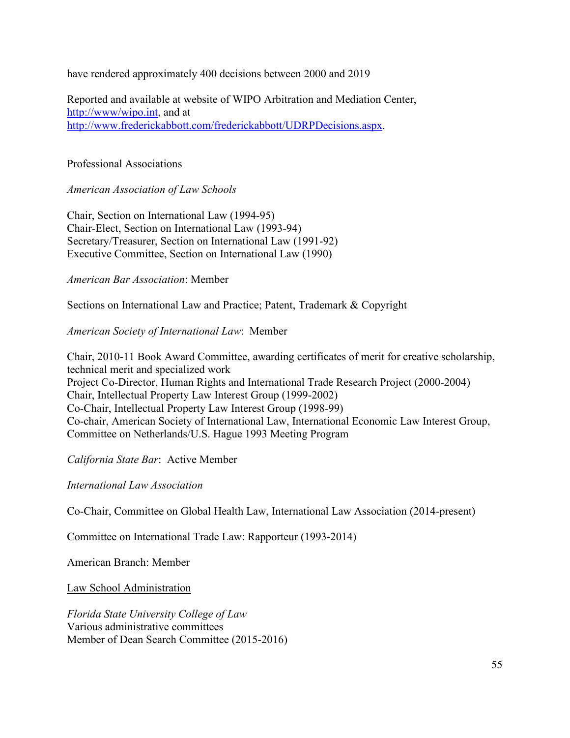have rendered approximately 400 decisions between 2000 and 2019

Reported and available at website of WIPO Arbitration and Mediation Center, [http://www/wipo.int](http://www/wipo.int), and at [http://www.frederickabbott.com/frederickabbott/UDRPDecisions.aspx](http://www.frederickabbott.com/frederickabbott/UDRPDecisions.aspx).

## Professional Associations

*American Association of Law Schools*

Chair, Section on International Law (1994-95)
Chair-Elect, Section on International Law (1993-94)
Secretary/Treasurer, Section on International Law (1991-92)
Executive Committee, Section on International Law (1990)

*American Bar Association*: Member

Sections on International Law and Practice; Patent, Trademark & Copyright

*American Society of International Law*: Member

Chair, 2010-11 Book Award Committee, awarding certificates of merit for creative scholarship, technical merit and specialized work
Project Co-Director, Human Rights and International Trade Research Project (2000-2004)
Chair, Intellectual Property Law Interest Group (1999-2002)
Co-Chair, Intellectual Property Law Interest Group (1998-99)
Co-chair, American Society of International Law, International Economic Law Interest Group, Committee on Netherlands/U.S. Hague 1993 Meeting Program

*California State Bar*: Active Member

*International Law Association*

Co-Chair, Committee on Global Health Law, International Law Association (2014-present)

Committee on International Trade Law: Rapporteur (1993-2014)

American Branch: Member

## Law School Administration

*Florida State University College of Law*
Various administrative committees
Member of Dean Search Committee (2015-2016)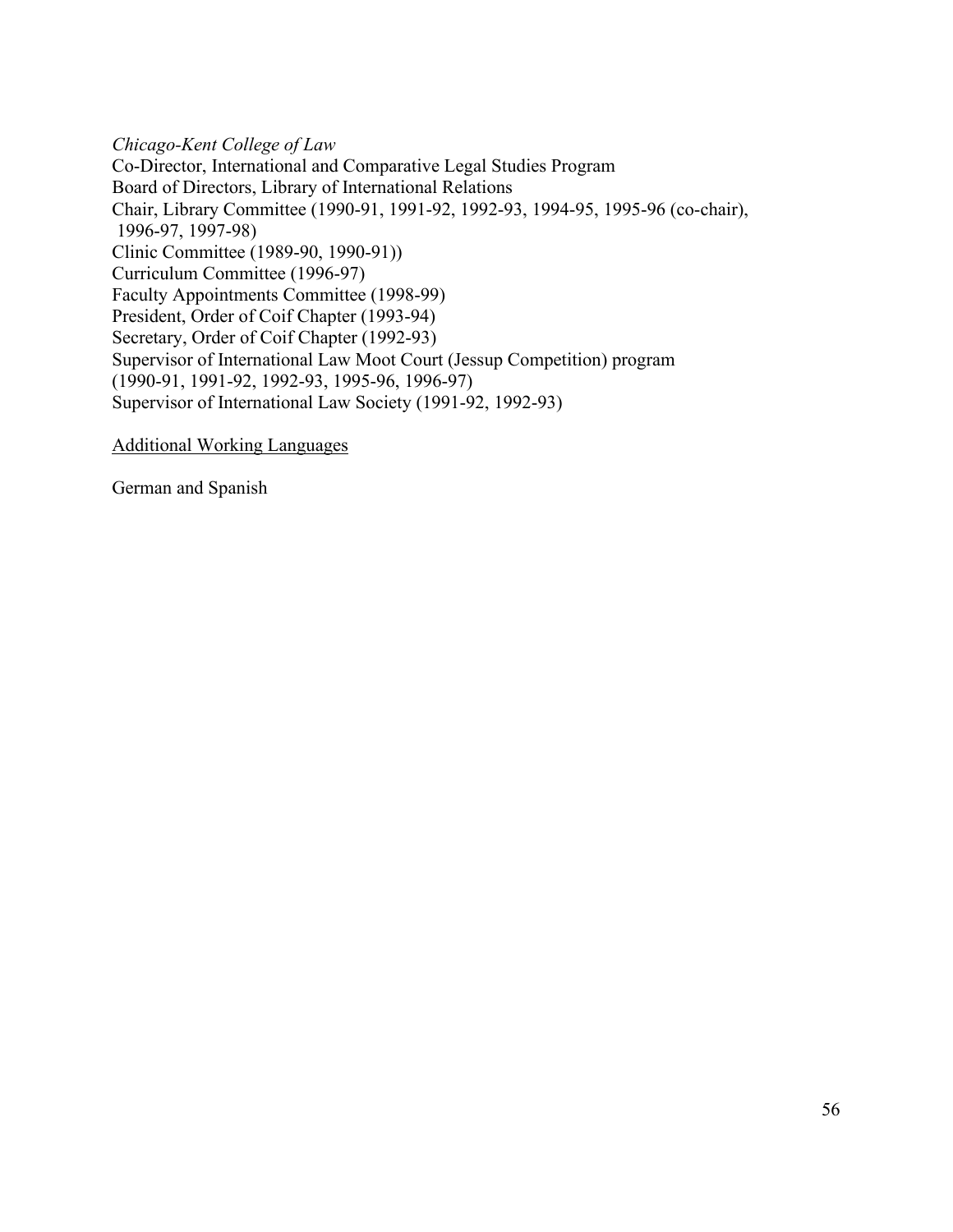*Chicago-Kent College of Law*
Co-Director, International and Comparative Legal Studies Program
Board of Directors, Library of International Relations
Chair, Library Committee (1990-91, 1991-92, 1992-93, 1994-95, 1995-96 (co-chair), 1996-97, 1997-98)
Clinic Committee (1989-90, 1990-91))
Curriculum Committee (1996-97)
Faculty Appointments Committee (1998-99)
President, Order of Coif Chapter (1993-94)
Secretary, Order of Coif Chapter (1992-93)
Supervisor of International Law Moot Court (Jessup Competition) program (1990-91, 1991-92, 1992-93, 1995-96, 1996-97)
Supervisor of International Law Society (1991-92, 1992-93)

Additional Working Languages

German and Spanish